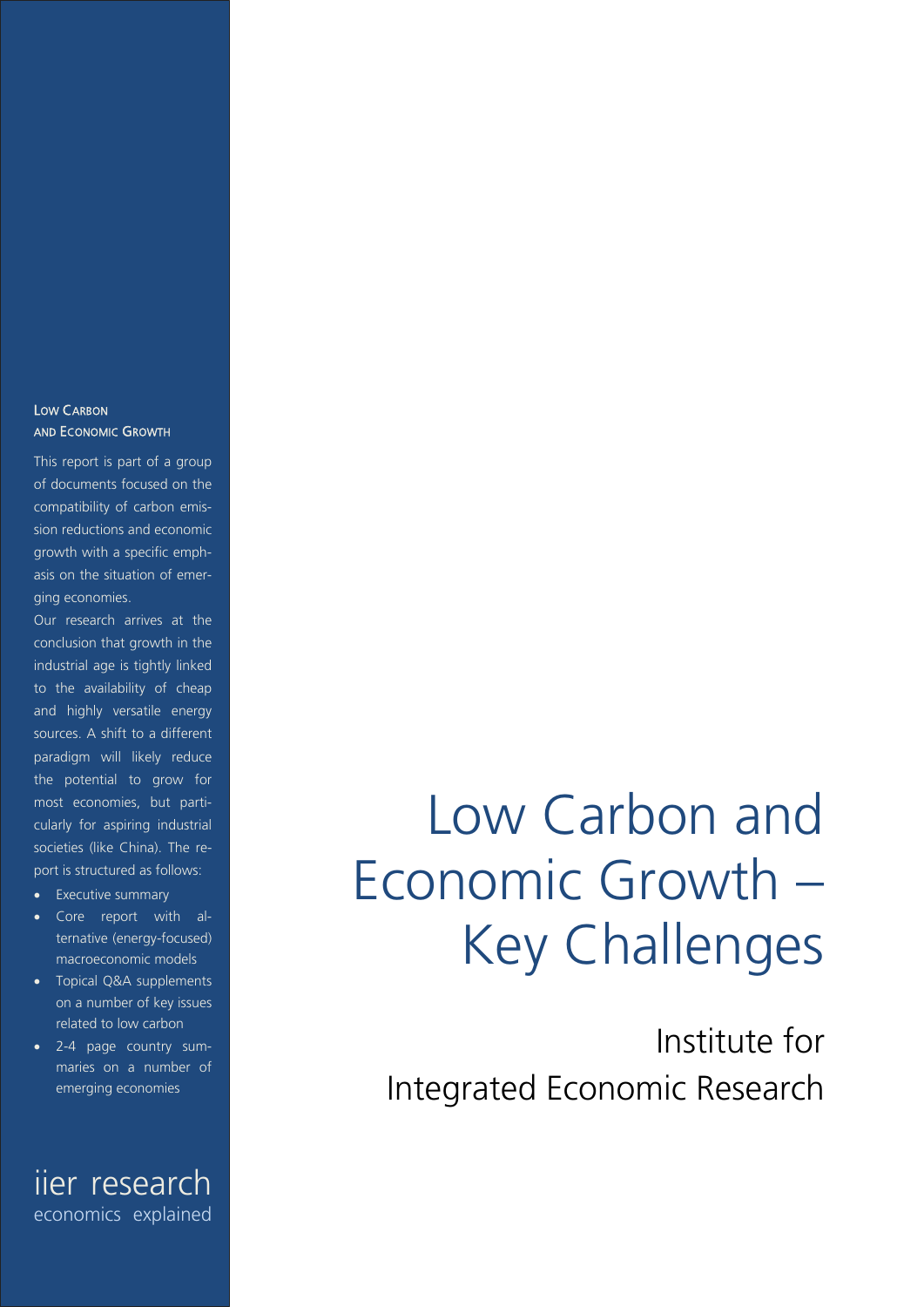# Low Carbon and Economic Growth – Key Challenges

Institute for Integrated Economic Research

## Low Carbon and Economic Growth

This report is part of a group of documents focused on the compatibility of carbon emission reductions and economic growth with a specific emphasis on the situation of emerging economies.

Our research arrives at the conclusion that growth in the industrial age is tightly linked to the availability of cheap and highly versatile energy sources. A shift to a different paradigm will likely reduce the potential to grow for most economies, but particularly for aspiring industrial societies (like China). The report is structured as follows:

- Executive summary
- Core report with alternative (energy-focused) macroeconomic models
- Topical Q&A supplements on a number of key issues related to low carbon
- 2-4 page country summaries on a number of emerging economies

iier research
economics explained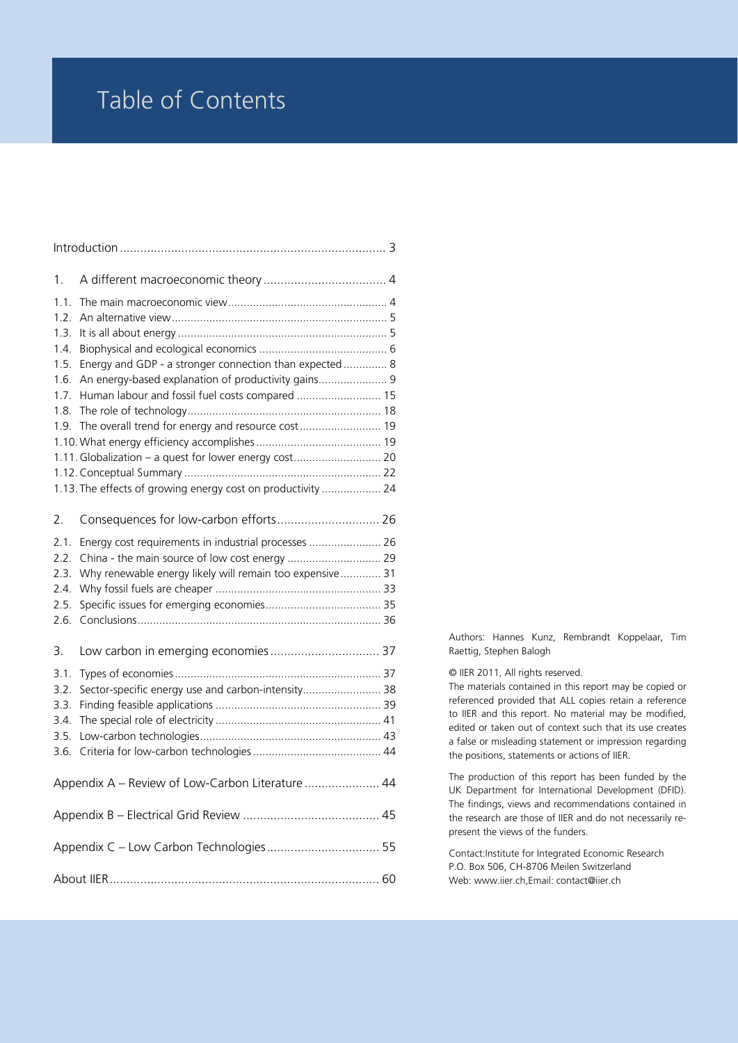# Table of Contents

Introduction ............................................................................ 3

1. A different macroeconomic theory .................................... 4

1.1. The main macroeconomic view .................................................. 4
1.2. An alternative view ..................................................................... 5
1.3. It is all about energy .................................................................. 5
1.4. Biophysical and ecological economics ......................................... 6
1.5. Energy and GDP - a stronger connection than expected .............. 8
1.6. An energy-based explanation of productivity gains ...................... 9
1.7. Human labour and fossil fuel costs compared ........................... 15
1.8. The role of technology .............................................................. 18
1.9. The overall trend for energy and resource cost .......................... 19
1.10. What energy efficiency accomplishes ........................................ 19
1.11. Globalization – a quest for lower energy cost ............................ 20
1.12. Conceptual Summary ............................................................... 22
1.13. The effects of growing energy cost on productivity ................... 24

2. Consequences for low-carbon efforts .............................. 26

2.1. Energy cost requirements in industrial processes ....................... 26
2.2. China - the main source of low cost energy .............................. 29
2.3. Why renewable energy likely will remain too expensive ............. 31
2.4. Why fossil fuels are cheaper ..................................................... 33
2.5. Specific issues for emerging economies ..................................... 35
2.6. Conclusions ............................................................................. 36

3. Low carbon in emerging economies ................................ 37

3.1. Types of economies ................................................................. 37
3.2. Sector-specific energy use and carbon-intensity ......................... 38
3.3. Finding feasible applications ..................................................... 39
3.4. The special role of electricity ..................................................... 41
3.5. Low-carbon technologies .......................................................... 43
3.6. Criteria for low-carbon technologies ......................................... 44

Appendix A – Review of Low-Carbon Literature ...................... 44

Appendix B – Electrical Grid Review ........................................ 45

Appendix C – Low Carbon Technologies ................................. 55

About IIER ............................................................................... 60

Authors: Hannes Kunz, Rembrandt Koppelaar, Tim Raettig, Stephen Balogh

© IIER 2011, All rights reserved.
The materials contained in this report may be copied or referenced provided that ALL copies retain a reference to IIER and this report. No material may be modified, edited or taken out of context such that its use creates a false or misleading statement or impression regarding the positions, statements or actions of IIER.

The production of this report has been funded by the UK Department for International Development (DFID). The findings, views and recommendations contained in the research are those of IIER and do not necessarily represent the views of the funders.

Contact:Institute for Integrated Economic Research
P.O. Box 506, CH-8706 Meilen Switzerland
Web: www.iier.ch,Email: contact@iier.ch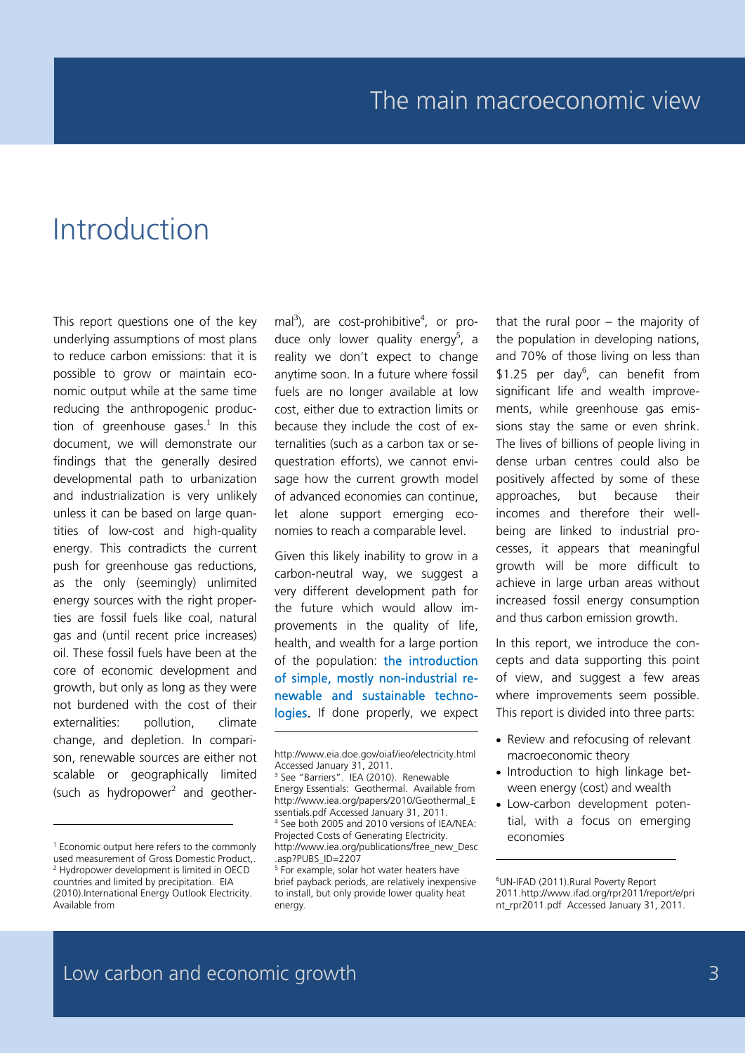# Introduction

This report questions one of the key underlying assumptions of most plans to reduce carbon emissions: that it is possible to grow or maintain economic output while at the same time reducing the anthropogenic production of greenhouse gases.[1] In this document, we will demonstrate our findings that the generally desired developmental path to urbanization and industrialization is very unlikely unless it can be based on large quantities of low-cost and high-quality energy. This contradicts the current push for greenhouse gas reductions, as the only (seemingly) unlimited energy sources with the right properties are fossil fuels like coal, natural gas and (until recent price increases) oil. These fossil fuels have been at the core of economic development and growth, but only as long as they were not burdened with the cost of their externalities: pollution, climate change, and depletion. In comparison, renewable sources are either not scalable or geographically limited (such as hydropower[2] and geothermal[3]), are cost-prohibitive[4], or produce only lower quality energy[5], a reality we don't expect to change anytime soon. In a future where fossil fuels are no longer available at low cost, either due to extraction limits or because they include the cost of externalities (such as a carbon tax or sequestration efforts), we cannot envisage how the current growth model of advanced economies can continue, let alone support emerging economies to reach a comparable level.

Given this likely inability to grow in a carbon-neutral way, we suggest a very different development path for the future which would allow improvements in the quality of life, health, and wealth for a large portion of the population: **the introduction of simple, mostly non-industrial renewable and sustainable technologies**. If done properly, we expect that the rural poor – the majority of the population in developing nations, and 70% of those living on less than $1.25 per day[6], can benefit from significant life and wealth improvements, while greenhouse gas emissions stay the same or even shrink. The lives of billions of people living in dense urban centres could also be positively affected by some of these approaches, but because their incomes and therefore their well-being are linked to industrial processes, it appears that meaningful growth will be more difficult to achieve in large urban areas without increased fossil energy consumption and thus carbon emission growth.

In this report, we introduce the concepts and data supporting this point of view, and suggest a few areas where improvements seem possible. This report is divided into three parts:

- Review and refocusing of relevant macroeconomic theory
- Introduction to high linkage between energy (cost) and wealth
- Low-carbon development potential, with a focus on emerging economies

---

[1] Economic output here refers to the commonly used measurement of Gross Domestic Product,.

[2] Hydropower development is limited in OECD countries and limited by precipitation. EIA (2010).International Energy Outlook Electricity. Available from http://www.eia.doe.gov/oiaf/ieo/electricity.html Accessed January 31, 2011.

[3] See "Barriers". IEA (2010). Renewable Energy Essentials: Geothermal. Available from http://www.iea.org/papers/2010/Geothermal_Essentials.pdf Accessed January 31, 2011.

[4] See both 2005 and 2010 versions of IEA/NEA: Projected Costs of Generating Electricity. http://www.iea.org/publications/free_new_Desc.asp?PUBS_ID=2207

[5] For example, solar hot water heaters have brief payback periods, are relatively inexpensive to install, but only provide lower quality heat energy.

[6] UN-IFAD (2011).Rural Poverty Report 2011.http://www.ifad.org/rpr2011/report/e/print_rpr2011.pdf Accessed January 31, 2011.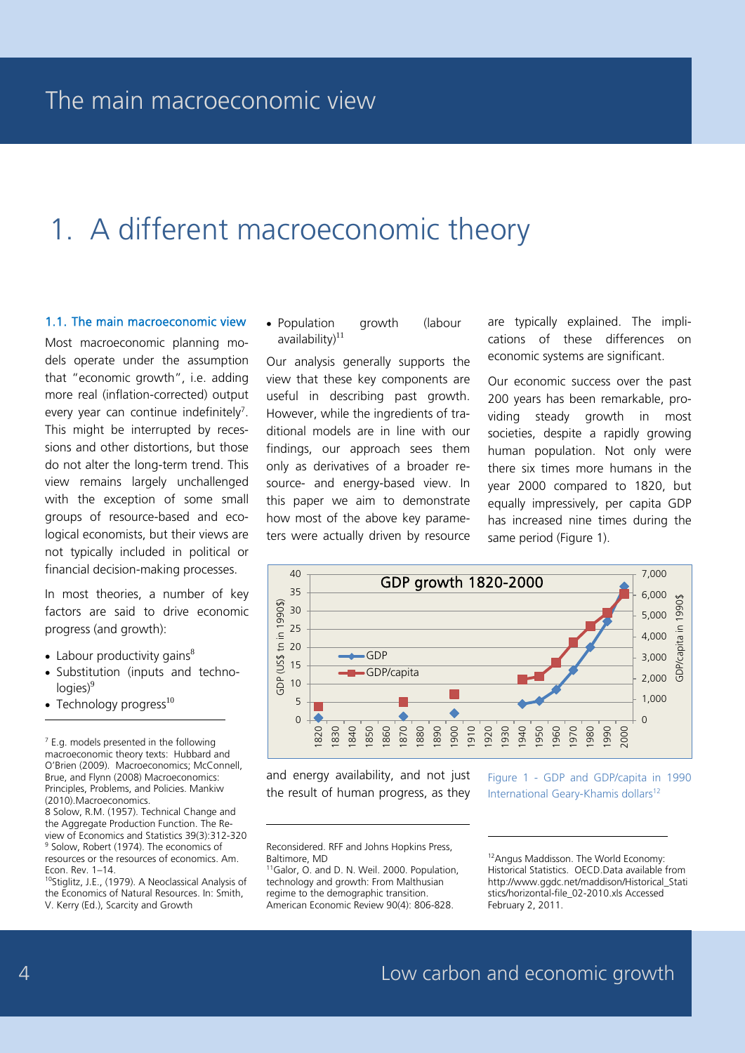# 1. A different macroeconomic theory

### 1.1. The main macroeconomic view

Most macroeconomic planning models operate under the assumption that "economic growth", i.e. adding more real (inflation-corrected) output every year can continue indefinitely[7]. This might be interrupted by recessions and other distortions, but those do not alter the long-term trend. This view remains largely unchallenged with the exception of some small groups of resource-based and ecological economists, but their views are not typically included in political or financial decision-making processes.

In most theories, a number of key factors are said to drive economic progress (and growth):

- Labour productivity gains[8]
- Substitution (inputs and technologies)[9]
- Technology progress[10]
- Population growth (labour availability)[11]

Our analysis generally supports the view that these key components are useful in describing past growth. However, while the ingredients of traditional models are in line with our findings, our approach sees them only as derivatives of a broader resource- and energy-based view. In this paper we aim to demonstrate how most of the above key parameters were actually driven by resource and energy availability, and not just the result of human progress, as they are typically explained. The implications of these differences on economic systems are significant.

Our economic success over the past 200 years has been remarkable, providing steady growth in most societies, despite a rapidly growing human population. Not only were there six times more humans in the year 2000 compared to 1820, but equally impressively, per capita GDP has increased nine times during the same period (Figure 1).

Figure 1 - GDP and GDP/capita in 1990 International Geary-Khamis dollars[12]

---

[7] E.g. models presented in the following macroeconomic theory texts: Hubbard and O'Brien (2009). Macroeconomics; McConnell, Brue, and Flynn (2008) Macroeconomics: Principles, Problems, and Policies. Mankiw (2010).Macroeconomics.

[8] Solow, R.M. (1957). Technical Change and the Aggregate Production Function. The Review of Economics and Statistics 39(3):312-320

[9] Solow, Robert (1974). The economics of resources or the resources of economics. Am. Econ. Rev. 1–14.

[10] Stiglitz, J.E., (1979). A Neoclassical Analysis of the Economics of Natural Resources. In: Smith, V. Kerry (Ed.), Scarcity and Growth Reconsidered. RFF and Johns Hopkins Press, Baltimore, MD

[11] Galor, O. and D. N. Weil. 2000. Population, technology and growth: From Malthusian regime to the demographic transition. American Economic Review 90(4): 806-828.

[12] Angus Maddisson. The World Economy: Historical Statistics. OECD.Data available from http://www.ggdc.net/maddison/Historical_Statistics/horizontal-file_02-2010.xls Accessed February 2, 2011.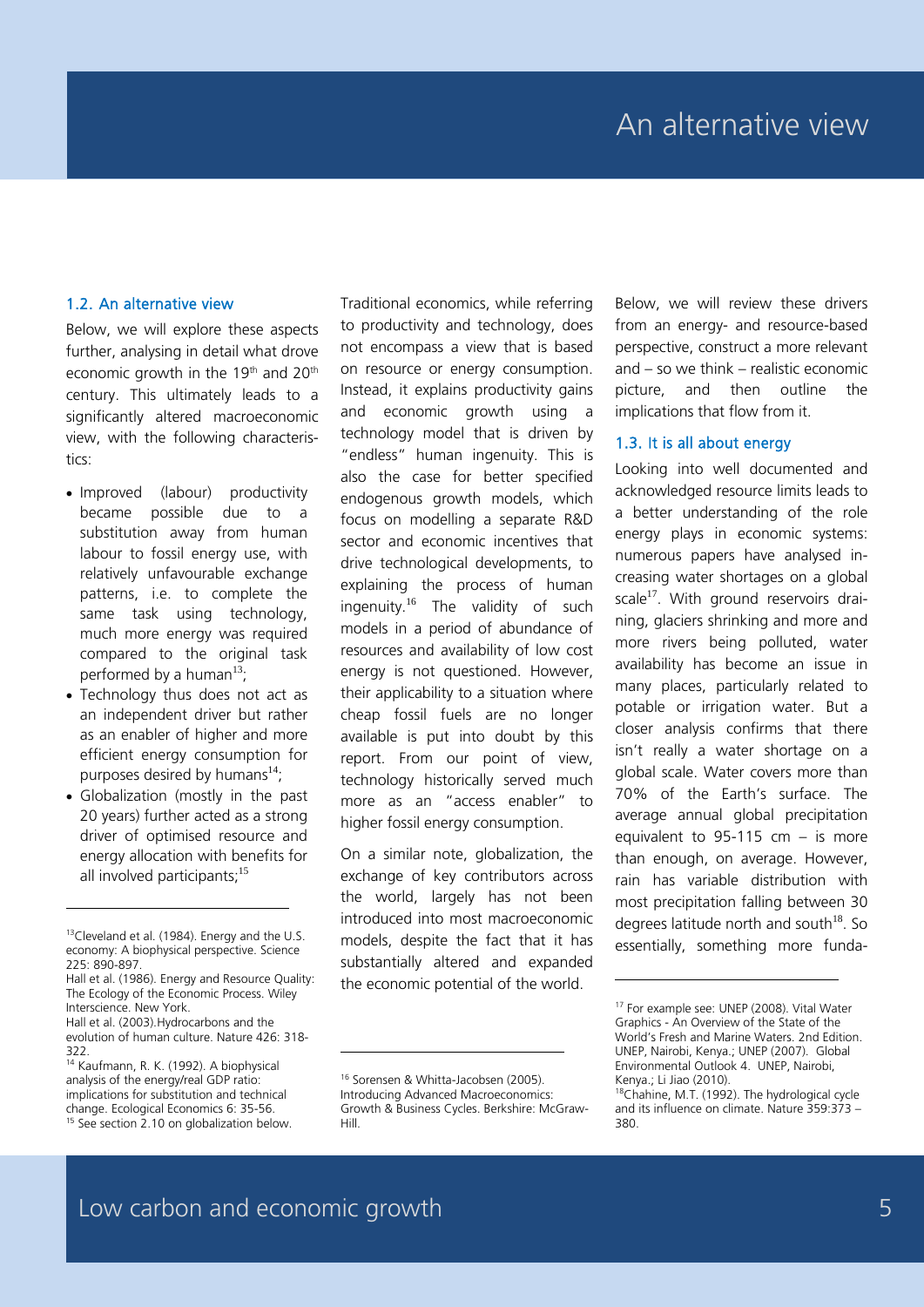## 1.2. An alternative view

Below, we will explore these aspects further, analysing in detail what drove economic growth in the 19th and 20th century. This ultimately leads to a significantly altered macroeconomic view, with the following characteristics:

- Improved (labour) productivity became possible due to a substitution away from human labour to fossil energy use, with relatively unfavourable exchange patterns, i.e. to complete the same task using technology, much more energy was required compared to the original task performed by a human[13];
- Technology thus does not act as an independent driver but rather as an enabler of higher and more efficient energy consumption for purposes desired by humans[14];
- Globalization (mostly in the past 20 years) further acted as a strong driver of optimised resource and energy allocation with benefits for all involved participants;[15]

Traditional economics, while referring to productivity and technology, does not encompass a view that is based on resource or energy consumption. Instead, it explains productivity gains and economic growth using a technology model that is driven by "endless" human ingenuity. This is also the case for better specified endogenous growth models, which focus on modelling a separate R&D sector and economic incentives that drive technological developments, to explaining the process of human ingenuity.[16] The validity of such models in a period of abundance of resources and availability of low cost energy is not questioned. However, their applicability to a situation where cheap fossil fuels are no longer available is put into doubt by this report. From our point of view, technology historically served much more as an "access enabler" to higher fossil energy consumption.

On a similar note, globalization, the exchange of key contributors across the world, largely has not been introduced into most macroeconomic models, despite the fact that it has substantially altered and expanded the economic potential of the world.

Below, we will review these drivers from an energy- and resource-based perspective, construct a more relevant and – so we think – realistic economic picture, and then outline the implications that flow from it.

## 1.3. It is all about energy

Looking into well documented and acknowledged resource limits leads to a better understanding of the role energy plays in economic systems: numerous papers have analysed increasing water shortages on a global scale[17]. With ground reservoirs draining, glaciers shrinking and more and more rivers being polluted, water availability has become an issue in many places, particularly related to potable or irrigation water. But a closer analysis confirms that there isn't really a water shortage on a global scale. Water covers more than 70% of the Earth's surface. The average annual global precipitation equivalent to 95-115 cm – is more than enough, on average. However, rain has variable distribution with most precipitation falling between 30 degrees latitude north and south[18]. So essentially, something more funda-

---

[13] Cleveland et al. (1984). Energy and the U.S. economy: A biophysical perspective. Science 225: 890-897.
Hall et al. (1986). Energy and Resource Quality: The Ecology of the Economic Process. Wiley Interscience. New York.
Hall et al. (2003). Hydrocarbons and the evolution of human culture. Nature 426: 318-322.

[14] Kaufmann, R. K. (1992). A biophysical analysis of the energy/real GDP ratio: implications for substitution and technical change. Ecological Economics 6: 35-56.

[15] See section 2.10 on globalization below.

[16] Sorensen & Whitta-Jacobsen (2005). Introducing Advanced Macroeconomics: Growth & Business Cycles. Berkshire: McGraw-Hill.

[17] For example see: UNEP (2008). Vital Water Graphics - An Overview of the State of the World's Fresh and Marine Waters. 2nd Edition. UNEP, Nairobi, Kenya.; UNEP (2007). Global Environmental Outlook 4. UNEP, Nairobi, Kenya.; Li Jiao (2010).

[18] Chahine, M.T. (1992). The hydrological cycle and its influence on climate. Nature 359:373 – 380.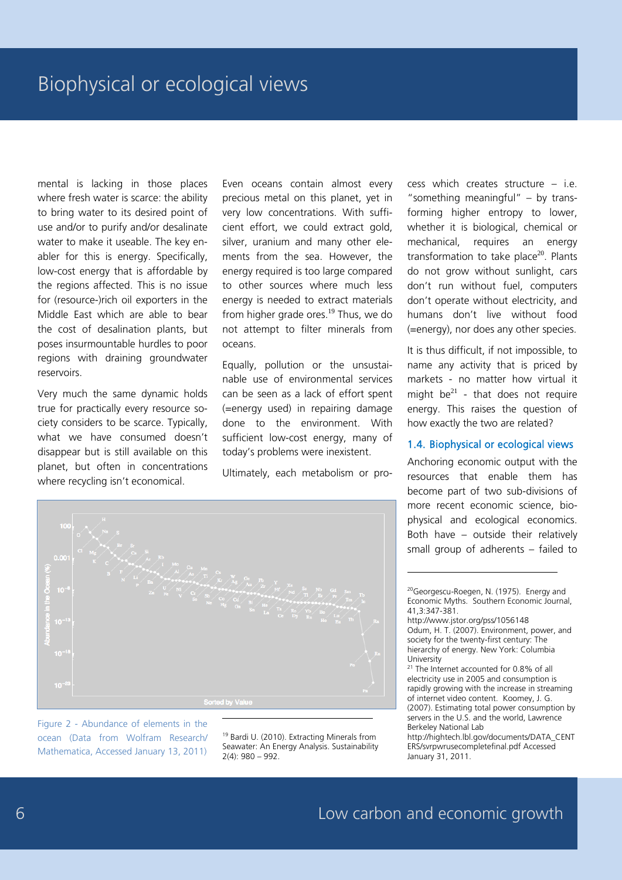mental is lacking in those places where fresh water is scarce: the ability to bring water to its desired point of use and/or to purify and/or desalinate water to make it useable. The key enabler for this is energy. Specifically, low-cost energy that is affordable by the regions affected. This is no issue for (resource-)rich oil exporters in the Middle East which are able to bear the cost of desalination plants, but poses insurmountable hurdles to poor regions with draining groundwater reservoirs.

Very much the same dynamic holds true for practically every resource society considers to be scarce. Typically, what we have consumed doesn't disappear but is still available on this planet, but often in concentrations where recycling isn't economical.

Even oceans contain almost every precious metal on this planet, yet in very low concentrations. With sufficient effort, we could extract gold, silver, uranium and many other elements from the sea. However, the energy required is too large compared to other sources where much less energy is needed to extract materials from higher grade ores.[19] Thus, we do not attempt to filter minerals from oceans.

Equally, pollution or the unsustainable use of environmental services can be seen as a lack of effort spent (=energy used) in repairing damage done to the environment. With sufficient low-cost energy, many of today's problems were inexistent.

Ultimately, each metabolism or process which creates structure – i.e. "something meaningful" – by transforming higher entropy to lower, whether it is biological, chemical or mechanical, requires an energy transformation to take place[20]. Plants do not grow without sunlight, cars don't run without fuel, computers don't operate without electricity, and humans don't live without food (=energy), nor does any other species.

It is thus difficult, if not impossible, to name any activity that is priced by markets - no matter how virtual it might be[21] - that does not require energy. This raises the question of how exactly the two are related?

### 1.4. Biophysical or ecological views

Anchoring economic output with the resources that enable them has become part of two sub-divisions of more recent economic science, biophysical and ecological economics. Both have – outside their relatively small group of adherents – failed to

Figure 2 - Abundance of elements in the ocean (Data from Wolfram Research/ Mathematica, Accessed January 13, 2011)

---

[19] Bardi U. (2010). Extracting Minerals from Seawater: An Energy Analysis. Sustainability 2(4): 980 – 992.

[20] Georgescu-Roegen, N. (1975). Energy and Economic Myths. Southern Economic Journal, 41,3:347-381. http://www.jstor.org/pss/1056148
Odum, H. T. (2007). Environment, power, and society for the twenty-first century: The hierarchy of energy. New York: Columbia University

[21] The Internet accounted for 0.8% of all electricity use in 2005 and consumption is rapidly growing with the increase in streaming of internet video content. Koomey, J. G. (2007). Estimating total power consumption by servers in the U.S. and the world, Lawrence Berkeley National Lab http://hightech.lbl.gov/documents/DATA_CENTERS/svrpwrusecompletefinal.pdf Accessed January 31, 2011.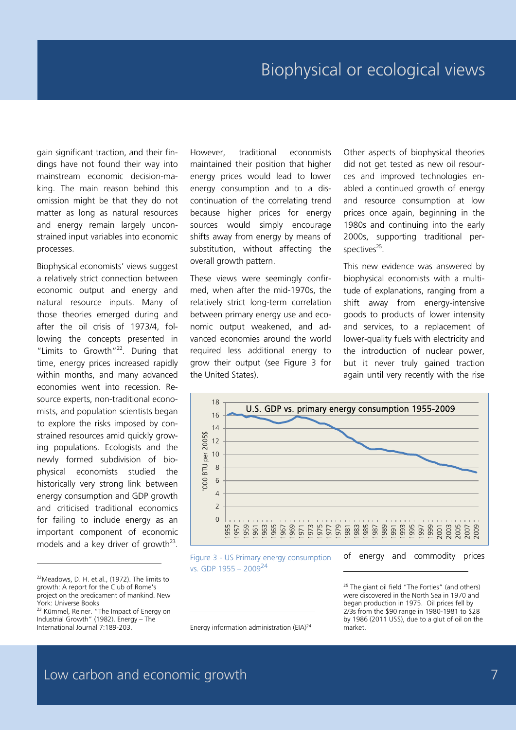gain significant traction, and their findings have not found their way into mainstream economic decision-making. The main reason behind this omission might be that they do not matter as long as natural resources and energy remain largely unconstrained input variables into economic processes.

Biophysical economists' views suggest a relatively strict connection between economic output and energy and natural resource inputs. Many of those theories emerged during and after the oil crisis of 1973/4, following the concepts presented in "Limits to Growth"[22]. During that time, energy prices increased rapidly within months, and many advanced economies went into recession. Resource experts, non-traditional economists, and population scientists began to explore the risks imposed by constrained resources amid quickly growing populations. Ecologists and the newly formed subdivision of biophysical economists studied the historically very strong link between energy consumption and GDP growth and criticised traditional economics for failing to include energy as an important component of economic models and a key driver of growth[23].

However, traditional economists maintained their position that higher energy prices would lead to lower energy consumption and to a discontinuation of the correlating trend because higher prices for energy sources would simply encourage shifts away from energy by means of substitution, without affecting the overall growth pattern.

These views were seemingly confirmed, when after the mid-1970s, the relatively strict long-term correlation between primary energy use and economic output weakened, and advanced economies around the world required less additional energy to grow their output (see Figure 3 for the United States).

Other aspects of biophysical theories did not get tested as new oil resources and improved technologies enabled a continued growth of energy and resource consumption at low prices once again, beginning in the 1980s and continuing into the early 2000s, supporting traditional perspectives[25].

This new evidence was answered by biophysical economists with a multitude of explanations, ranging from a shift away from energy-intensive goods to products of lower intensity and services, to a replacement of lower-quality fuels with electricity and the introduction of nuclear power, but it never truly gained traction again until very recently with the rise of energy and commodity prices

**U.S. GDP vs. primary energy consumption 1955-2009**

Figure 3 - US Primary energy consumption vs. GDP 1955 – 2009[24]

---

[22] Meadows, D. H. et.al., (1972). The limits to growth: A report for the Club of Rome's project on the predicament of mankind. New York: Universe Books

[23] Kümmel, Reiner. "The Impact of Energy on Industrial Growth" (1982). Energy – The International Journal 7:189-203.

[24] Energy information administration (EIA)

[25] The giant oil field "The Forties" (and others) were discovered in the North Sea in 1970 and began production in 1975. Oil prices fell by 2/3s from the $90 range in 1980-1981 to $28 by 1986 (2011 US$), due to a glut of oil on the market.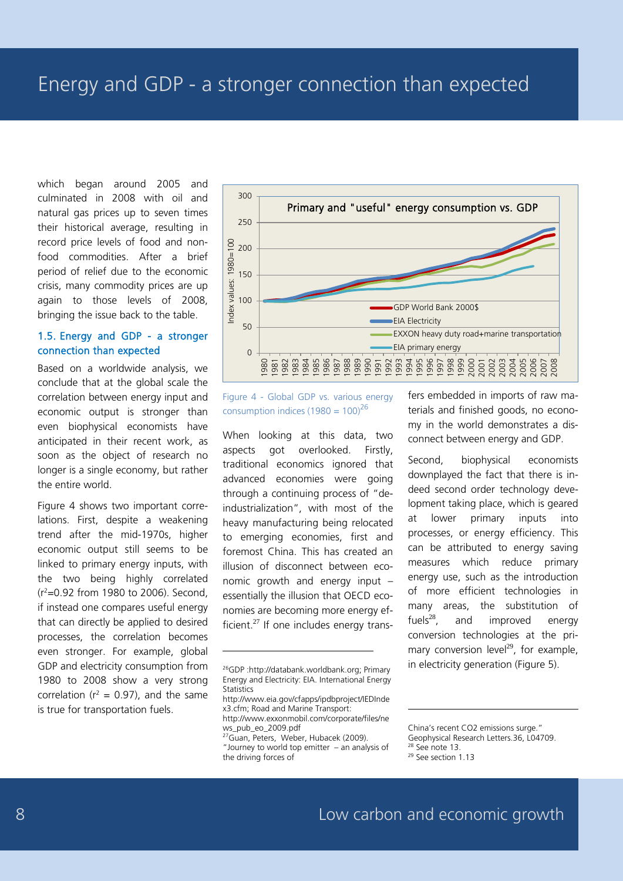which began around 2005 and culminated in 2008 with oil and natural gas prices up to seven times their historical average, resulting in record price levels of food and non-food commodities. After a brief period of relief due to the economic crisis, many commodity prices are up again to those levels of 2008, bringing the issue back to the table.

### 1.5. Energy and GDP - a stronger connection than expected

Based on a worldwide analysis, we conclude that at the global scale the correlation between energy input and economic output is stronger than even biophysical economists have anticipated in their recent work, as soon as the object of research no longer is a single economy, but rather the entire world.

Figure 4 shows two important correlations. First, despite a weakening trend after the mid-1970s, higher economic output still seems to be linked to primary energy inputs, with the two being highly correlated ($r^2$=0.92 from 1980 to 2006). Second, if instead one compares useful energy that can directly be applied to desired processes, the correlation becomes even stronger. For example, global GDP and electricity consumption from 1980 to 2008 show a very strong correlation ($r^2$ = 0.97), and the same is true for transportation fuels.

Figure 4 - Global GDP vs. various energy consumption indices (1980 = 100)[26]

When looking at this data, two aspects got overlooked. Firstly, traditional economics ignored that advanced economies were going through a continuing process of "de-industrialization", with most of the heavy manufacturing being relocated to emerging economies, first and foremost China. This has created an illusion of disconnect between economic growth and energy input – essentially the illusion that OECD economies are becoming more energy efficient.[27] If one includes energy transfers embedded in imports of raw materials and finished goods, no economy in the world demonstrates a disconnect between energy and GDP.

Second, biophysical economists downplayed the fact that there is indeed second order technology development taking place, which is geared at lower primary inputs into processes, or energy efficiency. This can be attributed to energy saving measures which reduce primary energy use, such as the introduction of more efficient technologies in many areas, the substitution of fuels[28], and improved energy conversion technologies at the primary conversion level[29], for example, in electricity generation (Figure 5).

---

[26] GDP :http://databank.worldbank.org; Primary Energy and Electricity: EIA. International Energy Statistics http://www.eia.gov/cfapps/ipdbproject/IEDIndex3.cfm; Road and Marine Transport: http://www.exxonmobil.com/corporate/files/news_pub_eo_2009.pdf

[27] Guan, Peters, Weber, Hubacek (2009). "Journey to world top emitter – an analysis of the driving forces of China's recent CO2 emissions surge." Geophysical Research Letters.36, L04709.

[28] See note 13.

[29] See section 1.13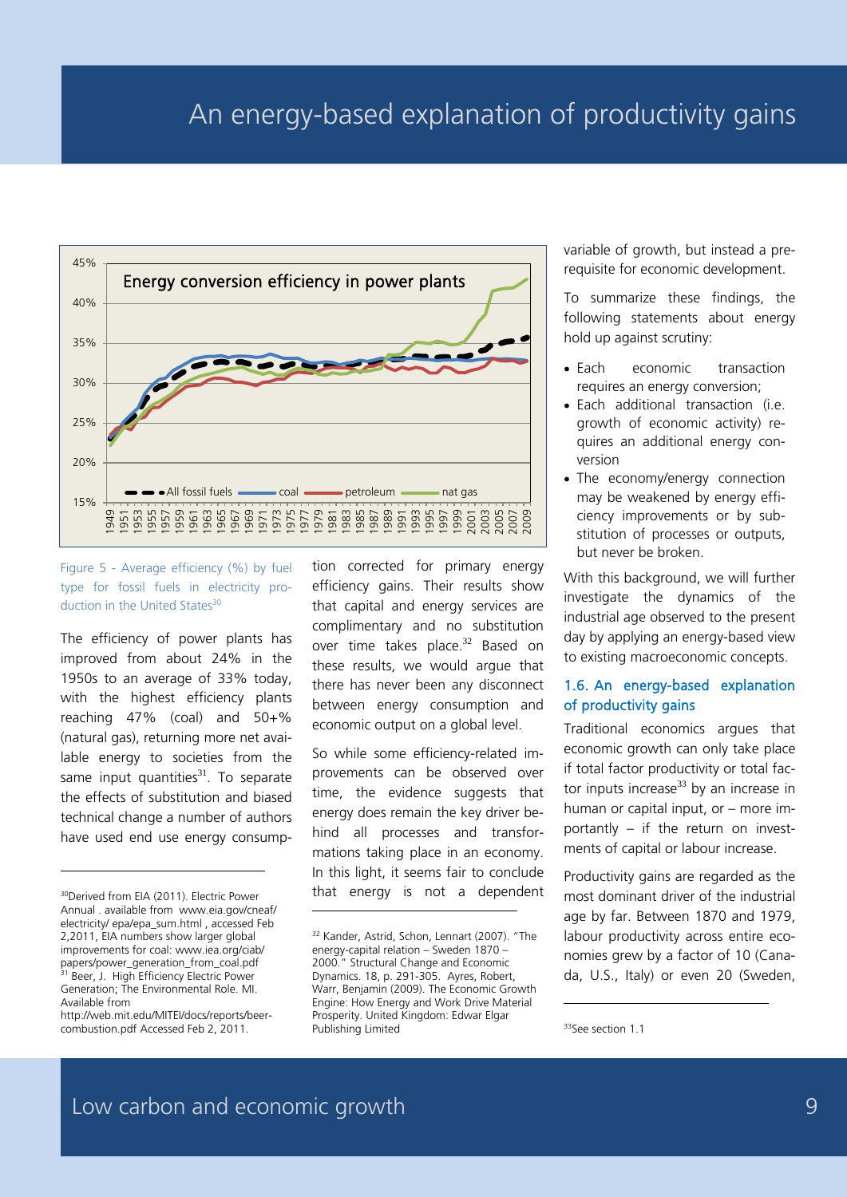Figure 5 - Average efficiency (%) by fuel type for fossil fuels in electricity production in the United States[30]

The efficiency of power plants has improved from about 24% in the 1950s to an average of 33% today, with the highest efficiency plants reaching 47% (coal) and 50+% (natural gas), returning more net available energy to societies from the same input quantities[31]. To separate the effects of substitution and biased technical change a number of authors have used end use energy consumption corrected for primary energy efficiency gains. Their results show that capital and energy services are complimentary and no substitution over time takes place.[32] Based on these results, we would argue that there has never been any disconnect between energy consumption and economic output on a global level.

So while some efficiency-related improvements can be observed over time, the evidence suggests that energy does remain the key driver behind all processes and transformations taking place in an economy. In this light, it seems fair to conclude that energy is not a dependent variable of growth, but instead a prerequisite for economic development.

To summarize these findings, the following statements about energy hold up against scrutiny:

- Each economic transaction requires an energy conversion;
- Each additional transaction (i.e. growth of economic activity) requires an additional energy conversion
- The economy/energy connection may be weakened by energy efficiency improvements or by substitution of processes or outputs, but never be broken.

With this background, we will further investigate the dynamics of the industrial age observed to the present day by applying an energy-based view to existing macroeconomic concepts.

## 1.6. An energy-based explanation of productivity gains

Traditional economics argues that economic growth can only take place if total factor productivity or total factor inputs increase[33] by an increase in human or capital input, or – more importantly – if the return on investments of capital or labour increase.

Productivity gains are regarded as the most dominant driver of the industrial age by far. Between 1870 and 1979, labour productivity across entire economies grew by a factor of 10 (Canada, U.S., Italy) or even 20 (Sweden,

---

[30] Derived from EIA (2011). Electric Power Annual . available from www.eia.gov/cneaf/electricity/ epa/epa_sum.html , accessed Feb 2,2011, EIA numbers show larger global improvements for coal: www.iea.org/ciab/papers/power_generation_from_coal.pdf

[31] Beer, J. High Efficiency Electric Power Generation; The Environmental Role. MI. Available from http://web.mit.edu/MITEI/docs/reports/beer-combustion.pdf Accessed Feb 2, 2011.

[32] Kander, Astrid, Schon, Lennart (2007). "The energy-capital relation – Sweden 1870 – 2000." Structural Change and Economic Dynamics. 18, p. 291-305. Ayres, Robert, Warr, Benjamin (2009). The Economic Growth Engine: How Energy and Work Drive Material Prosperity. United Kingdom: Edwar Elgar Publishing Limited

[33] See section 1.1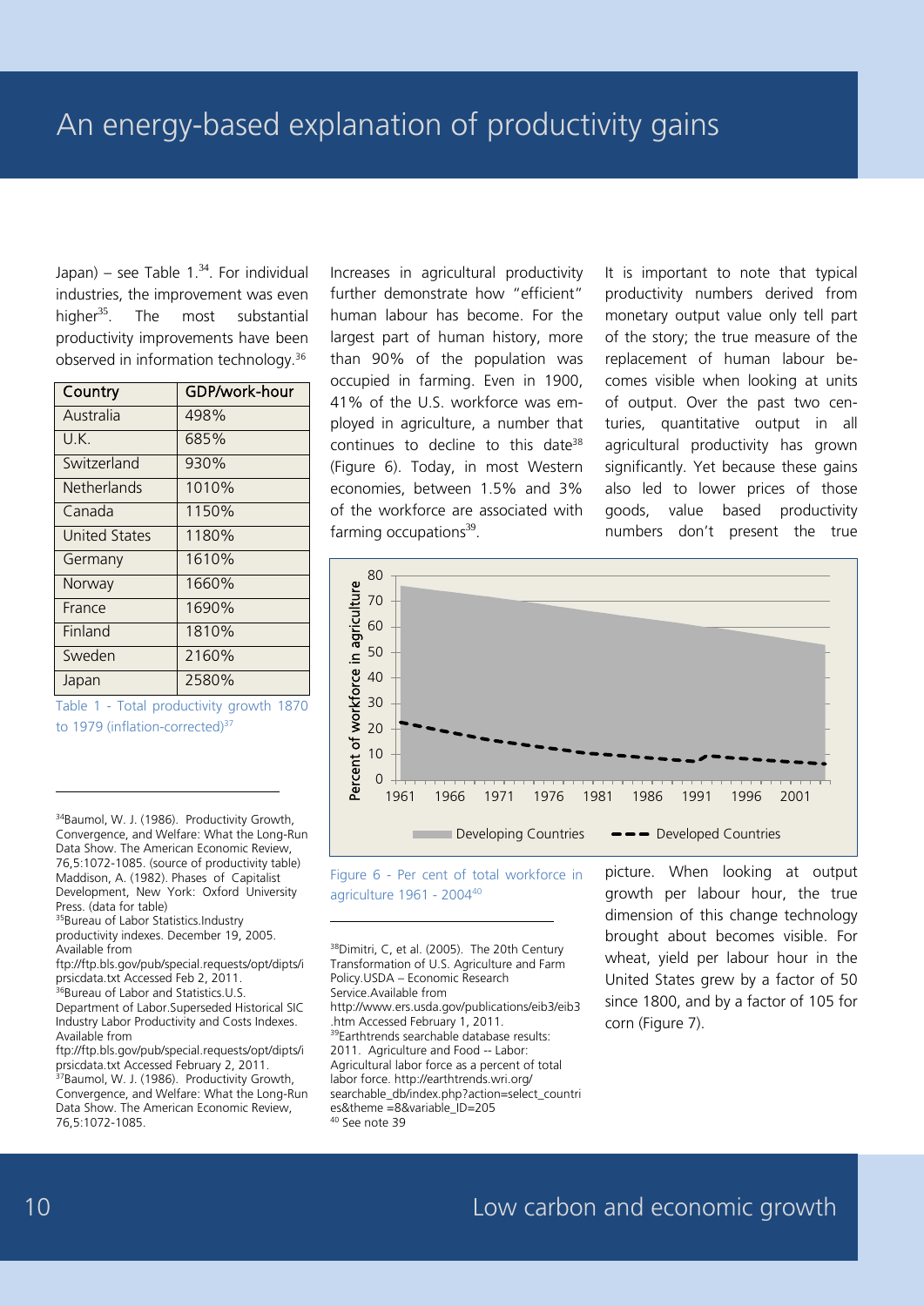Japan) – see Table 1.[34]. For individual industries, the improvement was even higher[35]. The most substantial productivity improvements have been observed in information technology.[36]

| Country | GDP/work-hour |
| --- | --- |
| Australia | 498% |
| U.K. | 685% |
| Switzerland | 930% |
| Netherlands | 1010% |
| Canada | 1150% |
| United States | 1180% |
| Germany | 1610% |
| Norway | 1660% |
| France | 1690% |
| Finland | 1810% |
| Sweden | 2160% |
| Japan | 2580% |

Table 1 - Total productivity growth 1870 to 1979 (inflation-corrected)[37]

Increases in agricultural productivity further demonstrate how "efficient" human labour has become. For the largest part of human history, more than 90% of the population was occupied in farming. Even in 1900, 41% of the U.S. workforce was employed in agriculture, a number that continues to decline to this date[38] (Figure 6). Today, in most Western economies, between 1.5% and 3% of the workforce are associated with farming occupations[39].

It is important to note that typical productivity numbers derived from monetary output value only tell part of the story; the true measure of the replacement of human labour becomes visible when looking at units of output. Over the past two centuries, quantitative output in all agricultural productivity has grown significantly. Yet because these gains also led to lower prices of those goods, value based productivity numbers don't present the true picture. When looking at output growth per labour hour, the true dimension of this change technology brought about becomes visible. For wheat, yield per labour hour in the United States grew by a factor of 50 since 1800, and by a factor of 105 for corn (Figure 7).

Figure 6 - Per cent of total workforce in agriculture 1961 - 2004[40]

---

[34]Baumol, W. J. (1986). Productivity Growth, Convergence, and Welfare: What the Long-Run Data Show. The American Economic Review, 76,5:1072-1085. (source of productivity table) Maddison, A. (1982). Phases of Capitalist Development, New York: Oxford University Press. (data for table)

[35]Bureau of Labor Statistics.Industry productivity indexes. December 19, 2005. Available from ftp://ftp.bls.gov/pub/special.requests/opt/dipts/iprsicdata.txt Accessed Feb 2, 2011.

[36]Bureau of Labor and Statistics.U.S. Department of Labor.Superseded Historical SIC Industry Labor Productivity and Costs Indexes. Available from ftp://ftp.bls.gov/pub/special.requests/opt/dipts/iprsicdata.txt Accessed February 2, 2011.

[37]Baumol, W. J. (1986). Productivity Growth, Convergence, and Welfare: What the Long-Run Data Show. The American Economic Review, 76,5:1072-1085.

[38]Dimitri, C, et al. (2005). The 20th Century Transformation of U.S. Agriculture and Farm Policy.USDA – Economic Research Service.Available from http://www.ers.usda.gov/publications/eib3/eib3.htm Accessed February 1, 2011.

[39]Earthtrends searchable database results: 2011. Agriculture and Food -- Labor: Agricultural labor force as a percent of total labor force. http://earthtrends.wri.org/searchable_db/index.php?action=select_countries&theme =8&variable_ID=205

[40] See note 39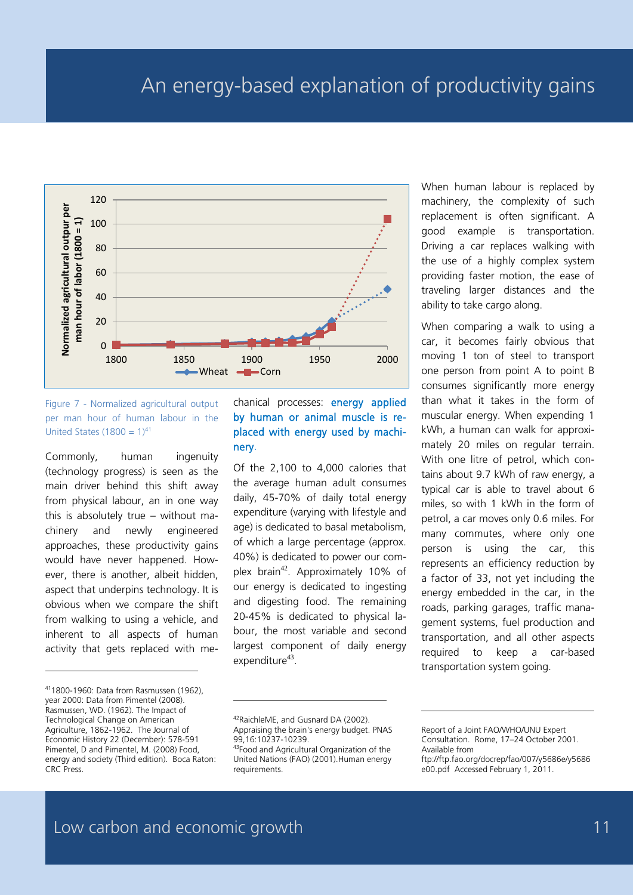# An energy-based explanation of productivity gains

Figure 7 - Normalized agricultural output per man hour of human labour in the United States (1800 = 1)[41]

Commonly, human ingenuity (technology progress) is seen as the main driver behind this shift away from physical labour, an in one way this is absolutely true – without machinery and newly engineered approaches, these productivity gains would have never happened. However, there is another, albeit hidden, aspect that underpins technology. It is obvious when we compare the shift from walking to using a vehicle, and inherent to all aspects of human activity that gets replaced with mechanical processes: **energy applied by human or animal muscle is replaced with energy used by machinery**.

Of the 2,100 to 4,000 calories that the average human adult consumes daily, 45-70% of daily total energy expenditure (varying with lifestyle and age) is dedicated to basal metabolism, of which a large percentage (approx. 40%) is dedicated to power our complex brain[42]. Approximately 10% of our energy is dedicated to ingesting and digesting food. The remaining 20-45% is dedicated to physical labour, the most variable and second largest component of daily energy expenditure[43].

When human labour is replaced by machinery, the complexity of such replacement is often significant. A good example is transportation. Driving a car replaces walking with the use of a highly complex system providing faster motion, the ease of traveling larger distances and the ability to take cargo along.

When comparing a walk to using a car, it becomes fairly obvious that moving 1 ton of steel to transport one person from point A to point B consumes significantly more energy than what it takes in the form of muscular energy. When expending 1 kWh, a human can walk for approximately 20 miles on regular terrain. With one litre of petrol, which contains about 9.7 kWh of raw energy, a typical car is able to travel about 6 miles, so with 1 kWh in the form of petrol, a car moves only 0.6 miles. For many commutes, where only one person is using the car, this represents an efficiency reduction by a factor of 33, not yet including the energy embedded in the car, in the roads, parking garages, traffic management systems, fuel production and transportation, and all other aspects required to keep a car-based transportation system going.

---

[41] 1800-1960: Data from Rasmussen (1962), year 2000: Data from Pimentel (2008). Rasmussen, WD. (1962). The Impact of Technological Change on American Agriculture, 1862-1962. The Journal of Economic History 22 (December): 578-591 Pimentel, D and Pimentel, M. (2008) Food, energy and society (Third edition). Boca Raton: CRC Press.

[42] RaichleME, and Gusnard DA (2002). Appraising the brain's energy budget. PNAS 99,16:10237-10239.

[43] Food and Agricultural Organization of the United Nations (FAO) (2001).Human energy requirements. Report of a Joint FAO/WHO/UNU Expert Consultation. Rome, 17–24 October 2001. Available from ftp://ftp.fao.org/docrep/fao/007/y5686e/y5686e00.pdf Accessed February 1, 2011.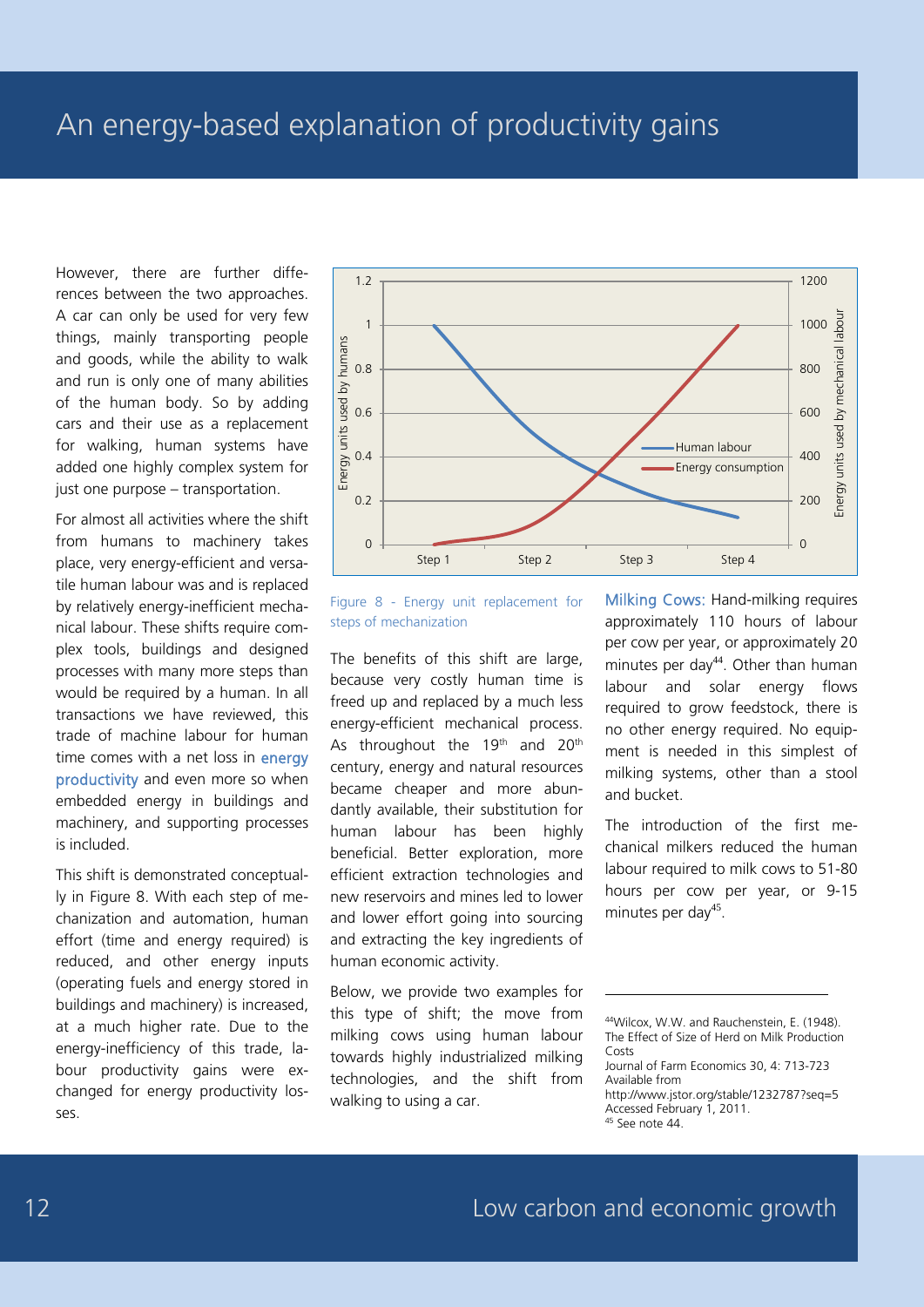# An energy-based explanation of productivity gains

However, there are further differences between the two approaches. A car can only be used for very few things, mainly transporting people and goods, while the ability to walk and run is only one of many abilities of the human body. So by adding cars and their use as a replacement for walking, human systems have added one highly complex system for just one purpose – transportation.

For almost all activities where the shift from humans to machinery takes place, very energy-efficient and versatile human labour was and is replaced by relatively energy-inefficient mechanical labour. These shifts require complex tools, buildings and designed processes with many more steps than would be required by a human. In all transactions we have reviewed, this trade of machine labour for human time comes with a net loss in energy productivity and even more so when embedded energy in buildings and machinery, and supporting processes is included.

This shift is demonstrated conceptually in Figure 8. With each step of mechanization and automation, human effort (time and energy required) is reduced, and other energy inputs (operating fuels and energy stored in buildings and machinery) is increased, at a much higher rate. Due to the energy-inefficiency of this trade, labour productivity gains were exchanged for energy productivity losses.

Figure 8 - Energy unit replacement for steps of mechanization

The benefits of this shift are large, because very costly human time is freed up and replaced by a much less energy-efficient mechanical process. As throughout the 19th and 20th century, energy and natural resources became cheaper and more abundantly available, their substitution for human labour has been highly beneficial. Better exploration, more efficient extraction technologies and new reservoirs and mines led to lower and lower effort going into sourcing and extracting the key ingredients of human economic activity.

Below, we provide two examples for this type of shift; the move from milking cows using human labour towards highly industrialized milking technologies, and the shift from walking to using a car.

**Milking Cows:** Hand-milking requires approximately 110 hours of labour per cow per year, or approximately 20 minutes per day[44]. Other than human labour and solar energy flows required to grow feedstock, there is no other energy required. No equipment is needed in this simplest of milking systems, other than a stool and bucket.

The introduction of the first mechanical milkers reduced the human labour required to milk cows to 51-80 hours per cow per year, or 9-15 minutes per day[45].

---

[44]Wilcox, W.W. and Rauchenstein, E. (1948). The Effect of Size of Herd on Milk Production Costs
Journal of Farm Economics 30, 4: 713-723
Available from
http://www.jstor.org/stable/1232787?seq=5
Accessed February 1, 2011.

[45] See note 44.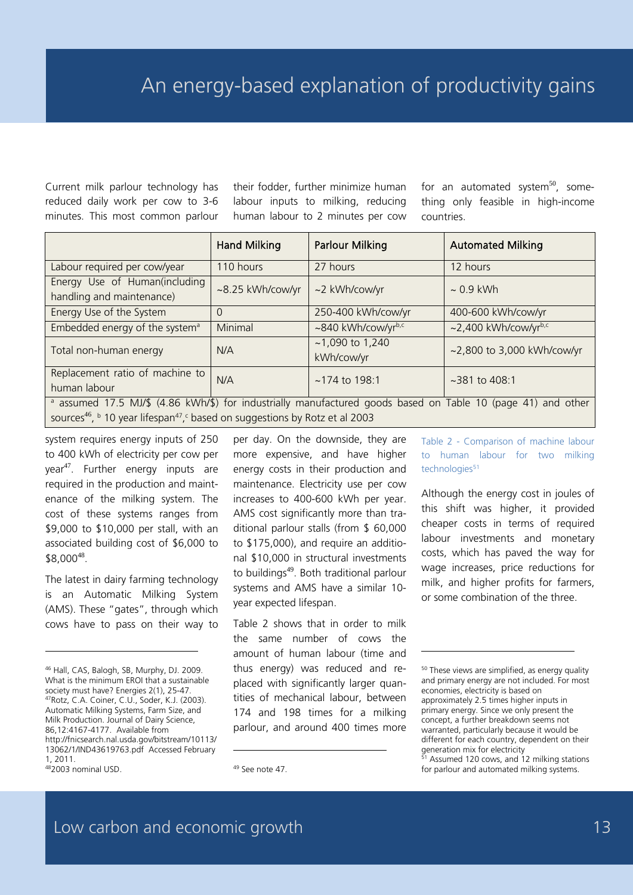# An energy-based explanation of productivity gains

Current milk parlour technology has reduced daily work per cow to 3-6 minutes. This most common parlour system requires energy inputs of 250 to 400 kWh of electricity per cow per year[47]. Further energy inputs are required in the production and maintenance of the milking system. The cost of these systems ranges from $9,000 to $10,000 per stall, with an associated building cost of $6,000 to $8,000[48].

The latest in dairy farming technology is an Automatic Milking System (AMS). These "gates", through which cows have to pass on their way to their fodder, further minimize human labour inputs to milking, reducing human labour to 2 minutes per cow per day. On the downside, they are more expensive, and have higher energy costs in their production and maintenance. Electricity use per cow increases to 400-600 kWh per year. AMS cost significantly more than traditional parlour stalls (from $ 60,000 to $175,000), and require an additional $10,000 in structural investments to buildings[49]. Both traditional parlour systems and AMS have a similar 10-year expected lifespan.

Table 2 shows that in order to milk the same number of cows the amount of human labour (time and thus energy) was reduced and replaced with significantly larger quantities of mechanical labour, between 174 and 198 times for a milking parlour, and around 400 times more for an automated system[50], something only feasible in high-income countries.

| | Hand Milking | Parlour Milking | Automated Milking |
|---|---|---|---|
| Labour required per cow/year | 110 hours | 27 hours | 12 hours |
| Energy Use of Human(including handling and maintenance) | ~8.25 kWh/cow/yr | ~2 kWh/cow/yr | ~ 0.9 kWh |
| Energy Use of the System | 0 | 250-400 kWh/cow/yr | 400-600 kWh/cow/yr |
| Embedded energy of the system[a] | Minimal | ~840 kWh/cow/yr[b,c] | ~2,400 kWh/cow/yr[b,c] |
| Total non-human energy | N/A | ~1,090 to 1,240 kWh/cow/yr | ~2,800 to 3,000 kWh/cow/yr |
| Replacement ratio of machine to human labour | N/A | ~174 to 198:1 | ~381 to 408:1 |

[a] assumed 17.5 MJ/$ (4.86 kWh/$) for industrially manufactured goods based on Table 10 (page 41) and other sources[46], [b] 10 year lifespan[47], [c] based on suggestions by Rotz et al 2003

Table 2 - Comparison of machine labour to human labour for two milking technologies[51]

Although the energy cost in joules of this shift was higher, it provided cheaper costs in terms of required labour investments and monetary costs, which has paved the way for wage increases, price reductions for milk, and higher profits for farmers, or some combination of the three.

---

[46] Hall, CAS, Balogh, SB, Murphy, DJ. 2009. What is the minimum EROI that a sustainable society must have? Energies 2(1), 25-47.

[47] Rotz, C.A. Coiner, C.U., Soder, K.J. (2003). Automatic Milking Systems, Farm Size, and Milk Production. Journal of Dairy Science, 86,12:4167-4177. Available from http://fnicsearch.nal.usda.gov/bitstream/10113/13062/1/IND43619763.pdf Accessed February 1, 2011.

[48] 2003 nominal USD.

[49] See note 47.

[50] These views are simplified, as energy quality and primary energy are not included. For most economies, electricity is based on approximately 2.5 times higher inputs in primary energy. Since we only present the concept, a further breakdown seems not warranted, particularly because it would be different for each country, dependent on their generation mix for electricity

[51] Assumed 120 cows, and 12 milking stations for parlour and automated milking systems.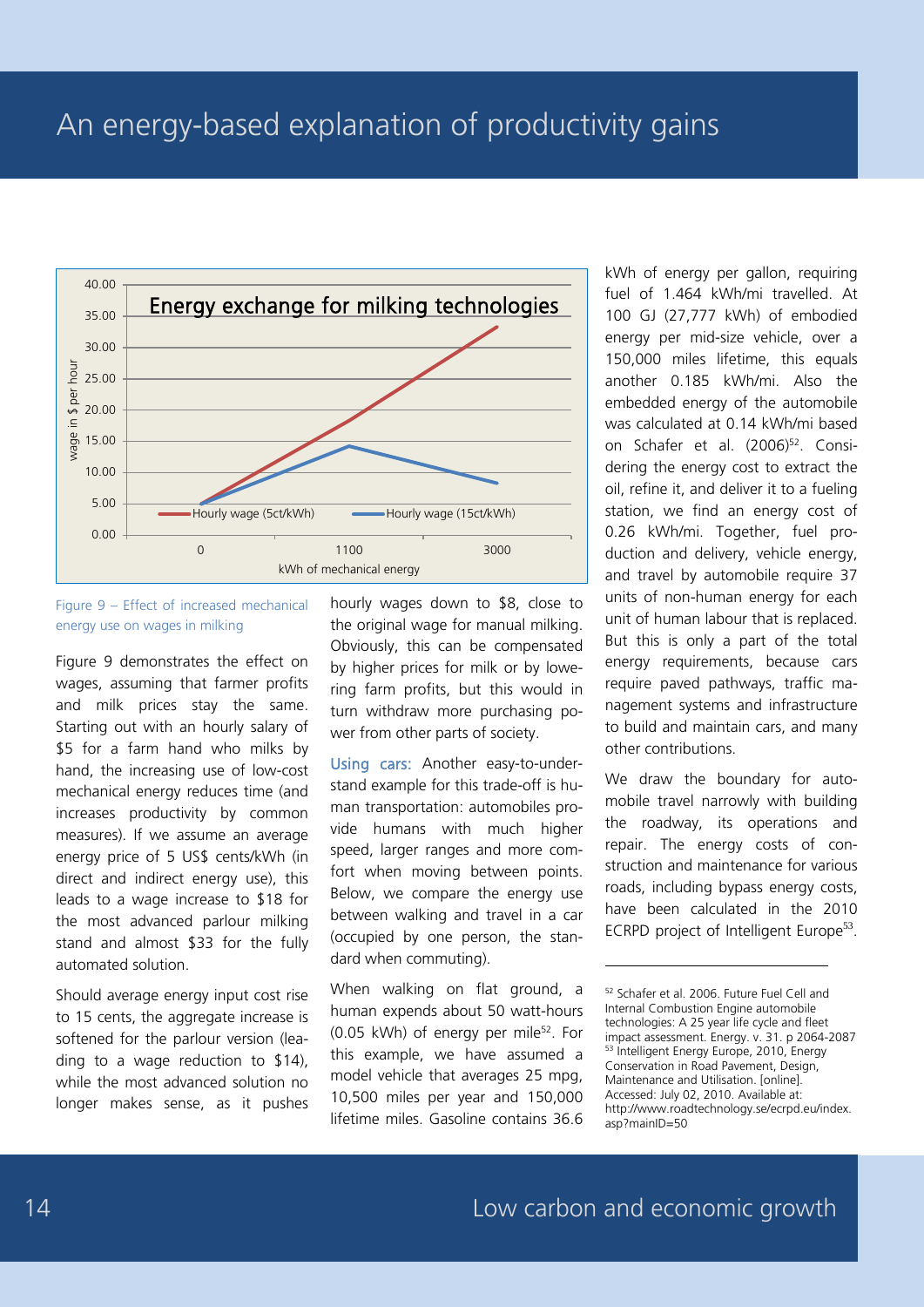## An energy-based explanation of productivity gains

Figure 9 – Effect of increased mechanical energy use on wages in milking

Figure 9 demonstrates the effect on wages, assuming that farmer profits and milk prices stay the same. Starting out with an hourly salary of $5 for a farm hand who milks by hand, the increasing use of low-cost mechanical energy reduces time (and increases productivity by common measures). If we assume an average energy price of 5 US$ cents/kWh (in direct and indirect energy use), this leads to a wage increase to $18 for the most advanced parlour milking stand and almost $33 for the fully automated solution.

Should average energy input cost rise to 15 cents, the aggregate increase is softened for the parlour version (leading to a wage reduction to $14), while the most advanced solution no longer makes sense, as it pushes hourly wages down to $8, close to the original wage for manual milking. Obviously, this can be compensated by higher prices for milk or by lowering farm profits, but this would in turn withdraw more purchasing power from other parts of society.

**Using cars:** Another easy-to-understand example for this trade-off is human transportation: automobiles provide humans with much higher speed, larger ranges and more comfort when moving between points. Below, we compare the energy use between walking and travel in a car (occupied by one person, the standard when commuting).

When walking on flat ground, a human expends about 50 watt-hours (0.05 kWh) of energy per mile[52]. For this example, we have assumed a model vehicle that averages 25 mpg, 10,500 miles per year and 150,000 lifetime miles. Gasoline contains 36.6 kWh of energy per gallon, requiring fuel of 1.464 kWh/mi travelled. At 100 GJ (27,777 kWh) of embodied energy per mid-size vehicle, over a 150,000 miles lifetime, this equals another 0.185 kWh/mi. Also the embedded energy of the automobile was calculated at 0.14 kWh/mi based on Schafer et al. (2006)[52]. Considering the energy cost to extract the oil, refine it, and deliver it to a fueling station, we find an energy cost of 0.26 kWh/mi. Together, fuel production and delivery, vehicle energy, and travel by automobile require 37 units of non-human energy for each unit of human labour that is replaced. But this is only a part of the total energy requirements, because cars require paved pathways, traffic management systems and infrastructure to build and maintain cars, and many other contributions.

We draw the boundary for automobile travel narrowly with building the roadway, its operations and repair. The energy costs of construction and maintenance for various roads, including bypass energy costs, have been calculated in the 2010 ECRPD project of Intelligent Europe[53].

---

[52] Schafer et al. 2006. Future Fuel Cell and Internal Combustion Engine automobile technologies: A 25 year life cycle and fleet impact assessment. Energy. v. 31. p 2064-2087

[53] Intelligent Energy Europe, 2010, Energy Conservation in Road Pavement, Design, Maintenance and Utilisation. [online]. Accessed: July 02, 2010. Available at: http://www.roadtechnology.se/ecrpd.eu/index.asp?mainID=50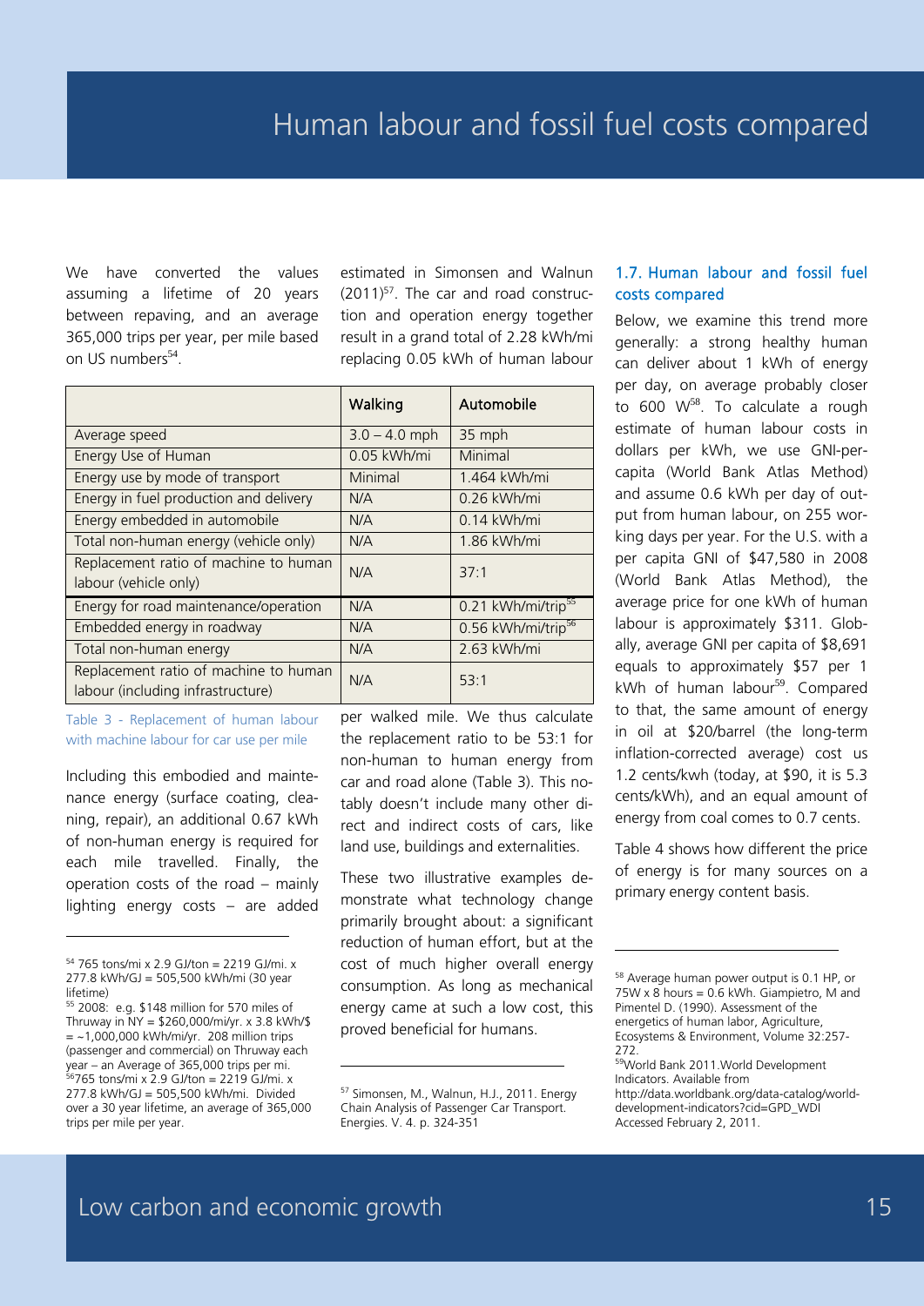We have converted the values assuming a lifetime of 20 years between repaving, and an average 365,000 trips per year, per mile based on US numbers[54].

| | Walking | Automobile |
|---|---|---|
| Average speed | 3.0 – 4.0 mph | 35 mph |
| Energy Use of Human | 0.05 kWh/mi | Minimal |
| Energy use by mode of transport | Minimal | 1.464 kWh/mi |
| Energy in fuel production and delivery | N/A | 0.26 kWh/mi |
| Energy embedded in automobile | N/A | 0.14 kWh/mi |
| Total non-human energy (vehicle only) | N/A | 1.86 kWh/mi |
| Replacement ratio of machine to human labour (vehicle only) | N/A | 37:1 |
| Energy for road maintenance/operation | N/A | 0.21 kWh/mi/trip[55] |
| Embedded energy in roadway | N/A | 0.56 kWh/mi/trip[56] |
| Total non-human energy | N/A | 2.63 kWh/mi |
| Replacement ratio of machine to human labour (including infrastructure) | N/A | 53:1 |

Table 3 - Replacement of human labour with machine labour for car use per mile

Including this embodied and maintenance energy (surface coating, cleaning, repair), an additional 0.67 kWh of non-human energy is required for each mile travelled. Finally, the operation costs of the road – mainly lighting energy costs – are added estimated in Simonsen and Walnun (2011)[57]. The car and road construction and operation energy together result in a grand total of 2.28 kWh/mi replacing 0.05 kWh of human labour per walked mile. We thus calculate the replacement ratio to be 53:1 for non-human to human energy from car and road alone (Table 3). This notably doesn't include many other direct and indirect costs of cars, like land use, buildings and externalities.

These two illustrative examples demonstrate what technology change primarily brought about: a significant reduction of human effort, but at the cost of much higher overall energy consumption. As long as mechanical energy came at such a low cost, this proved beneficial for humans.

## 1.7. Human labour and fossil fuel costs compared

Below, we examine this trend more generally: a strong healthy human can deliver about 1 kWh of energy per day, on average probably closer to 600 W[58]. To calculate a rough estimate of human labour costs in dollars per kWh, we use GNI-per-capita (World Bank Atlas Method) and assume 0.6 kWh per day of output from human labour, on 255 working days per year. For the U.S. with a per capita GNI of $47,580 in 2008 (World Bank Atlas Method), the average price for one kWh of human labour is approximately $311. Globally, average GNI per capita of $8,691 equals to approximately $57 per 1 kWh of human labour[59]. Compared to that, the same amount of energy in oil at $20/barrel (the long-term inflation-corrected average) cost us 1.2 cents/kwh (today, at $90, it is 5.3 cents/kWh), and an equal amount of energy from coal comes to 0.7 cents.

Table 4 shows how different the price of energy is for many sources on a primary energy content basis.

---

[54] 765 tons/mi x 2.9 GJ/ton = 2219 GJ/mi. x 277.8 kWh/GJ = 505,500 kWh/mi (30 year lifetime)

[55] 2008: e.g. $148 million for 570 miles of Thruway in NY = $260,000/mi/yr. x 3.8 kWh/$ = ~1,000,000 kWh/mi/yr. 208 million trips (passenger and commercial) on Thruway each year – an Average of 365,000 trips per mi.

[56] 765 tons/mi x 2.9 GJ/ton = 2219 GJ/mi. x 277.8 kWh/GJ = 505,500 kWh/mi. Divided over a 30 year lifetime, an average of 365,000 trips per mile per year.

[57] Simonsen, M., Walnun, H.J., 2011. Energy Chain Analysis of Passenger Car Transport. Energies. V. 4. p. 324-351

[58] Average human power output is 0.1 HP, or 75W x 8 hours = 0.6 kWh. Giampietro, M and Pimentel D. (1990). Assessment of the energetics of human labor, Agriculture, Ecosystems & Environment, Volume 32:257-272.

[59] World Bank 2011.World Development Indicators. Available from http://data.worldbank.org/data-catalog/world-development-indicators?cid=GPD_WDI Accessed February 2, 2011.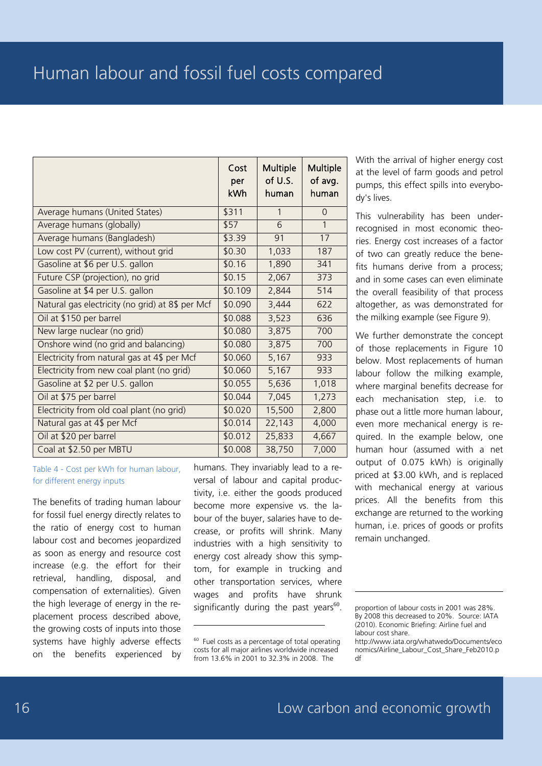# Human labour and fossil fuel costs compared

| | Cost per kWh | Multiple of U.S. human | Multiple of avg. human |
|---|---|---|---|
| Average humans (United States) | \$311 | 1 | 0 |
| Average humans (globally) | \$57 | 6 | 1 |
| Average humans (Bangladesh) | \$3.39 | 91 | 17 |
| Low cost PV (current), without grid | \$0.30 | 1,033 | 187 |
| Gasoline at \$6 per U.S. gallon | \$0.16 | 1,890 | 341 |
| Future CSP (projection), no grid | \$0.15 | 2,067 | 373 |
| Gasoline at \$4 per U.S. gallon | \$0.109 | 2,844 | 514 |
| Natural gas electricity (no grid) at 8\$ per Mcf | \$0.090 | 3,444 | 622 |
| Oil at \$150 per barrel | \$0.088 | 3,523 | 636 |
| New large nuclear (no grid) | \$0.080 | 3,875 | 700 |
| Onshore wind (no grid and balancing) | \$0.080 | 3,875 | 700 |
| Electricity from natural gas at 4\$ per Mcf | \$0.060 | 5,167 | 933 |
| Electricity from new coal plant (no grid) | \$0.060 | 5,167 | 933 |
| Gasoline at \$2 per U.S. gallon | \$0.055 | 5,636 | 1,018 |
| Oil at \$75 per barrel | \$0.044 | 7,045 | 1,273 |
| Electricity from old coal plant (no grid) | \$0.020 | 15,500 | 2,800 |
| Natural gas at 4\$ per Mcf | \$0.014 | 22,143 | 4,000 |
| Oil at \$20 per barrel | \$0.012 | 25,833 | 4,667 |
| Coal at \$2.50 per MBTU | \$0.008 | 38,750 | 7,000 |

Table 4 - Cost per kWh for human labour, for different energy inputs

The benefits of trading human labour for fossil fuel energy directly relates to the ratio of energy cost to human labour cost and becomes jeopardized as soon as energy and resource cost increase (e.g. the effort for their retrieval, handling, disposal, and compensation of externalities). Given the high leverage of energy in the replacement process described above, the growing costs of inputs into those systems have highly adverse effects on the benefits experienced by humans. They invariably lead to a reversal of labour and capital productivity, i.e. either the goods produced become more expensive vs. the labour of the buyer, salaries have to decrease, or profits will shrink. Many industries with a high sensitivity to energy cost already show this symptom, for example in trucking and other transportation services, where wages and profits have shrunk significantly during the past years[60].

With the arrival of higher energy cost at the level of farm goods and petrol pumps, this effect spills into everybody's lives.

This vulnerability has been under-recognised in most economic theories. Energy cost increases of a factor of two can greatly reduce the benefits humans derive from a process; and in some cases can even eliminate the overall feasibility of that process altogether, as was demonstrated for the milking example (see Figure 9).

We further demonstrate the concept of those replacements in Figure 10 below. Most replacements of human labour follow the milking example, where marginal benefits decrease for each mechanisation step, i.e. to phase out a little more human labour, even more mechanical energy is required. In the example below, one human hour (assumed with a net output of 0.075 kWh) is originally priced at \$3.00 kWh, and is replaced with mechanical energy at various prices. All the benefits from this exchange are returned to the working human, i.e. prices of goods or profits remain unchanged.

---

[60] Fuel costs as a percentage of total operating costs for all major airlines worldwide increased from 13.6% in 2001 to 32.3% in 2008. The proportion of labour costs in 2001 was 28%. By 2008 this decreased to 20%. Source: IATA (2010). Economic Briefing: Airline fuel and labour cost share. http://www.iata.org/whatwedo/Documents/economics/Airline_Labour_Cost_Share_Feb2010.pdf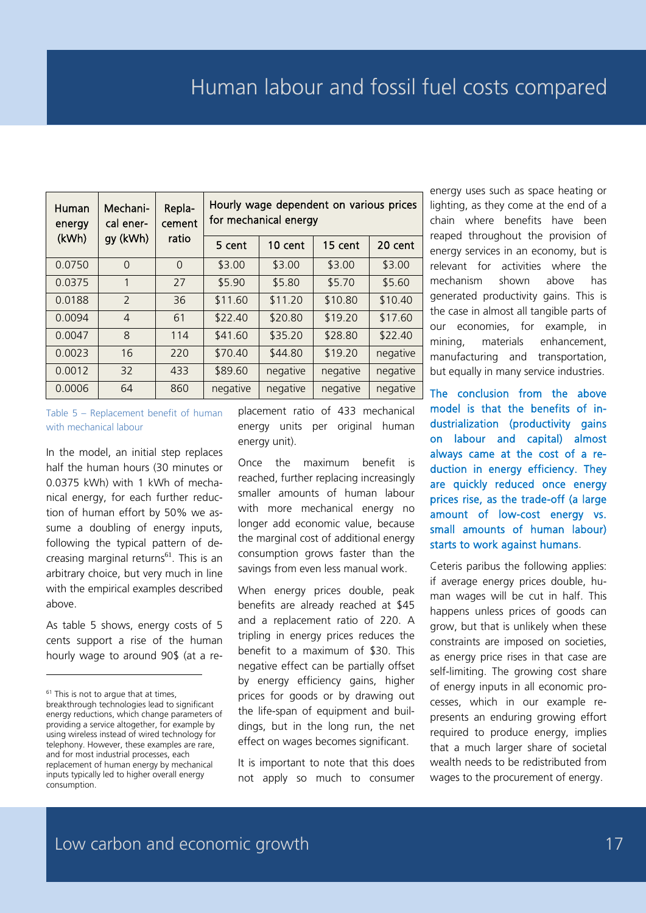# Human labour and fossil fuel costs compared

| Human energy (kWh) | Mechanical energy (kWh) | Replacement ratio | Hourly wage dependent on various prices for mechanical energy | | | |
|---|---|---|---|---|---|---|
| | | | 5 cent | 10 cent | 15 cent | 20 cent |
| 0.0750 | 0 | 0 | $3.00 | $3.00 | $3.00 | $3.00 |
| 0.0375 | 1 | 27 | $5.90 | $5.80 | $5.70 | $5.60 |
| 0.0188 | 2 | 36 | $11.60 | $11.20 | $10.80 | $10.40 |
| 0.0094 | 4 | 61 | $22.40 | $20.80 | $19.20 | $17.60 |
| 0.0047 | 8 | 114 | $41.60 | $35.20 | $28.80 | $22.40 |
| 0.0023 | 16 | 220 | $70.40 | $44.80 | $19.20 | negative |
| 0.0012 | 32 | 433 | $89.60 | negative | negative | negative |
| 0.0006 | 64 | 860 | negative | negative | negative | negative |

Table 5 – Replacement benefit of human with mechanical labour

In the model, an initial step replaces half the human hours (30 minutes or 0.0375 kWh) with 1 kWh of mechanical energy, for each further reduction of human effort by 50% we assume a doubling of energy inputs, following the typical pattern of decreasing marginal returns[61]. This is an arbitrary choice, but very much in line with the empirical examples described above.

As table 5 shows, energy costs of 5 cents support a rise of the human hourly wage to around 90$ (at a replacement ratio of 433 mechanical energy units per original human energy unit).

Once the maximum benefit is reached, further replacing increasingly smaller amounts of human labour with more mechanical energy no longer add economic value, because the marginal cost of additional energy consumption grows faster than the savings from even less manual work.

When energy prices double, peak benefits are already reached at $45 and a replacement ratio of 220. A tripling in energy prices reduces the benefit to a maximum of $30. This negative effect can be partially offset by energy efficiency gains, higher prices for goods or by drawing out the life-span of equipment and buildings, but in the long run, the net effect on wages becomes significant.

It is important to note that this does not apply so much to consumer energy uses such as space heating or lighting, as they come at the end of a chain where benefits have been reaped throughout the provision of energy services in an economy, but is relevant for activities where the mechanism shown above has generated productivity gains. This is the case in almost all tangible parts of our economies, for example, in mining, materials enhancement, manufacturing and transportation, but equally in many service industries.

**The conclusion from the above model is that the benefits of industrialization (productivity gains on labour and capital) almost always came at the cost of a reduction in energy efficiency. They are quickly reduced once energy prices rise, as the trade-off (a large amount of low-cost energy vs. small amounts of human labour) starts to work against humans.**

Ceteris paribus the following applies: if average energy prices double, human wages will be cut in half. This happens unless prices of goods can grow, but that is unlikely when these constraints are imposed on societies, as energy price rises in that case are self-limiting. The growing cost share of energy inputs in all economic processes, which in our example represents an enduring growing effort required to produce energy, implies that a much larger share of societal wealth needs to be redistributed from wages to the procurement of energy.

[61] This is not to argue that at times, breakthrough technologies lead to significant energy reductions, which change parameters of providing a service altogether, for example by using wireless instead of wired technology for telephony. However, these examples are rare, and for most industrial processes, each replacement of human energy by mechanical inputs typically led to higher overall energy consumption.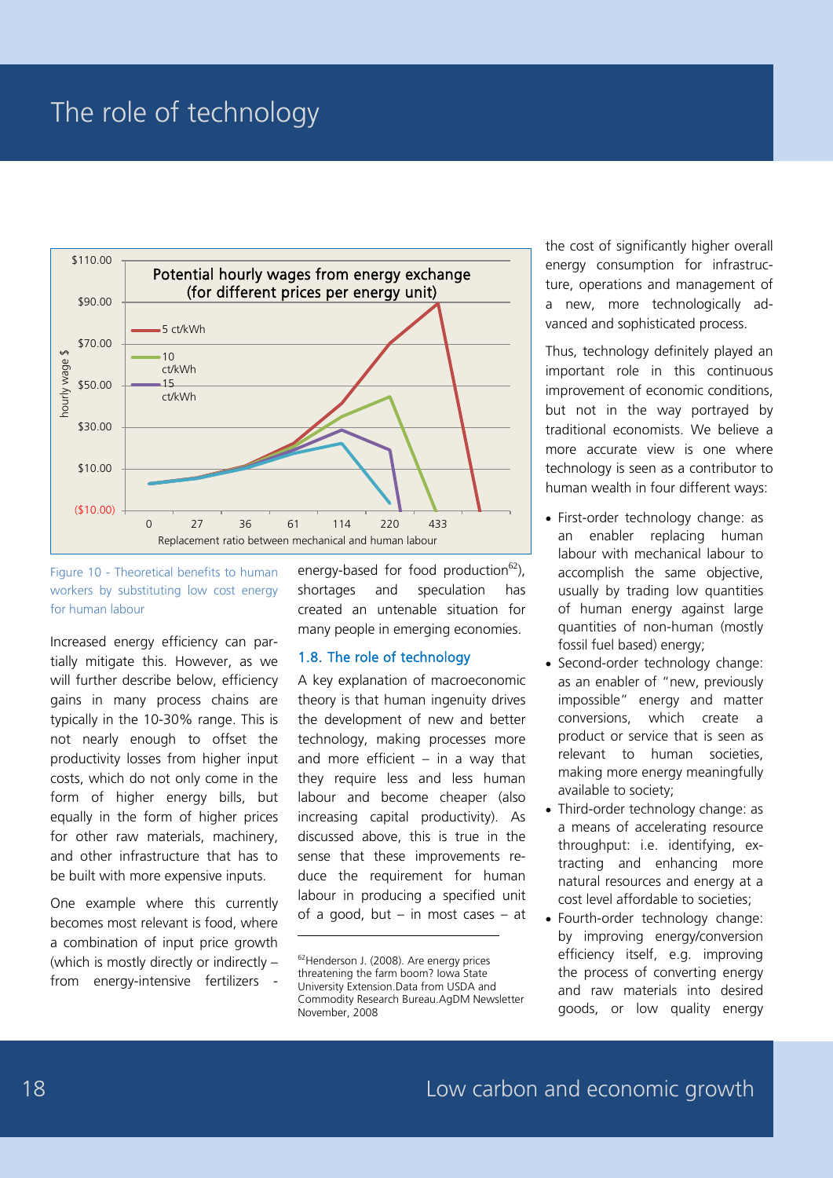# The role of technology

Figure 10 - Theoretical benefits to human workers by substituting low cost energy for human labour

Increased energy efficiency can partially mitigate this. However, as we will further describe below, efficiency gains in many process chains are typically in the 10-30% range. This is not nearly enough to offset the productivity losses from higher input costs, which do not only come in the form of higher energy bills, but equally in the form of higher prices for other raw materials, machinery, and other infrastructure that has to be built with more expensive inputs.

One example where this currently becomes most relevant is food, where a combination of input price growth (which is mostly directly or indirectly – from energy-intensive fertilizers - energy-based for food production[62]), shortages and speculation has created an untenable situation for many people in emerging economies.

## 1.8. The role of technology

A key explanation of macroeconomic theory is that human ingenuity drives the development of new and better technology, making processes more and more efficient – in a way that they require less and less human labour and become cheaper (also increasing capital productivity). As discussed above, this is true in the sense that these improvements reduce the requirement for human labour in producing a specified unit of a good, but – in most cases – at the cost of significantly higher overall energy consumption for infrastructure, operations and management of a new, more technologically advanced and sophisticated process.

Thus, technology definitely played an important role in this continuous improvement of economic conditions, but not in the way portrayed by traditional economists. We believe a more accurate view is one where technology is seen as a contributor to human wealth in four different ways:

- First-order technology change: as an enabler replacing human labour with mechanical labour to accomplish the same objective, usually by trading low quantities of human energy against large quantities of non-human (mostly fossil fuel based) energy;
- Second-order technology change: as an enabler of "new, previously impossible" energy and matter conversions, which create a product or service that is seen as relevant to human societies, making more energy meaningfully available to society;
- Third-order technology change: as a means of accelerating resource throughput: i.e. identifying, extracting and enhancing more natural resources and energy at a cost level affordable to societies;
- Fourth-order technology change: by improving energy/conversion efficiency itself, e.g. improving the process of converting energy and raw materials into desired goods, or low quality energy

[62] Henderson J. (2008). Are energy prices threatening the farm boom? Iowa State University Extension.Data from USDA and Commodity Research Bureau.AgDM Newsletter November, 2008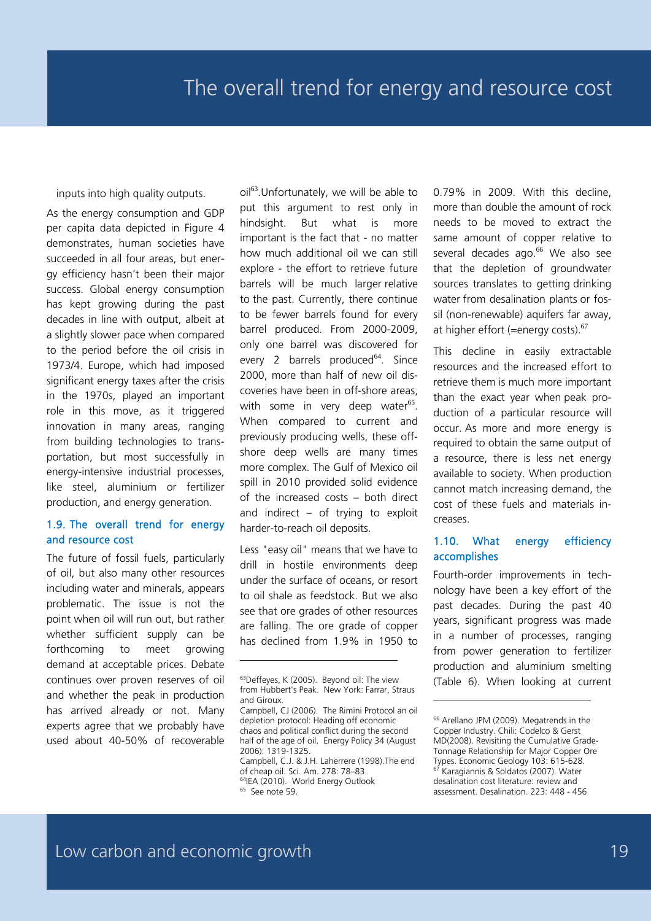inputs into high quality outputs.

As the energy consumption and GDP per capita data depicted in Figure 4 demonstrates, human societies have succeeded in all four areas, but energy efficiency hasn't been their major success. Global energy consumption has kept growing during the past decades in line with output, albeit at a slightly slower pace when compared to the period before the oil crisis in 1973/4. Europe, which had imposed significant energy taxes after the crisis in the 1970s, played an important role in this move, as it triggered innovation in many areas, ranging from building technologies to transportation, but most successfully in energy-intensive industrial processes, like steel, aluminium or fertilizer production, and energy generation.

## 1.9. The overall trend for energy and resource cost

The future of fossil fuels, particularly of oil, but also many other resources including water and minerals, appears problematic. The issue is not the point when oil will run out, but rather whether sufficient supply can be forthcoming to meet growing demand at acceptable prices. Debate continues over proven reserves of oil and whether the peak in production has arrived already or not. Many experts agree that we probably have used about 40-50% of recoverable oil[63]. Unfortunately, we will be able to put this argument to rest only in hindsight. But what is more important is the fact that - no matter how much additional oil we can still explore - the effort to retrieve future barrels will be much larger relative to the past. Currently, there continue to be fewer barrels found for every barrel produced. From 2000-2009, only one barrel was discovered for every 2 barrels produced[64]. Since 2000, more than half of new oil discoveries have been in off-shore areas, with some in very deep water[65]. When compared to current and previously producing wells, these off-shore deep wells are many times more complex. The Gulf of Mexico oil spill in 2010 provided solid evidence of the increased costs – both direct and indirect – of trying to exploit harder-to-reach oil deposits.

Less "easy oil" means that we have to drill in hostile environments deep under the surface of oceans, or resort to oil shale as feedstock. But we also see that ore grades of other resources are falling. The ore grade of copper has declined from 1.9% in 1950 to 0.79% in 2009. With this decline, more than double the amount of rock needs to be moved to extract the same amount of copper relative to several decades ago.[66] We also see that the depletion of groundwater sources translates to getting drinking water from desalination plants or fossil (non-renewable) aquifers far away, at higher effort (=energy costs).[67]

This decline in easily extractable resources and the increased effort to retrieve them is much more important than the exact year when peak production of a particular resource will occur. As more and more energy is required to obtain the same output of a resource, there is less net energy available to society. When production cannot match increasing demand, the cost of these fuels and materials increases.

## 1.10. What energy efficiency accomplishes

Fourth-order improvements in technology have been a key effort of the past decades. During the past 40 years, significant progress was made in a number of processes, ranging from power generation to fertilizer production and aluminium smelting (Table 6). When looking at current

---

[63] Deffeyes, K (2005). Beyond oil: The view from Hubbert's Peak. New York: Farrar, Straus and Giroux.
Campbell, CJ (2006). The Rimini Protocol an oil depletion protocol: Heading off economic chaos and political conflict during the second half of the age of oil. Energy Policy 34 (August 2006): 1319-1325.
Campbell, C.J. & J.H. Laherrere (1998).The end of cheap oil. Sci. Am. 278: 78–83.

[64] IEA (2010). World Energy Outlook

[65] See note 59.

[66] Arellano JPM (2009). Megatrends in the Copper Industry. Chili: Codelco & Gerst MD(2008). Revisiting the Cumulative Grade-Tonnage Relationship for Major Copper Ore Types. Economic Geology 103: 615-628.

[67] Karagiannis & Soldatos (2007). Water desalination cost literature: review and assessment. Desalination. 223: 448 - 456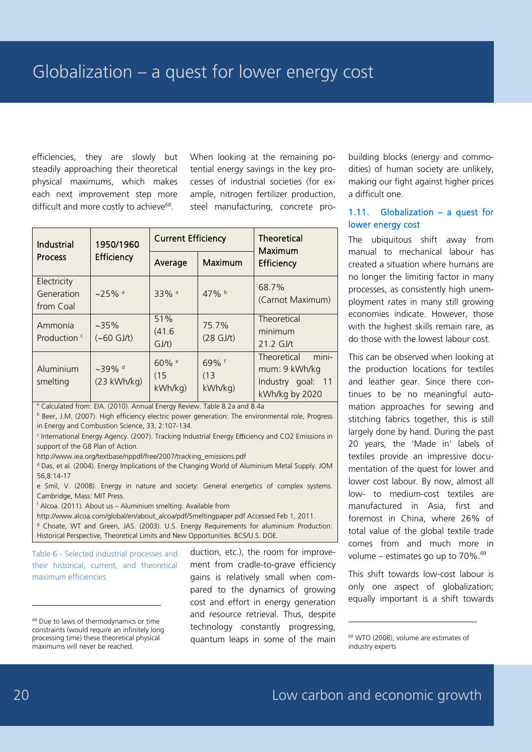efficiencies, they are slowly but steadily approaching their theoretical physical maximums, which makes each next improvement step more difficult and more costly to achieve[68].

When looking at the remaining potential energy savings in the key processes of industrial societies (for example, nitrogen fertilizer production, steel manufacturing, concrete production, etc.), the room for improvement from cradle-to-grave efficiency gains is relatively small when compared to the dynamics of growing cost and effort in energy generation and resource retrieval. Thus, despite technology constantly progressing, quantum leaps in some of the main building blocks (energy and commodities) of human society are unlikely, making our fight against higher prices a difficult one.

| Industrial Process | 1950/1960 Efficiency | Current Efficiency | | Theoretical Maximum Efficiency |
|---|---|---|---|---|
| | | Average | Maximum | |
| Electricity Generation from Coal | ~25% [a] | 33% [a] | 47% [b] | 68.7% (Carnot Maximum) |
| Ammonia Production [c] | ~35% (~60 GJ/t) | 51% (41.6 GJ/t) | 75.7% (28 GJ/t) | Theoretical minimum 21.2 GJ/t |
| Aluminium smelting | ~39% [d] (23 kWh/kg) | 60% [e] (15 kWh/kg) | 69% [f] (13 kWh/kg) | Theoretical minimum: 9 kWh/kg Industry goal: 11 kWh/kg by 2020 |

[a] Calculated from: EIA. (2010). Annual Energy Review. Table 8.2a and 8.4a
[b] Beer, J.M. (2007). High efficiency electric power generation: The environmental role, Progress in Energy and Combustion Science, 33, 2:107-134.
[c] International Energy Agency. (2007). Tracking Industrial Energy Efficiency and CO2 Emissions in support of the G8 Plan of Action.
http://www.iea.org/textbase/nppdf/free/2007/tracking_emissions.pdf
[d] Das, et al. (2004). Energy Implications of the Changing World of Aluminium Metal Supply. JOM 56,8:14-17
e Smil, V. (2008). Energy in nature and society: General energetics of complex systems. Cambridge, Mass: MIT Press.
[f] Alcoa. (2011). About us – Aluminium smelting. Available from
http://www.alcoa.com/global/en/about_alcoa/pdf/Smeltingpaper.pdf Accessed Feb 1, 2011.
[g] Choate, WT and Green, JAS. (2003). U.S. Energy Requirements for aluminium Production: Historical Perspective, Theoretical Limits and New Opportunities. BCS/U.S. DOE.

Table 6 - Selected industrial processes and their historical, current, and theoretical maximum efficiencies.

### 1.11. Globalization – a quest for lower energy cost

The ubiquitous shift away from manual to mechanical labour has created a situation where humans are no longer the limiting factor in many processes, as consistently high unemployment rates in many still growing economies indicate. However, those with the highest skills remain rare, as do those with the lowest labour cost.

This can be observed when looking at the production locations for textiles and leather gear. Since there continues to be no meaningful automation approaches for sewing and stitching fabrics together, this is still largely done by hand. During the past 20 years, the 'Made in' labels of textiles provide an impressive documentation of the quest for lower and lower cost labour. By now, almost all low- to medium-cost textiles are manufactured in Asia, first and foremost in China, where 26% of total value of the global textile trade comes from and much more in volume – estimates go up to 70%.[69]

This shift towards low-cost labour is only one aspect of globalization; equally important is a shift towards

[68] Due to laws of thermodynamics or time constraints (would require an infinitely long processing time) these theoretical physical maximums will never be reached.

[69] WTO (2008), volume are estimates of industry experts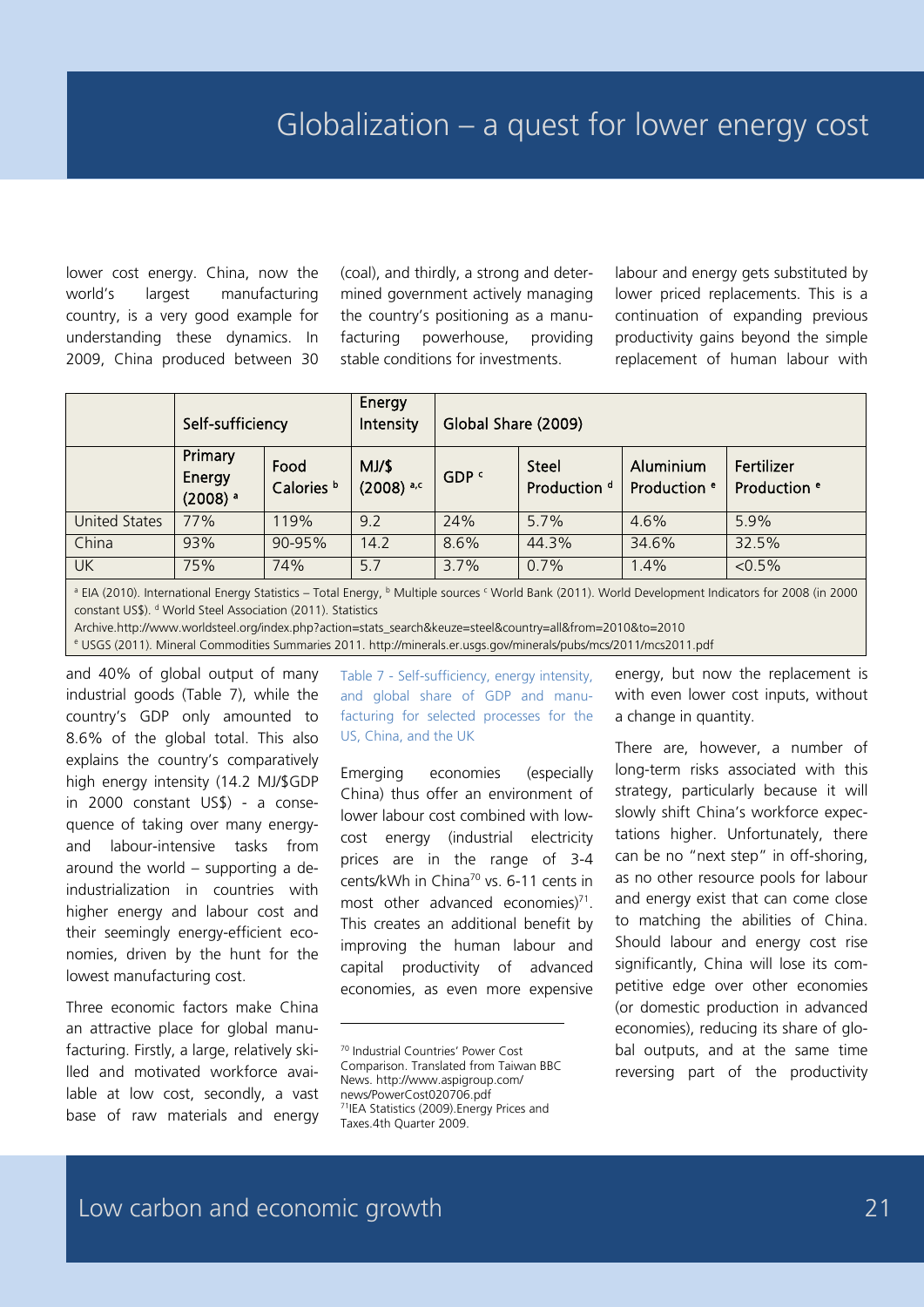lower cost energy. China, now the world's largest manufacturing country, is a very good example for understanding these dynamics. In 2009, China produced between 30 and 40% of global output of many industrial goods (Table 7), while the country's GDP only amounted to 8.6% of the global total. This also explains the country's comparatively high energy intensity (14.2 MJ/$GDP in 2000 constant US$) - a consequence of taking over many energy- and labour-intensive tasks from around the world – supporting a deindustrialization in countries with higher energy and labour cost and their seemingly energy-efficient economies, driven by the hunt for the lowest manufacturing cost.

Three economic factors make China an attractive place for global manufacturing. Firstly, a large, relatively skilled and motivated workforce available at low cost, secondly, a vast base of raw materials and energy (coal), and thirdly, a strong and determined government actively managing the country's positioning as a manufacturing powerhouse, providing stable conditions for investments.

| | Self-sufficiency | | Energy Intensity | Global Share (2009) | | | |
|---|---|---|---|---|---|---|---|
| | Primary Energy (2008) [a] | Food Calories [b] | MJ/$ (2008) [a,c] | GDP [c] | Steel Production [d] | Aluminium Production [e] | Fertilizer Production [e] |
| United States | 77% | 119% | 9.2 | 24% | 5.7% | 4.6% | 5.9% |
| China | 93% | 90-95% | 14.2 | 8.6% | 44.3% | 34.6% | 32.5% |
| UK | 75% | 74% | 5.7 | 3.7% | 0.7% | 1.4% | <0.5% |

[a] EIA (2010). International Energy Statistics – Total Energy, [b] Multiple sources [c] World Bank (2011). World Development Indicators for 2008 (in 2000 constant US$). [d] World Steel Association (2011). Statistics Archive.http://www.worldsteel.org/index.php?action=stats_search&keuze=steel&country=all&from=2010&to=2010
[e] USGS (2011). Mineral Commodities Summaries 2011. http://minerals.er.usgs.gov/minerals/pubs/mcs/2011/mcs2011.pdf

Table 7 - Self-sufficiency, energy intensity, and global share of GDP and manufacturing for selected processes for the US, China, and the UK

Emerging economies (especially China) thus offer an environment of lower labour cost combined with low-cost energy (industrial electricity prices are in the range of 3-4 cents/kWh in China[70] vs. 6-11 cents in most other advanced economies)[71]. This creates an additional benefit by improving the human labour and capital productivity of advanced economies, as even more expensive labour and energy gets substituted by lower priced replacements. This is a continuation of expanding previous productivity gains beyond the simple replacement of human labour with energy, but now the replacement is with even lower cost inputs, without a change in quantity.

There are, however, a number of long-term risks associated with this strategy, particularly because it will slowly shift China's workforce expectations higher. Unfortunately, there can be no "next step" in off-shoring, as no other resource pools for labour and energy exist that can come close to matching the abilities of China. Should labour and energy cost rise significantly, China will lose its competitive edge over other economies (or domestic production in advanced economies), reducing its share of global outputs, and at the same time reversing part of the productivity

[70] Industrial Countries' Power Cost Comparison. Translated from Taiwan BBC News. http://www.aspigroup.com/news/PowerCost020706.pdf
[71] IEA Statistics (2009).Energy Prices and Taxes.4th Quarter 2009.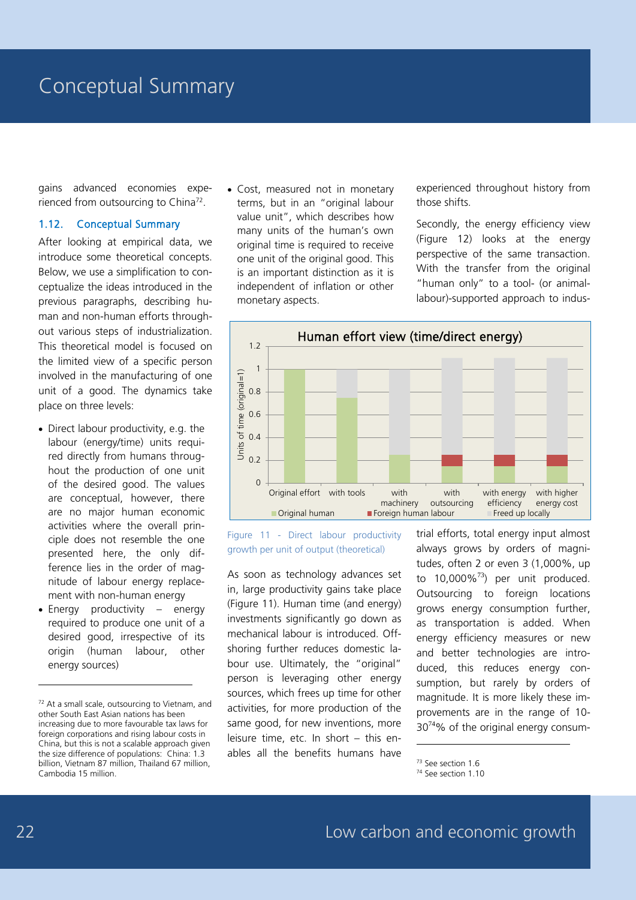gains advanced economies experienced from outsourcing to China[72].

### 1.12. Conceptual Summary

After looking at empirical data, we introduce some theoretical concepts. Below, we use a simplification to conceptualize the ideas introduced in the previous paragraphs, describing human and non-human efforts throughout various steps of industrialization. This theoretical model is focused on the limited view of a specific person involved in the manufacturing of one unit of a good. The dynamics take place on three levels:

- Direct labour productivity, e.g. the labour (energy/time) units required directly from humans throughout the production of one unit of the desired good. The values are conceptual, however, there are no major human economic activities where the overall principle does not resemble the one presented here, the only difference lies in the order of magnitude of labour energy replacement with non-human energy
- Energy productivity – energy required to produce one unit of a desired good, irrespective of its origin (human labour, other energy sources)
- Cost, measured not in monetary terms, but in an "original labour value unit", which describes how many units of the human's own original time is required to receive one unit of the original good. This is an important distinction as it is independent of inflation or other monetary aspects.

Figure 11 - Direct labour productivity growth per unit of output (theoretical)

As soon as technology advances set in, large productivity gains take place (Figure 11). Human time (and energy) investments significantly go down as mechanical labour is introduced. Offshoring further reduces domestic labour use. Ultimately, the "original" person is leveraging other energy sources, which frees up time for other activities, for more production of the same good, for new inventions, more leisure time, etc. In short – this enables all the benefits humans have experienced throughout history from those shifts.

Secondly, the energy efficiency view (Figure 12) looks at the energy perspective of the same transaction. With the transfer from the original "human only" to a tool- (or animal-labour)-supported approach to industrial efforts, total energy input almost always grows by orders of magnitudes, often 2 or even 3 (1,000%, up to 10,000%[73]) per unit produced. Outsourcing to foreign locations grows energy consumption further, as transportation is added. When energy efficiency measures or new and better technologies are introduced, this reduces energy consumption, but rarely by orders of magnitude. It is more likely these improvements are in the range of 10-30[74]% of the original energy consum-

---

[72] At a small scale, outsourcing to Vietnam, and other South East Asian nations has been increasing due to more favourable tax laws for foreign corporations and rising labour costs in China, but this is not a scalable approach given the size difference of populations: China: 1.3 billion, Vietnam 87 million, Thailand 67 million, Cambodia 15 million.

[73] See section 1.6

[74] See section 1.10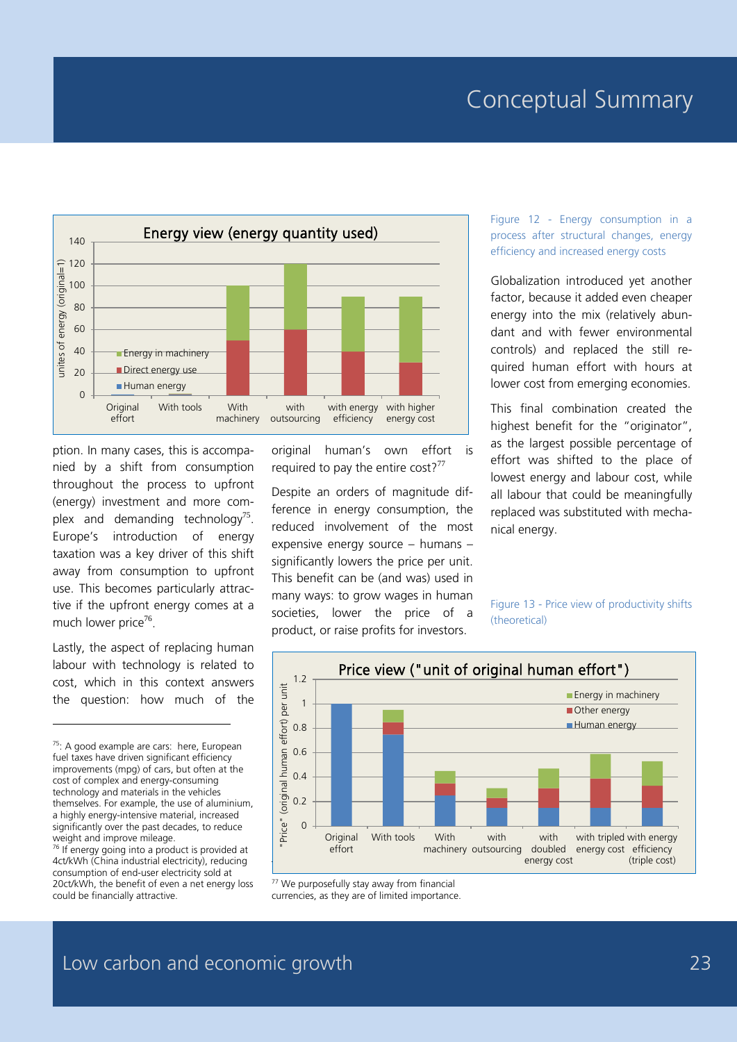Figure 12 - Energy consumption in a process after structural changes, energy efficiency and increased energy costs

ption. In many cases, this is accompanied by a shift from consumption throughout the process to upfront (energy) investment and more complex and demanding technology[75]. Europe's introduction of energy taxation was a key driver of this shift away from consumption to upfront use. This becomes particularly attractive if the upfront energy comes at a much lower price[76].

Lastly, the aspect of replacing human labour with technology is related to cost, which in this context answers the question: how much of the original human's own effort is required to pay the entire cost?[77]

Despite an orders of magnitude difference in energy consumption, the reduced involvement of the most expensive energy source – humans – significantly lowers the price per unit. This benefit can be (and was) used in many ways: to grow wages in human societies, lower the price of a product, or raise profits for investors.

Globalization introduced yet another factor, because it added even cheaper energy into the mix (relatively abundant and with fewer environmental controls) and replaced the still required human effort with hours at lower cost from emerging economies.

This final combination created the highest benefit for the "originator", as the largest possible percentage of effort was shifted to the place of lowest energy and labour cost, while all labour that could be meaningfully replaced was substituted with mechanical energy.

Figure 13 - Price view of productivity shifts (theoretical)

---

[75]: A good example are cars: here, European fuel taxes have driven significant efficiency improvements (mpg) of cars, but often at the cost of complex and energy-consuming technology and materials in the vehicles themselves. For example, the use of aluminium, a highly energy-intensive material, increased significantly over the past decades, to reduce weight and improve mileage.

[76] If energy going into a product is provided at 4ct/kWh (China industrial electricity), reducing consumption of end-user electricity sold at 20ct/kWh, the benefit of even a net energy loss could be financially attractive.

[77] We purposefully stay away from financial currencies, as they are of limited importance.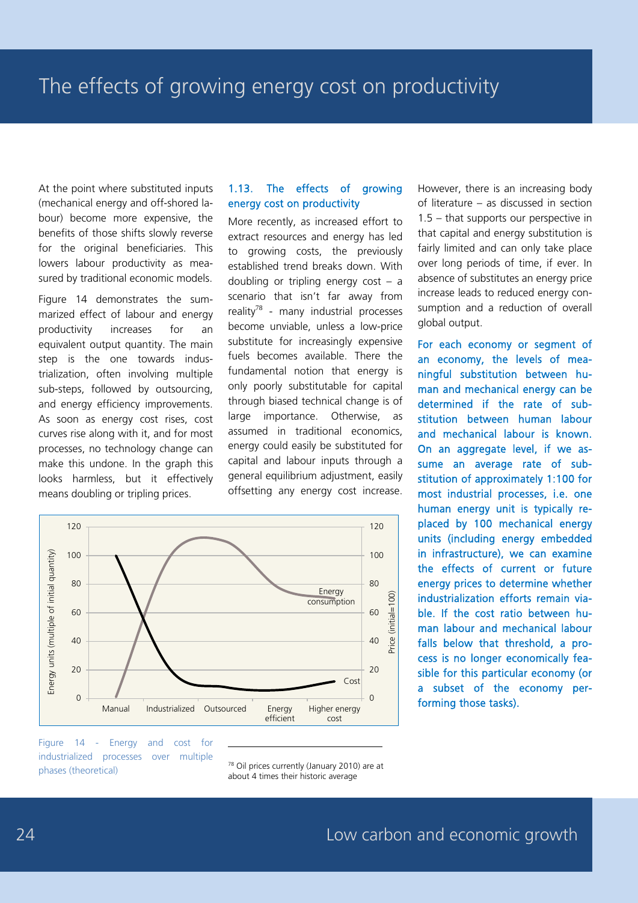At the point where substituted inputs (mechanical energy and off-shored labour) become more expensive, the benefits of those shifts slowly reverse for the original beneficiaries. This lowers labour productivity as measured by traditional economic models.

Figure 14 demonstrates the summarized effect of labour and energy productivity increases for an equivalent output quantity. The main step is the one towards industrialization, often involving multiple sub-steps, followed by outsourcing, and energy efficiency improvements. As soon as energy cost rises, cost curves rise along with it, and for most processes, no technology change can make this undone. In the graph this looks harmless, but it effectively means doubling or tripling prices.

Figure 14 - Energy and cost for industrialized processes over multiple phases (theoretical)

### 1.13. The effects of growing energy cost on productivity

More recently, as increased effort to extract resources and energy has led to growing costs, the previously established trend breaks down. With doubling or tripling energy cost – a scenario that isn't far away from reality[78] - many industrial processes become unviable, unless a low-price substitute for increasingly expensive fuels becomes available. There the fundamental notion that energy is only poorly substitutable for capital through biased technical change is of large importance. Otherwise, as assumed in traditional economics, energy could easily be substituted for capital and labour inputs through a general equilibrium adjustment, easily offsetting any energy cost increase.

However, there is an increasing body of literature – as discussed in section 1.5 – that supports our perspective in that capital and energy substitution is fairly limited and can only take place over long periods of time, if ever. In absence of substitutes an energy price increase leads to reduced energy consumption and a reduction of overall global output.

For each economy or segment of an economy, the levels of meaningful substitution between human and mechanical energy can be determined if the rate of substitution between human labour and mechanical labour is known. On an aggregate level, if we assume an average rate of substitution of approximately 1:100 for most industrial processes, i.e. one human energy unit is typically replaced by 100 mechanical energy units (including energy embedded in infrastructure), we can examine the effects of current or future energy prices to determine whether industrialization efforts remain viable. If the cost ratio between human labour and mechanical labour falls below that threshold, a process is no longer economically feasible for this particular economy (or a subset of the economy performing those tasks).

[78] Oil prices currently (January 2010) are at about 4 times their historic average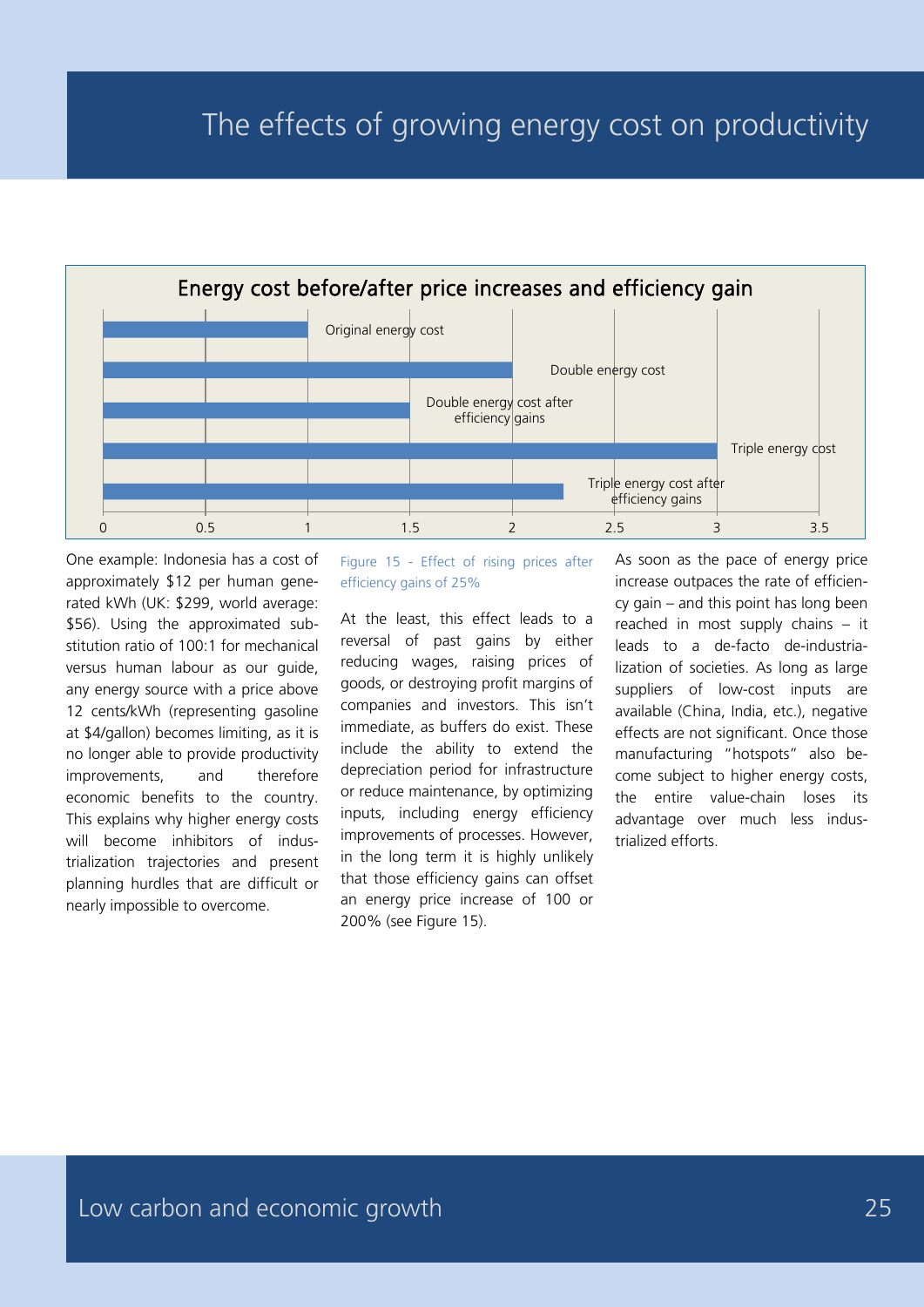# The effects of growing energy cost on productivity

**Energy cost before/after price increases and efficiency gain**

| | Energy cost |
|---|---|
| Original energy cost | 1 |
| Double energy cost | 2 |
| Double energy cost after efficiency gains | 1.5 |
| Triple energy cost | 3 |
| Triple energy cost after efficiency gains | 2.25 |

Figure 15 - Effect of rising prices after efficiency gains of 25%

One example: Indonesia has a cost of approximately $12 per human generated kWh (UK: $299, world average: $56). Using the approximated substitution ratio of 100:1 for mechanical versus human labour as our guide, any energy source with a price above 12 cents/kWh (representing gasoline at $4/gallon) becomes limiting, as it is no longer able to provide productivity improvements, and therefore economic benefits to the country. This explains why higher energy costs will become inhibitors of industrialization trajectories and present planning hurdles that are difficult or nearly impossible to overcome.

At the least, this effect leads to a reversal of past gains by either reducing wages, raising prices of goods, or destroying profit margins of companies and investors. This isn't immediate, as buffers do exist. These include the ability to extend the depreciation period for infrastructure or reduce maintenance, by optimizing inputs, including energy efficiency improvements of processes. However, in the long term it is highly unlikely that those efficiency gains can offset an energy price increase of 100 or 200% (see Figure 15).

As soon as the pace of energy price increase outpaces the rate of efficiency gain – and this point has long been reached in most supply chains – it leads to a de-facto de-industrialization of societies. As long as large suppliers of low-cost inputs are available (China, India, etc.), negative effects are not significant. Once those manufacturing "hotspots" also become subject to higher energy costs, the entire value-chain loses its advantage over much less industrialized efforts.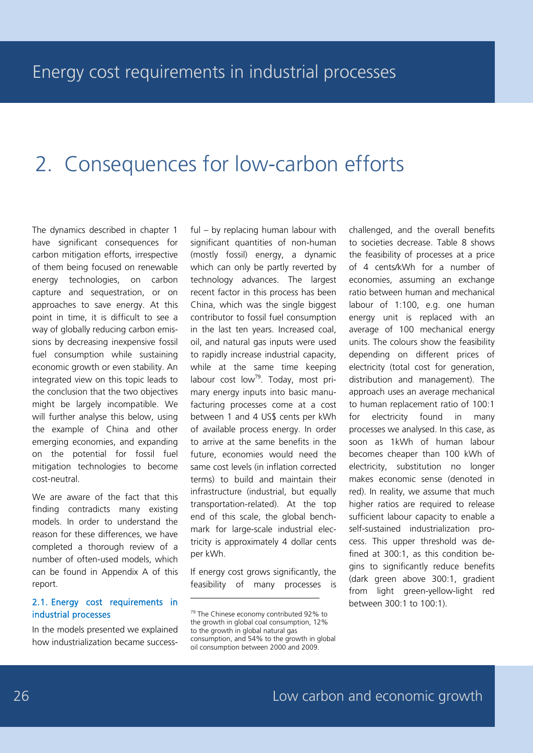# 2. Consequences for low-carbon efforts

The dynamics described in chapter 1 have significant consequences for carbon mitigation efforts, irrespective of them being focused on renewable energy technologies, on carbon capture and sequestration, or on approaches to save energy. At this point in time, it is difficult to see a way of globally reducing carbon emissions by decreasing inexpensive fossil fuel consumption while sustaining economic growth or even stability. An integrated view on this topic leads to the conclusion that the two objectives might be largely incompatible. We will further analyse this below, using the example of China and other emerging economies, and expanding on the potential for fossil fuel mitigation technologies to become cost-neutral.

We are aware of the fact that this finding contradicts many existing models. In order to understand the reason for these differences, we have completed a thorough review of a number of often-used models, which can be found in Appendix A of this report.

## 2.1. Energy cost requirements in industrial processes

In the models presented we explained how industrialization became successful – by replacing human labour with significant quantities of non-human (mostly fossil) energy, a dynamic which can only be partly reverted by technology advances. The largest recent factor in this process has been China, which was the single biggest contributor to fossil fuel consumption in the last ten years. Increased coal, oil, and natural gas inputs were used to rapidly increase industrial capacity, while at the same time keeping labour cost low[79]. Today, most primary energy inputs into basic manufacturing processes come at a cost between 1 and 4 US$ cents per kWh of available process energy. In order to arrive at the same benefits in the future, economies would need the same cost levels (in inflation corrected terms) to build and maintain their infrastructure (industrial, but equally transportation-related). At the top end of this scale, the global benchmark for large-scale industrial electricity is approximately 4 dollar cents per kWh.

If energy cost grows significantly, the feasibility of many processes is challenged, and the overall benefits to societies decrease. Table 8 shows the feasibility of processes at a price of 4 cents/kWh for a number of economies, assuming an exchange ratio between human and mechanical labour of 1:100, e.g. one human energy unit is replaced with an average of 100 mechanical energy units. The colours show the feasibility depending on different prices of electricity (total cost for generation, distribution and management). The approach uses an average mechanical to human replacement ratio of 100:1 for electricity found in many processes we analysed. In this case, as soon as 1kWh of human labour becomes cheaper than 100 kWh of electricity, substitution no longer makes economic sense (denoted in red). In reality, we assume that much higher ratios are required to release sufficient labour capacity to enable a self-sustained industrialization process. This upper threshold was defined at 300:1, as this condition begins to significantly reduce benefits (dark green above 300:1, gradient from light green-yellow-light red between 300:1 to 100:1).

[79] The Chinese economy contributed 92% to the growth in global coal consumption, 12% to the growth in global natural gas consumption, and 54% to the growth in global oil consumption between 2000 and 2009.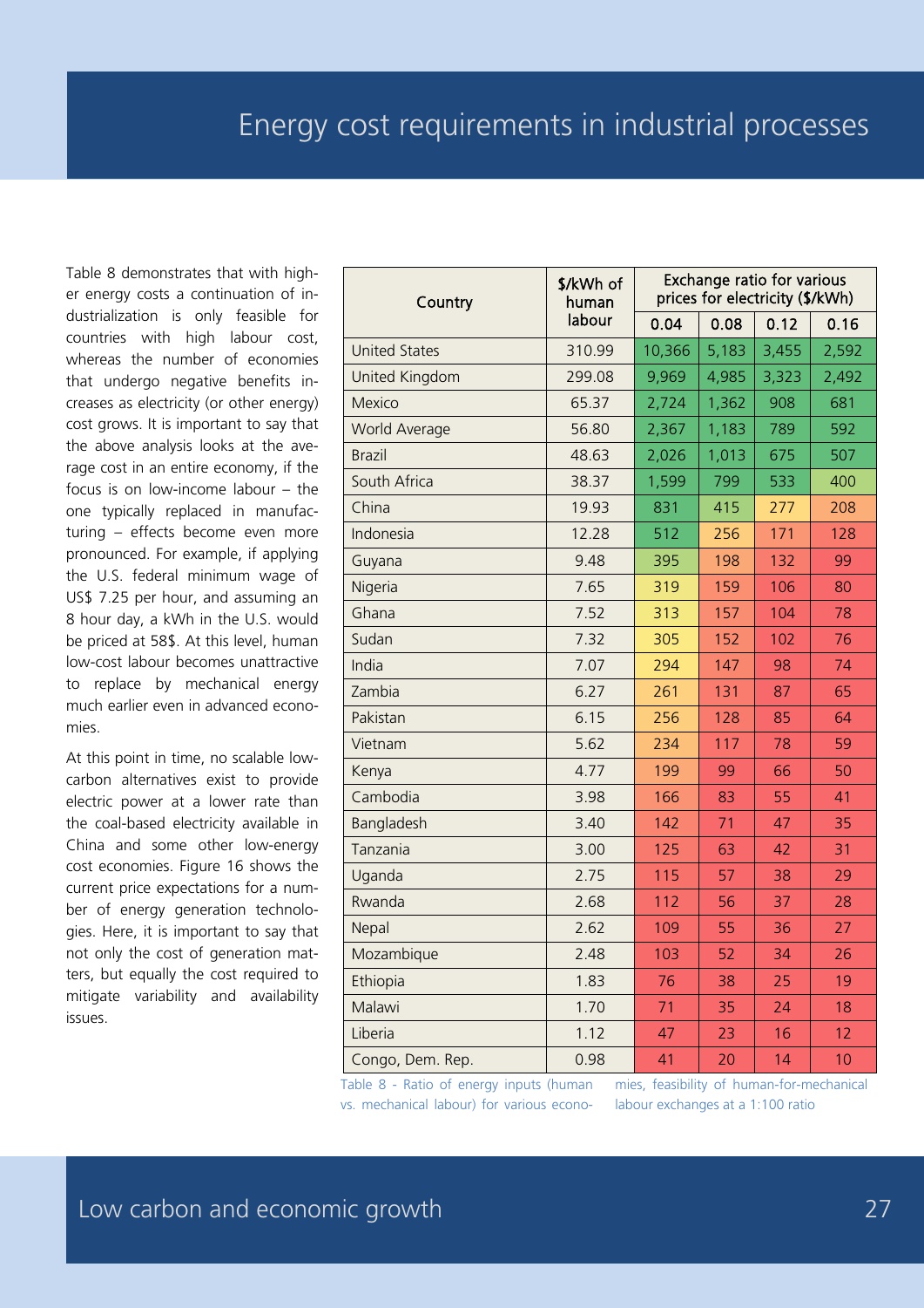# Energy cost requirements in industrial processes

Table 8 demonstrates that with higher energy costs a continuation of industrialization is only feasible for countries with high labour cost, whereas the number of economies that undergo negative benefits increases as electricity (or other energy) cost grows. It is important to say that the above analysis looks at the average cost in an entire economy, if the focus is on low-income labour – the one typically replaced in manufacturing – effects become even more pronounced. For example, if applying the U.S. federal minimum wage of US$ 7.25 per hour, and assuming an 8 hour day, a kWh in the U.S. would be priced at 58$. At this level, human low-cost labour becomes unattractive to replace by mechanical energy much earlier even in advanced economies.

At this point in time, no scalable low-carbon alternatives exist to provide electric power at a lower rate than the coal-based electricity available in China and some other low-energy cost economies. Figure 16 shows the current price expectations for a number of energy generation technologies. Here, it is important to say that not only the cost of generation matters, but equally the cost required to mitigate variability and availability issues.

| Country | $/kWh of human labour | Exchange ratio for various prices for electricity ($/kWh) | | | |
|---|---|---|---|---|---|
| | | 0.04 | 0.08 | 0.12 | 0.16 |
| United States | 310.99 | 10,366 | 5,183 | 3,455 | 2,592 |
| United Kingdom | 299.08 | 9,969 | 4,985 | 3,323 | 2,492 |
| Mexico | 65.37 | 2,724 | 1,362 | 908 | 681 |
| World Average | 56.80 | 2,367 | 1,183 | 789 | 592 |
| Brazil | 48.63 | 2,026 | 1,013 | 675 | 507 |
| South Africa | 38.37 | 1,599 | 799 | 533 | 400 |
| China | 19.93 | 831 | 415 | 277 | 208 |
| Indonesia | 12.28 | 512 | 256 | 171 | 128 |
| Guyana | 9.48 | 395 | 198 | 132 | 99 |
| Nigeria | 7.65 | 319 | 159 | 106 | 80 |
| Ghana | 7.52 | 313 | 157 | 104 | 78 |
| Sudan | 7.32 | 305 | 152 | 102 | 76 |
| India | 7.07 | 294 | 147 | 98 | 74 |
| Zambia | 6.27 | 261 | 131 | 87 | 65 |
| Pakistan | 6.15 | 256 | 128 | 85 | 64 |
| Vietnam | 5.62 | 234 | 117 | 78 | 59 |
| Kenya | 4.77 | 199 | 99 | 66 | 50 |
| Cambodia | 3.98 | 166 | 83 | 55 | 41 |
| Bangladesh | 3.40 | 142 | 71 | 47 | 35 |
| Tanzania | 3.00 | 125 | 63 | 42 | 31 |
| Uganda | 2.75 | 115 | 57 | 38 | 29 |
| Rwanda | 2.68 | 112 | 56 | 37 | 28 |
| Nepal | 2.62 | 109 | 55 | 36 | 27 |
| Mozambique | 2.48 | 103 | 52 | 34 | 26 |
| Ethiopia | 1.83 | 76 | 38 | 25 | 19 |
| Malawi | 1.70 | 71 | 35 | 24 | 18 |
| Liberia | 1.12 | 47 | 23 | 16 | 12 |
| Congo, Dem. Rep. | 0.98 | 41 | 20 | 14 | 10 |

Table 8 - Ratio of energy inputs (human vs. mechanical labour) for various economies, feasibility of human-for-mechanical labour exchanges at a 1:100 ratio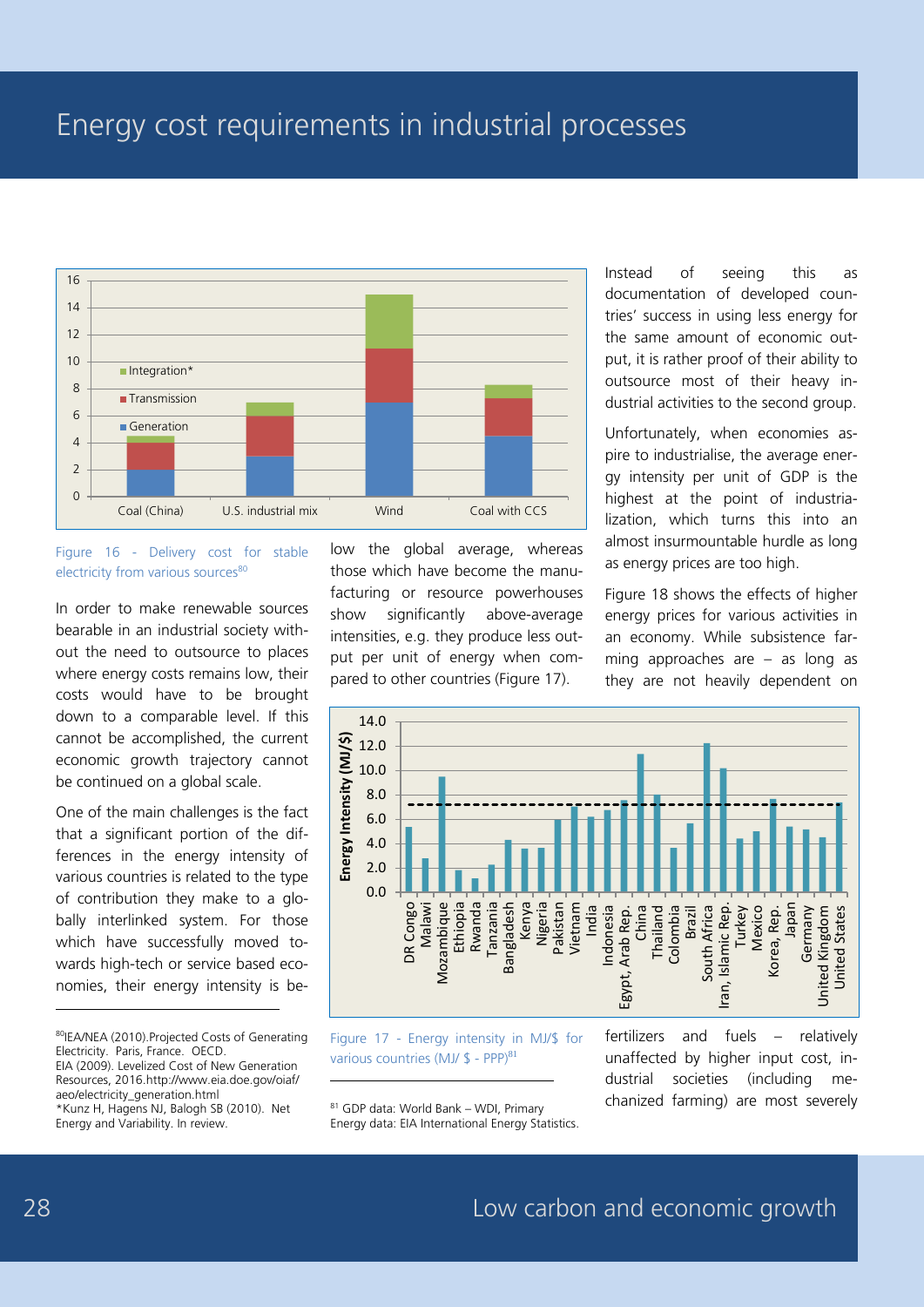# Energy cost requirements in industrial processes

Figure 16 - Delivery cost for stable electricity from various sources[80]

In order to make renewable sources bearable in an industrial society without the need to outsource to places where energy costs remains low, their costs would have to be brought down to a comparable level. If this cannot be accomplished, the current economic growth trajectory cannot be continued on a global scale.

One of the main challenges is the fact that a significant portion of the differences in the energy intensity of various countries is related to the type of contribution they make to a globally interlinked system. For those which have successfully moved towards high-tech or service based economies, their energy intensity is below the global average, whereas those which have become the manufacturing or resource powerhouses show significantly above-average intensities, e.g. they produce less output per unit of energy when compared to other countries (Figure 17).

Instead of seeing this as documentation of developed countries' success in using less energy for the same amount of economic output, it is rather proof of their ability to outsource most of their heavy industrial activities to the second group.

Unfortunately, when economies aspire to industrialise, the average energy intensity per unit of GDP is the highest at the point of industrialization, which turns this into an almost insurmountable hurdle as long as energy prices are too high.

Figure 18 shows the effects of higher energy prices for various activities in an economy. While subsistence farming approaches are – as long as they are not heavily dependent on fertilizers and fuels – relatively unaffected by higher input cost, industrial societies (including mechanized farming) are most severely

Figure 17 - Energy intensity in MJ/$ for various countries (MJ/ $ - PPP)[81]

[80] IEA/NEA (2010). Projected Costs of Generating Electricity. Paris, France. OECD.
EIA (2009). Levelized Cost of New Generation Resources, 2016. http://www.eia.doe.gov/oiaf/aeo/electricity_generation.html
*Kunz H, Hagens NJ, Balogh SB (2010). Net Energy and Variability. In review.

[81] GDP data: World Bank – WDI, Primary Energy data: EIA International Energy Statistics.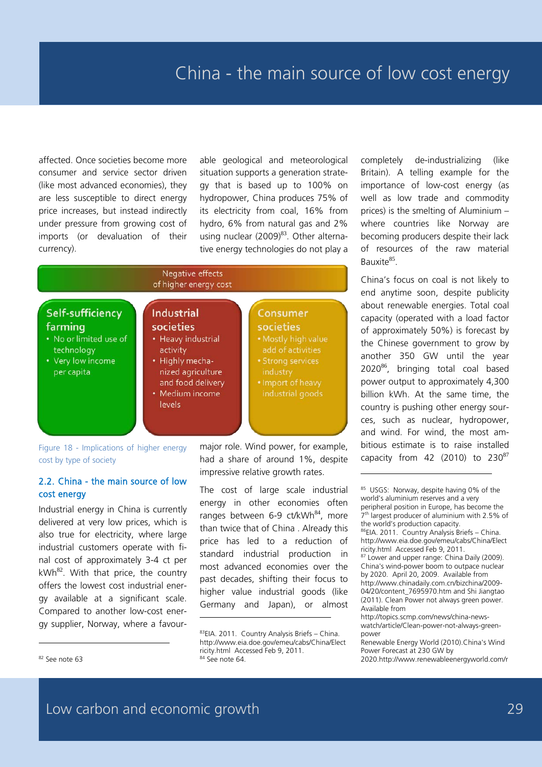affected. Once societies become more consumer and service sector driven (like most advanced economies), they are less susceptible to direct energy price increases, but instead indirectly under pressure from growing cost of imports (or devaluation of their currency).

Negative effects of higher energy cost

**Self-sufficiency farming**
- No or limited use of technology
- Very low income per capita

**Industrial societies**
- Heavy industrial activity
- Highly mechanized agriculture and food delivery
- Medium income levels

**Consumer societies**
- Mostly high value add of activities
- Strong services industry
- Import of heavy industrial goods

Figure 18 - Implications of higher energy cost by type of society

## 2.2. China - the main source of low cost energy

Industrial energy in China is currently delivered at very low prices, which is also true for electricity, where large industrial customers operate with final cost of approximately 3-4 ct per kWh[82]. With that price, the country offers the lowest cost industrial energy available at a significant scale. Compared to another low-cost energy supplier, Norway, where a favourable geological and meteorological situation supports a generation strategy that is based up to 100% on hydropower, China produces 75% of its electricity from coal, 16% from hydro, 6% from natural gas and 2% using nuclear (2009)[83]. Other alternative energy technologies do not play a major role. Wind power, for example, had a share of around 1%, despite impressive relative growth rates.

The cost of large scale industrial energy in other economies often ranges between 6-9 ct/kWh[84], more than twice that of China . Already this price has led to a reduction of standard industrial production in most advanced economies over the past decades, shifting their focus to higher value industrial goods (like Germany and Japan), or almost completely de-industrializing (like Britain). A telling example for the importance of low-cost energy (as well as low trade and commodity prices) is the smelting of Aluminium – where countries like Norway are becoming producers despite their lack of resources of the raw material Bauxite[85].

China's focus on coal is not likely to end anytime soon, despite publicity about renewable energies. Total coal capacity (operated with a load factor of approximately 50%) is forecast by the Chinese government to grow by another 350 GW until the year 2020[86], bringing total coal based power output to approximately 4,300 billion kWh. At the same time, the country is pushing other energy sources, such as nuclear, hydropower, and wind. For wind, the most ambitious estimate is to raise installed capacity from 42 (2010) to 230[87]

---

[82] See note 63

[83] EIA. 2011. Country Analysis Briefs – China. http://www.eia.doe.gov/emeu/cabs/China/Electricity.html Accessed Feb 9, 2011.

[84] See note 64.

[85] USGS: Norway, despite having 0% of the world's aluminium reserves and a very peripheral position in Europe, has become the 7th largest producer of aluminium with 2.5% of the world's production capacity.

[86] EIA. 2011. Country Analysis Briefs – China. http://www.eia.doe.gov/emeu/cabs/China/Electricity.html Accessed Feb 9, 2011.

[87] Lower and upper range: China Daily (2009). China's wind-power boom to outpace nuclear by 2020. April 20, 2009. Available from http://www.chinadaily.com.cn/bizchina/2009-04/20/content_7695970.htm and Shi Jiangtao (2011). Clean Power not always green power. Available from http://topics.scmp.com/news/china-news-watch/article/Clean-power-not-always-green-power Renewable Energy World (2010).China's Wind Power Forecast at 230 GW by 2020.http://www.renewableenergyworld.com/r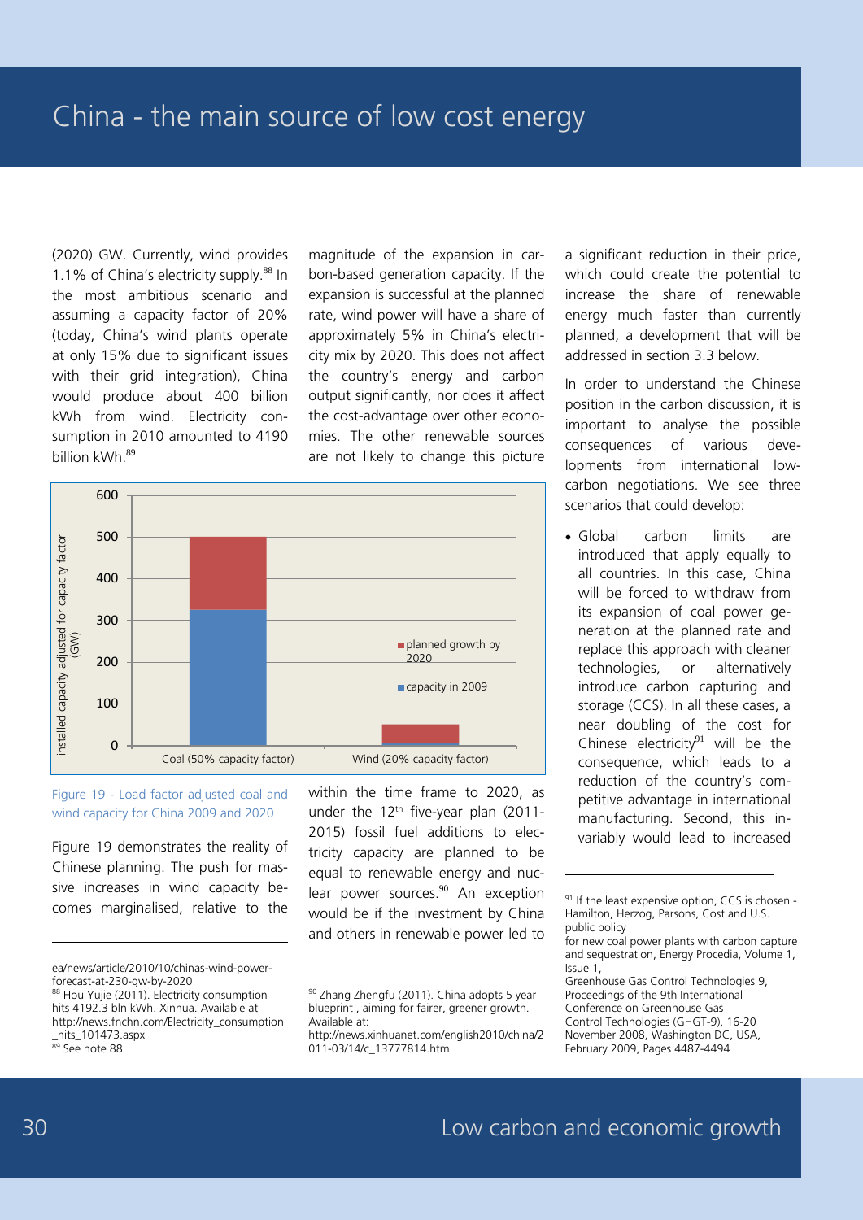# China - the main source of low cost energy

(2020) GW. Currently, wind provides 1.1% of China's electricity supply.[88] In the most ambitious scenario and assuming a capacity factor of 20% (today, China's wind plants operate at only 15% due to significant issues with their grid integration), China would produce about 400 billion kWh from wind. Electricity consumption in 2010 amounted to 4190 billion kWh.[89]

Figure 19 - Load factor adjusted coal and wind capacity for China 2009 and 2020

Figure 19 demonstrates the reality of Chinese planning. The push for massive increases in wind capacity becomes marginalised, relative to the magnitude of the expansion in carbon-based generation capacity. If the expansion is successful at the planned rate, wind power will have a share of approximately 5% in China's electricity mix by 2020. This does not affect the country's energy and carbon output significantly, nor does it affect the cost-advantage over other economies. The other renewable sources are not likely to change this picture within the time frame to 2020, as under the 12th five-year plan (2011-2015) fossil fuel additions to electricity capacity are planned to be equal to renewable energy and nuclear power sources.[90] An exception would be if the investment by China and others in renewable power led to a significant reduction in their price, which could create the potential to increase the share of renewable energy much faster than currently planned, a development that will be addressed in section 3.3 below.

In order to understand the Chinese position in the carbon discussion, it is important to analyse the possible consequences of various developments from international low-carbon negotiations. We see three scenarios that could develop:

- Global carbon limits are introduced that apply equally to all countries. In this case, China will be forced to withdraw from its expansion of coal power generation at the planned rate and replace this approach with cleaner technologies, or alternatively introduce carbon capturing and storage (CCS). In all these cases, a near doubling of the cost for Chinese electricity[91] will be the consequence, which leads to a reduction of the country's competitive advantage in international manufacturing. Second, this invariably would lead to increased

---

ea/news/article/2010/10/chinas-wind-power-forecast-at-230-gw-by-2020

[88] Hou Yujie (2011). Electricity consumption hits 4192.3 bln kWh. Xinhua. Available at http://news.fnchn.com/Electricity_consumption_hits_101473.aspx

[89] See note 88.

[90] Zhang Zhengfu (2011). China adopts 5 year blueprint , aiming for fairer, greener growth. Available at: http://news.xinhuanet.com/english2010/china/2011-03/14/c_13777814.htm

[91] If the least expensive option, CCS is chosen - Hamilton, Herzog, Parsons, Cost and U.S. public policy for new coal power plants with carbon capture and sequestration, Energy Procedia, Volume 1, Issue 1, Greenhouse Gas Control Technologies 9, Proceedings of the 9th International Conference on Greenhouse Gas Control Technologies (GHGT-9), 16-20 November 2008, Washington DC, USA, February 2009, Pages 4487-4494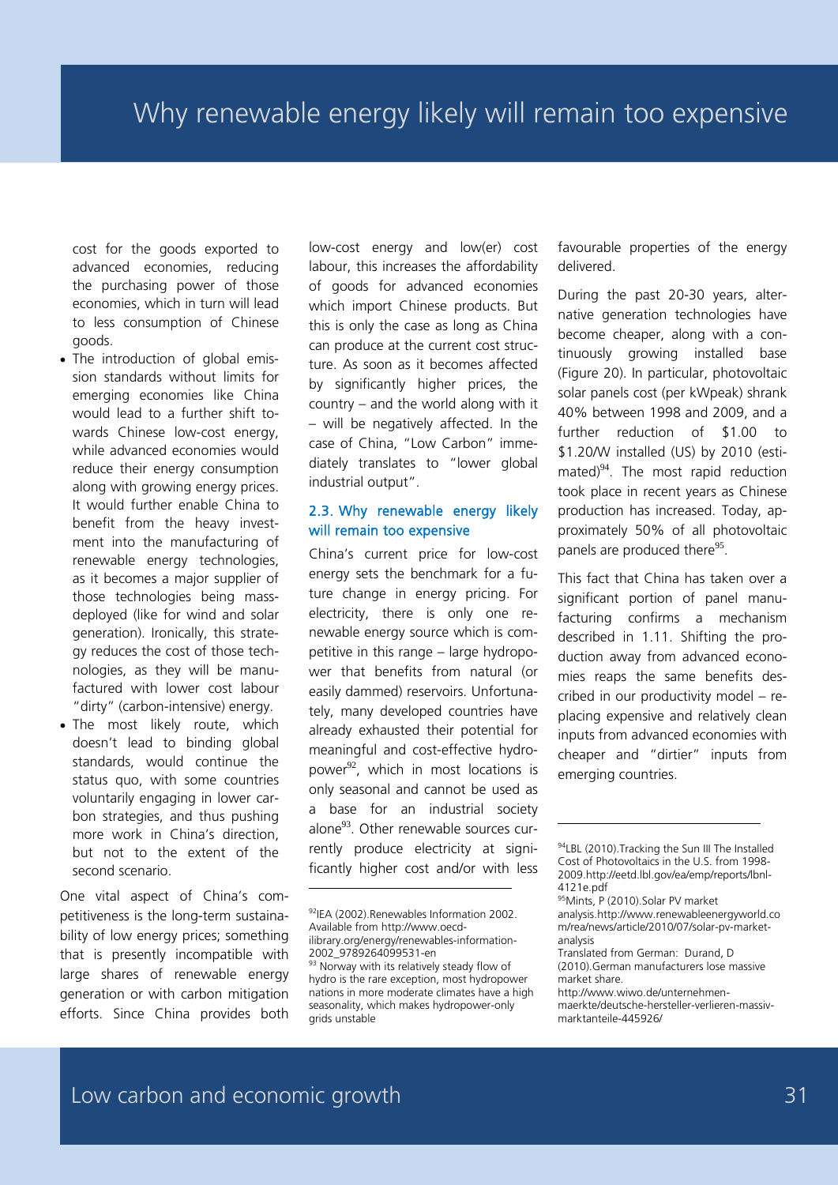cost for the goods exported to advanced economies, reducing the purchasing power of those economies, which in turn will lead to less consumption of Chinese goods.

- The introduction of global emission standards without limits for emerging economies like China would lead to a further shift towards Chinese low-cost energy, while advanced economies would reduce their energy consumption along with growing energy prices. It would further enable China to benefit from the heavy investment into the manufacturing of renewable energy technologies, as it becomes a major supplier of those technologies being mass-deployed (like for wind and solar generation). Ironically, this strategy reduces the cost of those technologies, as they will be manufactured with lower cost labour "dirty" (carbon-intensive) energy.
- The most likely route, which doesn't lead to binding global standards, would continue the status quo, with some countries voluntarily engaging in lower carbon strategies, and thus pushing more work in China's direction, but not to the extent of the second scenario.

One vital aspect of China's competitiveness is the long-term sustainability of low energy prices; something that is presently incompatible with large shares of renewable energy generation or with carbon mitigation efforts. Since China provides both low-cost energy and low(er) cost labour, this increases the affordability of goods for advanced economies which import Chinese products. But this is only the case as long as China can produce at the current cost structure. As soon as it becomes affected by significantly higher prices, the country – and the world along with it – will be negatively affected. In the case of China, "Low Carbon" immediately translates to "lower global industrial output".

## 2.3. Why renewable energy likely will remain too expensive

China's current price for low-cost energy sets the benchmark for a future change in energy pricing. For electricity, there is only one renewable energy source which is competitive in this range – large hydropower that benefits from natural (or easily dammed) reservoirs. Unfortunately, many developed countries have already exhausted their potential for meaningful and cost-effective hydropower[92], which in most locations is only seasonal and cannot be used as a base for an industrial society alone[93]. Other renewable sources currently produce electricity at significantly higher cost and/or with less favourable properties of the energy delivered.

During the past 20-30 years, alternative generation technologies have become cheaper, along with a continuously growing installed base (Figure 20). In particular, photovoltaic solar panels cost (per kWpeak) shrank 40% between 1998 and 2009, and a further reduction of $1.00 to $1.20/W installed (US) by 2010 (estimated)[94]. The most rapid reduction took place in recent years as Chinese production has increased. Today, approximately 50% of all photovoltaic panels are produced there[95].

This fact that China has taken over a significant portion of panel manufacturing confirms a mechanism described in 1.11. Shifting the production away from advanced economies reaps the same benefits described in our productivity model – replacing expensive and relatively clean inputs from advanced economies with cheaper and "dirtier" inputs from emerging countries.

---

[92] IEA (2002).Renewables Information 2002. Available from http://www.oecd-ilibrary.org/energy/renewables-information-2002_9789264099531-en

[93] Norway with its relatively steady flow of hydro is the rare exception, most hydropower nations in more moderate climates have a high seasonality, which makes hydropower-only grids unstable

[94] LBL (2010).Tracking the Sun III The Installed Cost of Photovoltaics in the U.S. from 1998-2009.http://eetd.lbl.gov/ea/emp/reports/lbnl-4121e.pdf

[95] Mints, P (2010).Solar PV market analysis.http://www.renewableenergyworld.com/rea/news/article/2010/07/solar-pv-market-analysis
Translated from German: Durand, D (2010).German manufacturers lose massive market share. http://www.wiwo.de/unternehmen-maerkte/deutsche-hersteller-verlieren-massiv-marktanteile-445926/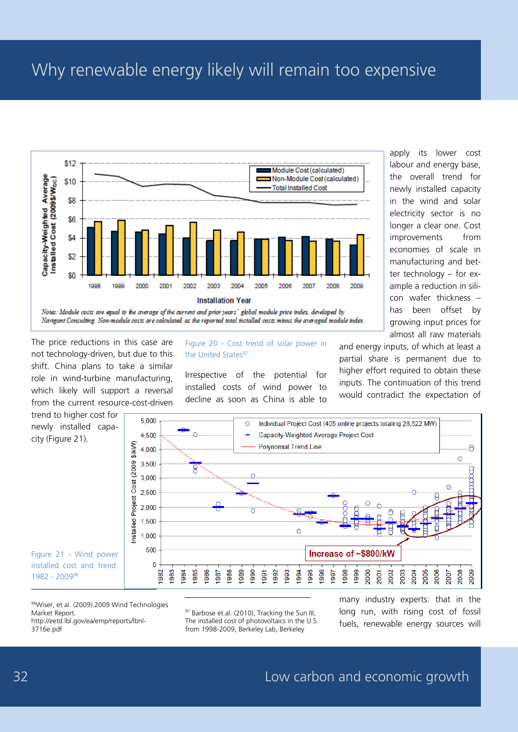# Why renewable energy likely will remain too expensive

Notes: Module costs are equal to the average of the current and prior years' global module price index, developed by Navigant Consulting. Non-module costs are calculated as the reported total installed costs minus the averaged module index.

Figure 20 - Cost trend of solar power in the United States[97]

apply its lower cost labour and energy base, the overall trend for newly installed capacity in the wind and solar electricity sector is no longer a clear one. Cost improvements from economies of scale in manufacturing and better technology – for example a reduction in silicon wafer thickness – has been offset by growing input prices for almost all raw materials and energy inputs, of which at least a partial share is permanent due to higher effort required to obtain these inputs. The continuation of this trend would contradict the expectation of many industry experts: that in the long run, with rising cost of fossil fuels, renewable energy sources will

The price reductions in this case are not technology-driven, but due to this shift. China plans to take a similar role in wind-turbine manufacturing, which likely will support a reversal from the current resource-cost-driven trend to higher cost for newly installed capacity (Figure 21).

Irrespective of the potential for installed costs of wind power to decline as soon as China is able to

Figure 21 - Wind power installed cost and trend: 1982 - 2009[96]

[96]Wiser, et al. (2009).2009 Wind Technologies Market Report. http://eetd.lbl.gov/ea/emp/reports/lbnl-3716e.pdf

[97] Barbose et.al. (2010), Tracking the Sun III, The installed cost of photovoltaics in the U.S. from 1998-2009, Berkeley Lab, Berkeley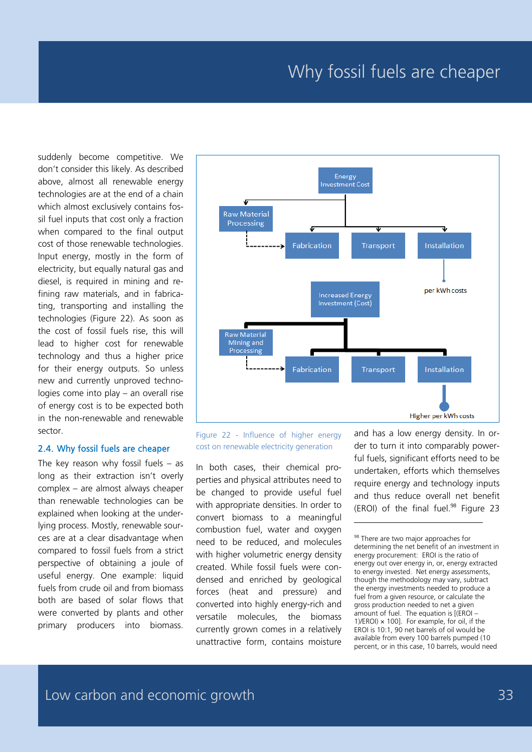suddenly become competitive. We don't consider this likely. As described above, almost all renewable energy technologies are at the end of a chain which almost exclusively contains fossil fuel inputs that cost only a fraction when compared to the final output cost of those renewable technologies. Input energy, mostly in the form of electricity, but equally natural gas and diesel, is required in mining and refining raw materials, and in fabricating, transporting and installing the technologies (Figure 22). As soon as the cost of fossil fuels rise, this will lead to higher cost for renewable technology and thus a higher price for their energy outputs. So unless new and currently unproved technologies come into play – an overall rise of energy cost is to be expected both in the non-renewable and renewable sector.

## 2.4. Why fossil fuels are cheaper

The key reason why fossil fuels – as long as their extraction isn't overly complex – are almost always cheaper than renewable technologies can be explained when looking at the underlying process. Mostly, renewable sources are at a clear disadvantage when compared to fossil fuels from a strict perspective of obtaining a joule of useful energy. One example: liquid fuels from crude oil and from biomass both are based of solar flows that were converted by plants and other primary producers into biomass. In both cases, their chemical properties and physical attributes need to be changed to provide useful fuel with appropriate densities. In order to convert biomass to a meaningful combustion fuel, water and oxygen need to be reduced, and molecules with higher volumetric energy density created. While fossil fuels were condensed and enriched by geological forces (heat and pressure) and converted into highly energy-rich and versatile molecules, the biomass currently grown comes in a relatively unattractive form, contains moisture and has a low energy density. In order to turn it into comparably powerful fuels, significant efforts need to be undertaken, efforts which themselves require energy and technology inputs and thus reduce overall net benefit (EROI) of the final fuel.[98] Figure 23

Energy Investment Cost

Raw Material Processing

Fabrication

Transport

Installation

per kWh costs

Increased Energy Investment (Cost)

Raw Material Mining and Processing

Fabrication

Transport

Installation

Higher per kWh costs

Figure 22 - Influence of higher energy cost on renewable electricity generation

[98] There are two major approaches for determining the net benefit of an investment in energy procurement: EROI is the ratio of energy out over energy in, or, energy extracted to energy invested. Net energy assessments, though the methodology may vary, subtract the energy investments needed to produce a fuel from a given resource, or calculate the gross production needed to net a given amount of fuel. The equation is [(EROI – 1)/EROI) × 100]. For example, for oil, if the EROI is 10:1, 90 net barrels of oil would be available from every 100 barrels pumped (10 percent, or in this case, 10 barrels, would need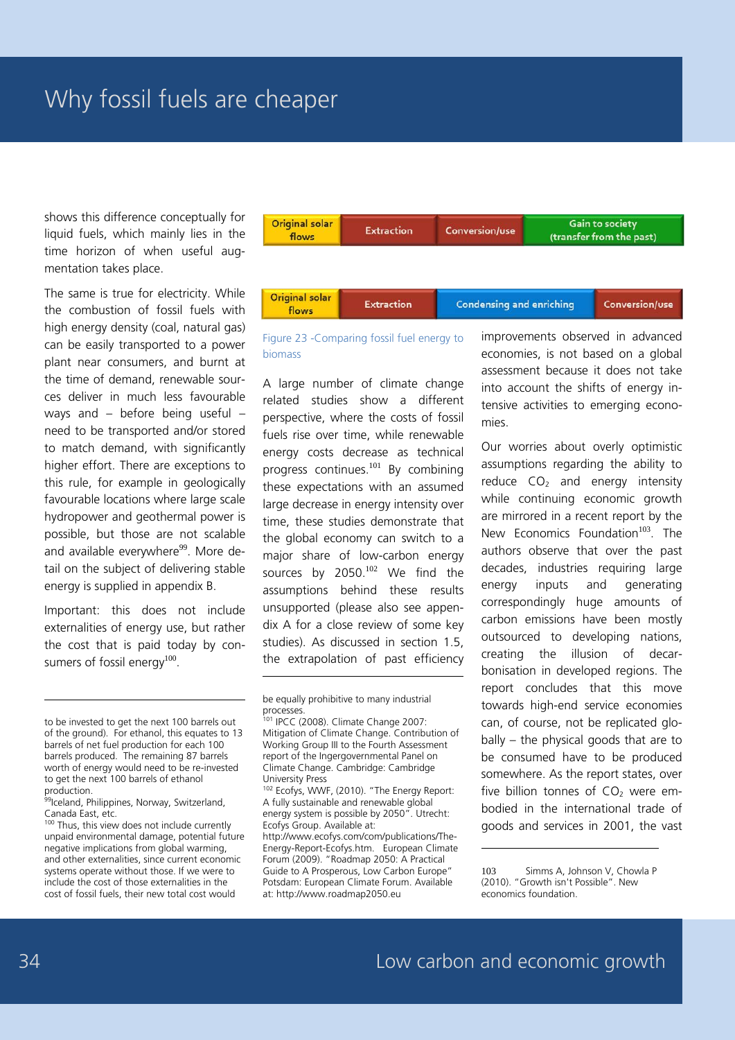# Why fossil fuels are cheaper

shows this difference conceptually for liquid fuels, which mainly lies in the time horizon of when useful augmentation takes place.

The same is true for electricity. While the combustion of fossil fuels with high energy density (coal, natural gas) can be easily transported to a power plant near consumers, and burnt at the time of demand, renewable sources deliver in much less favourable ways and – before being useful – need to be transported and/or stored to match demand, with significantly higher effort. There are exceptions to this rule, for example in geologically favourable locations where large scale hydropower and geothermal power is possible, but those are not scalable and available everywhere[99]. More detail on the subject of delivering stable energy is supplied in appendix B.

Important: this does not include externalities of energy use, but rather the cost that is paid today by consumers of fossil energy[100].

| Original solar flows | Extraction | Conversion/use | Gain to society (transfer from the past) |
|---|---|---|---|

| Original solar flows | Extraction | Condensing and enriching | Conversion/use |
|---|---|---|---|

Figure 23 -Comparing fossil fuel energy to biomass

A large number of climate change related studies show a different perspective, where the costs of fossil fuels rise over time, while renewable energy costs decrease as technical progress continues.[101] By combining these expectations with an assumed large decrease in energy intensity over time, these studies demonstrate that the global economy can switch to a major share of low-carbon energy sources by 2050.[102] We find the assumptions behind these results unsupported (please also see appendix A for a close review of some key studies). As discussed in section 1.5, the extrapolation of past efficiency improvements observed in advanced economies, is not based on a global assessment because it does not take into account the shifts of energy intensive activities to emerging economies.

Our worries about overly optimistic assumptions regarding the ability to reduce $CO_2$ and energy intensity while continuing economic growth are mirrored in a recent report by the New Economics Foundation[103]. The authors observe that over the past decades, industries requiring large energy inputs and generating correspondingly huge amounts of carbon emissions have been mostly outsourced to developing nations, creating the illusion of decarbonisation in developed regions. The report concludes that this move towards high-end service economies can, of course, not be replicated globally – the physical goods that are to be consumed have to be produced somewhere. As the report states, over five billion tonnes of $CO_2$ were embodied in the international trade of goods and services in 2001, the vast

---

to be invested to get the next 100 barrels out of the ground). For ethanol, this equates to 13 barrels of net fuel production for each 100 barrels produced. The remaining 87 barrels worth of energy would need to be re-invested to get the next 100 barrels of ethanol production.

[99] Iceland, Philippines, Norway, Switzerland, Canada East, etc.

[100] Thus, this view does not include currently unpaid environmental damage, potential future negative implications from global warming, and other externalities, since current economic systems operate without those. If we were to include the cost of those externalities in the cost of fossil fuels, their new total cost would be equally prohibitive to many industrial processes.

[101] IPCC (2008). Climate Change 2007: Mitigation of Climate Change. Contribution of Working Group III to the Fourth Assessment report of the Ingergovernmental Panel on Climate Change. Cambridge: Cambridge University Press

[102] Ecofys, WWF, (2010). "The Energy Report: A fully sustainable and renewable global energy system is possible by 2050". Utrecht: Ecofys Group. Available at: http://www.ecofys.com/com/publications/The-Energy-Report-Ecofys.htm. European Climate Forum (2009). "Roadmap 2050: A Practical Guide to A Prosperous, Low Carbon Europe" Potsdam: European Climate Forum. Available at: http://www.roadmap2050.eu

[103] Simms A, Johnson V, Chowla P (2010). "Growth isn't Possible". New economics foundation.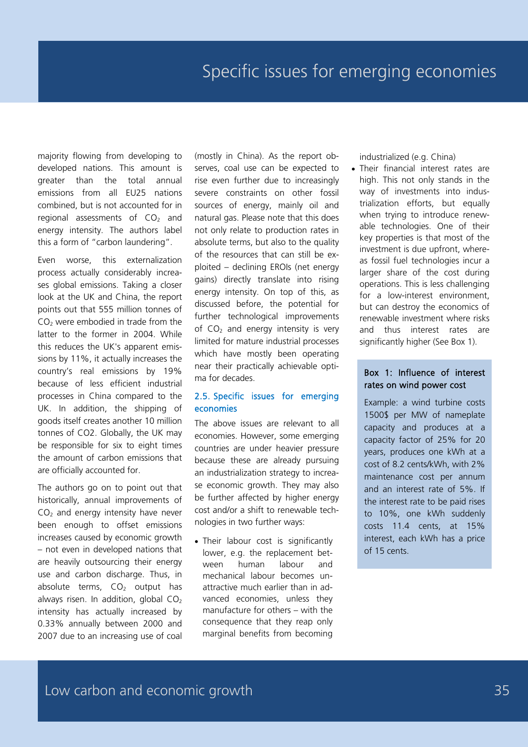majority flowing from developing to developed nations. This amount is greater than the total annual emissions from all EU25 nations combined, but is not accounted for in regional assessments of $CO_2$ and energy intensity. The authors label this a form of "carbon laundering".

Even worse, this externalization process actually considerably increases global emissions. Taking a closer look at the UK and China, the report points out that 555 million tonnes of $CO_2$ were embodied in trade from the latter to the former in 2004. While this reduces the UK's apparent emissions by 11%, it actually increases the country's real emissions by 19% because of less efficient industrial processes in China compared to the UK. In addition, the shipping of goods itself creates another 10 million tonnes of CO2. Globally, the UK may be responsible for six to eight times the amount of carbon emissions that are officially accounted for.

The authors go on to point out that historically, annual improvements of $CO_2$ and energy intensity have never been enough to offset emissions increases caused by economic growth – not even in developed nations that are heavily outsourcing their energy use and carbon discharge. Thus, in absolute terms, $CO_2$ output has always risen. In addition, global $CO_2$ intensity has actually increased by 0.33% annually between 2000 and 2007 due to an increasing use of coal (mostly in China). As the report observes, coal use can be expected to rise even further due to increasingly severe constraints on other fossil sources of energy, mainly oil and natural gas. Please note that this does not only relate to production rates in absolute terms, but also to the quality of the resources that can still be exploited – declining EROIs (net energy gains) directly translate into rising energy intensity. On top of this, as discussed before, the potential for further technological improvements of $CO_2$ and energy intensity is very limited for mature industrial processes which have mostly been operating near their practically achievable optima for decades.

## 2.5. Specific issues for emerging economies

The above issues are relevant to all economies. However, some emerging countries are under heavier pressure because these are already pursuing an industrialization strategy to increase economic growth. They may also be further affected by higher energy cost and/or a shift to renewable technologies in two further ways:

- Their labour cost is significantly lower, e.g. the replacement between human labour and mechanical labour becomes unattractive much earlier than in advanced economies, unless they manufacture for others – with the consequence that they reap only marginal benefits from becoming industrialized (e.g. China)
- Their financial interest rates are high. This not only stands in the way of investments into industrialization efforts, but equally when trying to introduce renewable technologies. One of their key properties is that most of the investment is due upfront, whereas fossil fuel technologies incur a larger share of the cost during operations. This is less challenging for a low-interest environment, but can destroy the economics of renewable investment where risks and thus interest rates are significantly higher (See Box 1).

**Box 1: Influence of interest rates on wind power cost**

Example: a wind turbine costs 1500$ per MW of nameplate capacity and produces at a capacity factor of 25% for 20 years, produces one kWh at a cost of 8.2 cents/kWh, with 2% maintenance cost per annum and an interest rate of 5%. If the interest rate to be paid rises to 10%, one kWh suddenly costs 11.4 cents, at 15% interest, each kWh has a price of 15 cents.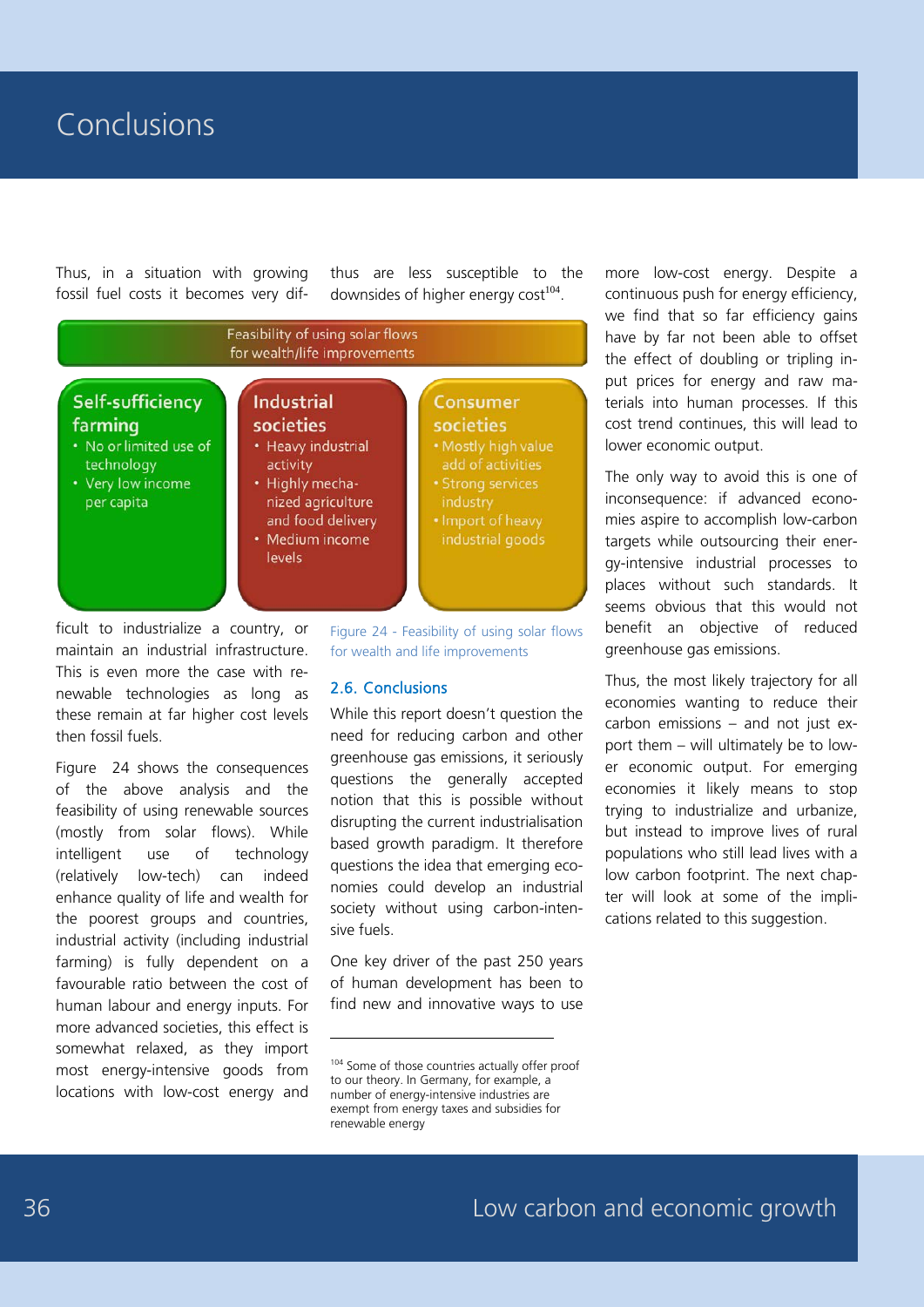# Conclusions

Thus, in a situation with growing fossil fuel costs it becomes very difficult to industrialize a country, or maintain an industrial infrastructure. This is even more the case with renewable technologies as long as these remain at far higher cost levels then fossil fuels.

Figure 24 shows the consequences of the above analysis and the feasibility of using renewable sources (mostly from solar flows). While intelligent use of technology (relatively low-tech) can indeed enhance quality of life and wealth for the poorest groups and countries, industrial activity (including industrial farming) is fully dependent on a favourable ratio between the cost of human labour and energy inputs. For more advanced societies, this effect is somewhat relaxed, as they import most energy-intensive goods from locations with low-cost energy and thus are less susceptible to the downsides of higher energy cost[104].

Feasibility of using solar flows for wealth/life improvements

**Self-sufficiency farming**
- No or limited use of technology
- Very low income per capita

**Industrial societies**
- Heavy industrial activity
- Highly mechanized agriculture and food delivery
- Medium income levels

**Consumer societies**
- Mostly high value add of activities
- Strong services industry
- Import of heavy industrial goods

Figure 24 - Feasibility of using solar flows for wealth and life improvements

## 2.6. Conclusions

While this report doesn't question the need for reducing carbon and other greenhouse gas emissions, it seriously questions the generally accepted notion that this is possible without disrupting the current industrialisation based growth paradigm. It therefore questions the idea that emerging economies could develop an industrial society without using carbon-intensive fuels.

One key driver of the past 250 years of human development has been to find new and innovative ways to use more low-cost energy. Despite a continuous push for energy efficiency, we find that so far efficiency gains have by far not been able to offset the effect of doubling or tripling input prices for energy and raw materials into human processes. If this cost trend continues, this will lead to lower economic output.

The only way to avoid this is one of inconsequence: if advanced economies aspire to accomplish low-carbon targets while outsourcing their energy-intensive industrial processes to places without such standards. It seems obvious that this would not benefit an objective of reduced greenhouse gas emissions.

Thus, the most likely trajectory for all economies wanting to reduce their carbon emissions – and not just export them – will ultimately be to lower economic output. For emerging economies it likely means to stop trying to industrialize and urbanize, but instead to improve lives of rural populations who still lead lives with a low carbon footprint. The next chapter will look at some of the implications related to this suggestion.

---

[104] Some of those countries actually offer proof to our theory. In Germany, for example, a number of energy-intensive industries are exempt from energy taxes and subsidies for renewable energy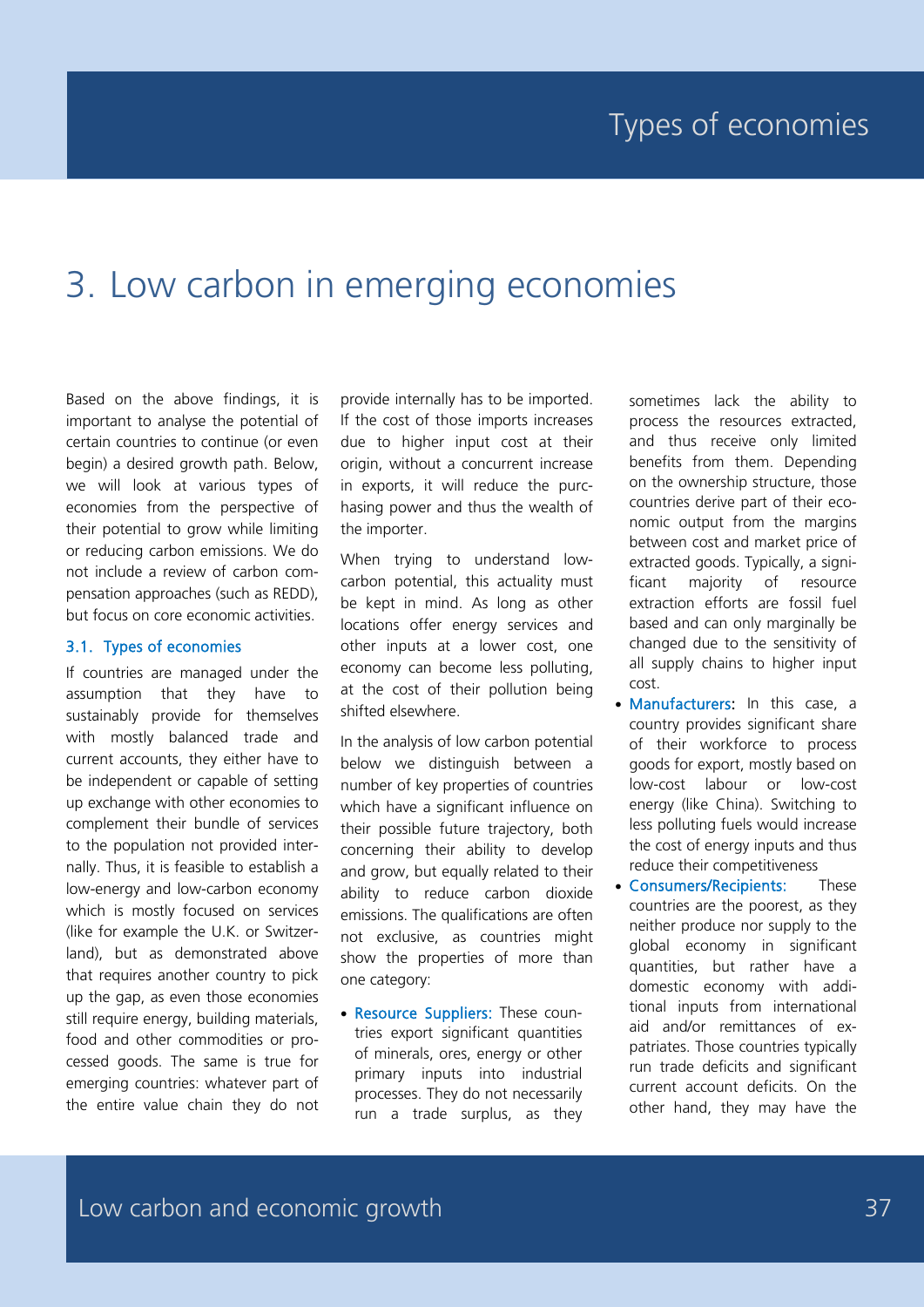# 3. Low carbon in emerging economies

Based on the above findings, it is important to analyse the potential of certain countries to continue (or even begin) a desired growth path. Below, we will look at various types of economies from the perspective of their potential to grow while limiting or reducing carbon emissions. We do not include a review of carbon compensation approaches (such as REDD), but focus on core economic activities.

## 3.1. Types of economies

If countries are managed under the assumption that they have to sustainably provide for themselves with mostly balanced trade and current accounts, they either have to be independent or capable of setting up exchange with other economies to complement their bundle of services to the population not provided internally. Thus, it is feasible to establish a low-energy and low-carbon economy which is mostly focused on services (like for example the U.K. or Switzerland), but as demonstrated above that requires another country to pick up the gap, as even those economies still require energy, building materials, food and other commodities or processed goods. The same is true for emerging countries: whatever part of the entire value chain they do not provide internally has to be imported. If the cost of those imports increases due to higher input cost at their origin, without a concurrent increase in exports, it will reduce the purchasing power and thus the wealth of the importer.

When trying to understand low-carbon potential, this actuality must be kept in mind. As long as other locations offer energy services and other inputs at a lower cost, one economy can become less polluting, at the cost of their pollution being shifted elsewhere.

In the analysis of low carbon potential below we distinguish between a number of key properties of countries which have a significant influence on their possible future trajectory, both concerning their ability to develop and grow, but equally related to their ability to reduce carbon dioxide emissions. The qualifications are often not exclusive, as countries might show the properties of more than one category:

- Resource Suppliers: These countries export significant quantities of minerals, ores, energy or other primary inputs into industrial processes. They do not necessarily run a trade surplus, as they sometimes lack the ability to process the resources extracted, and thus receive only limited benefits from them. Depending on the ownership structure, those countries derive part of their economic output from the margins between cost and market price of extracted goods. Typically, a significant majority of resource extraction efforts are fossil fuel based and can only marginally be changed due to the sensitivity of all supply chains to higher input cost.
- Manufacturers: In this case, a country provides significant share of their workforce to process goods for export, mostly based on low-cost labour or low-cost energy (like China). Switching to less polluting fuels would increase the cost of energy inputs and thus reduce their competitiveness
- Consumers/Recipients: These countries are the poorest, as they neither produce nor supply to the global economy in significant quantities, but rather have a domestic economy with additional inputs from international aid and/or remittances of expatriates. Those countries typically run trade deficits and significant current account deficits. On the other hand, they may have the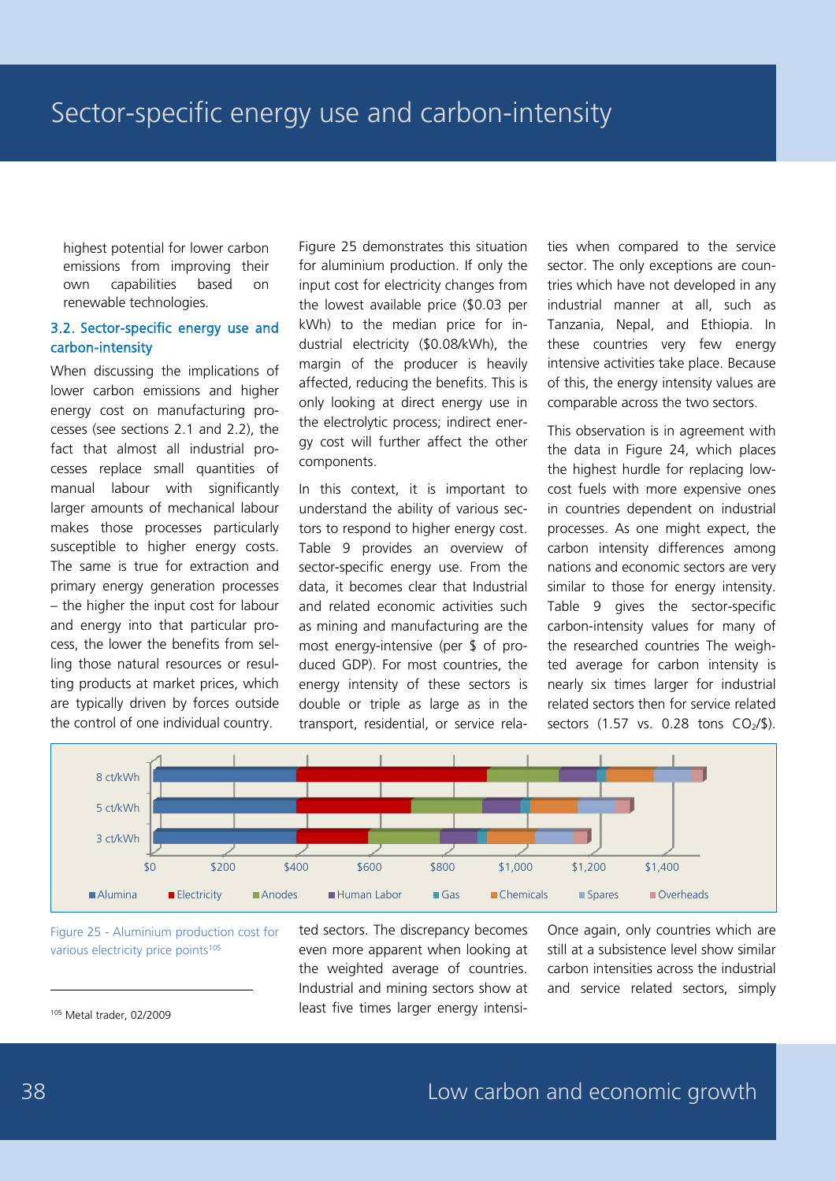highest potential for lower carbon emissions from improving their own capabilities based on renewable technologies.

### 3.2. Sector-specific energy use and carbon-intensity

When discussing the implications of lower carbon emissions and higher energy cost on manufacturing processes (see sections 2.1 and 2.2), the fact that almost all industrial processes replace small quantities of manual labour with significantly larger amounts of mechanical labour makes those processes particularly susceptible to higher energy costs. The same is true for extraction and primary energy generation processes – the higher the input cost for labour and energy into that particular process, the lower the benefits from selling those natural resources or resulting products at market prices, which are typically driven by forces outside the control of one individual country.

Figure 25 demonstrates this situation for aluminium production. If only the input cost for electricity changes from the lowest available price ($0.03 per kWh) to the median price for industrial electricity ($0.08/kWh), the margin of the producer is heavily affected, reducing the benefits. This is only looking at direct energy use in the electrolytic process; indirect energy cost will further affect the other components.

In this context, it is important to understand the ability of various sectors to respond to higher energy cost. Table 9 provides an overview of sector-specific energy use. From the data, it becomes clear that Industrial and related economic activities such as mining and manufacturing are the most energy-intensive (per $ of produced GDP). For most countries, the energy intensity of these sectors is double or triple as large as in the transport, residential, or service related sectors. The discrepancy becomes even more apparent when looking at the weighted average of countries. Industrial and mining sectors show at least five times larger energy intensities when compared to the service sector. The only exceptions are countries which have not developed in any industrial manner at all, such as Tanzania, Nepal, and Ethiopia. In these countries very few energy intensive activities take place. Because of this, the energy intensity values are comparable across the two sectors.

This observation is in agreement with the data in Figure 24, which places the highest hurdle for replacing low-cost fuels with more expensive ones in countries dependent on industrial processes. As one might expect, the carbon intensity differences among nations and economic sectors are very similar to those for energy intensity. Table 9 gives the sector-specific carbon-intensity values for many of the researched countries The weighted average for carbon intensity is nearly six times larger for industrial related sectors then for service related sectors (1.57 vs. 0.28 tons $CO_2$/$). Once again, only countries which are still at a subsistence level show similar carbon intensities across the industrial and service related sectors, simply

Figure 25 - Aluminium production cost for various electricity price points[105]

[105] Metal trader, 02/2009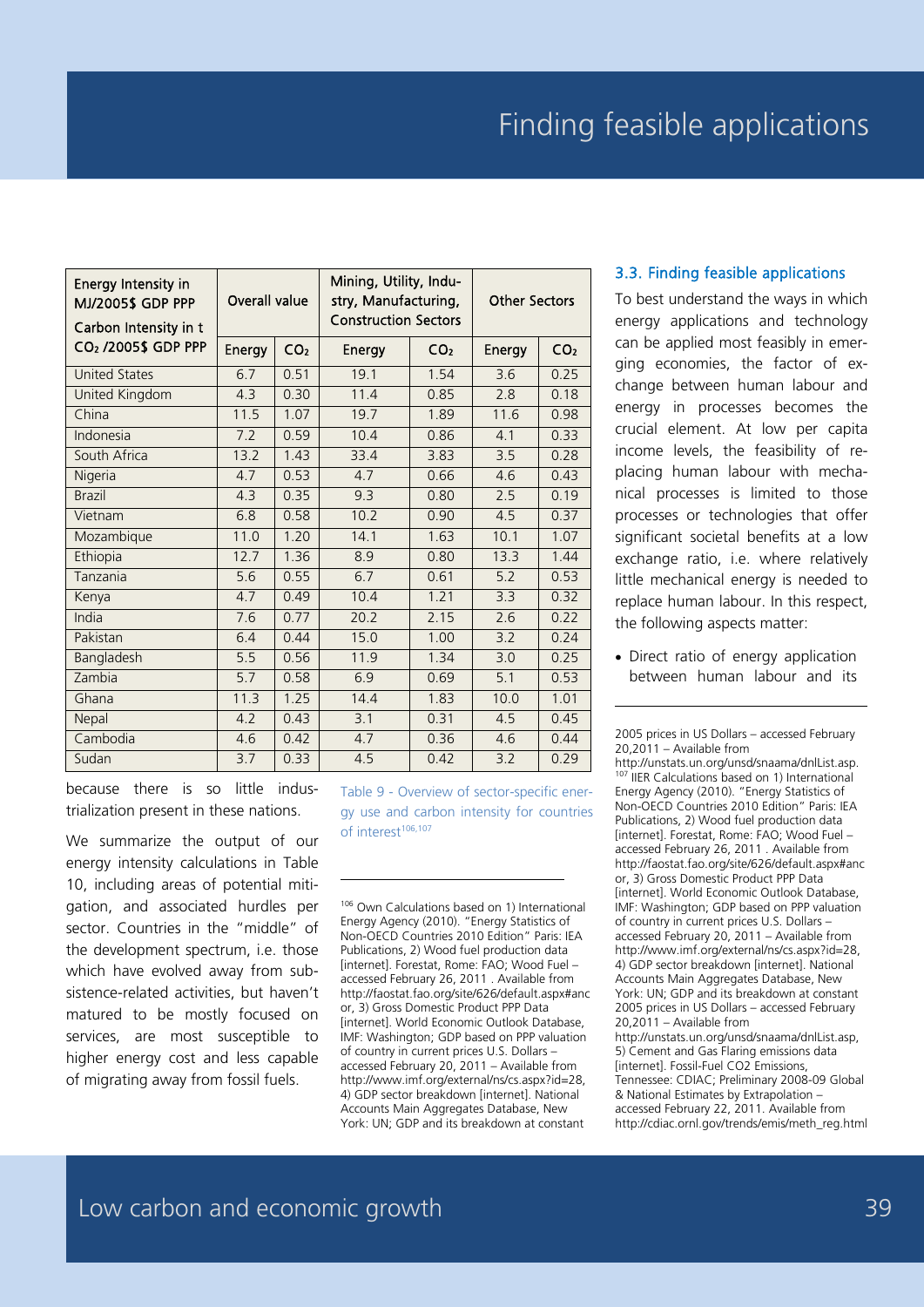| Energy Intensity in MJ/2005$ GDP PPP Carbon Intensity in t $CO_2$ /2005$ GDP PPP | Overall value | | Mining, Utility, Industry, Manufacturing, Construction Sectors | | Other Sectors | |
|---|---|---|---|---|---|---|
| | Energy | $CO_2$ | Energy | $CO_2$ | Energy | $CO_2$ |
| United States | 6.7 | 0.51 | 19.1 | 1.54 | 3.6 | 0.25 |
| United Kingdom | 4.3 | 0.30 | 11.4 | 0.85 | 2.8 | 0.18 |
| China | 11.5 | 1.07 | 19.7 | 1.89 | 11.6 | 0.98 |
| Indonesia | 7.2 | 0.59 | 10.4 | 0.86 | 4.1 | 0.33 |
| South Africa | 13.2 | 1.43 | 33.4 | 3.83 | 3.5 | 0.28 |
| Nigeria | 4.7 | 0.53 | 4.7 | 0.66 | 4.6 | 0.43 |
| Brazil | 4.3 | 0.35 | 9.3 | 0.80 | 2.5 | 0.19 |
| Vietnam | 6.8 | 0.58 | 10.2 | 0.90 | 4.5 | 0.37 |
| Mozambique | 11.0 | 1.20 | 14.1 | 1.63 | 10.1 | 1.07 |
| Ethiopia | 12.7 | 1.36 | 8.9 | 0.80 | 13.3 | 1.44 |
| Tanzania | 5.6 | 0.55 | 6.7 | 0.61 | 5.2 | 0.53 |
| Kenya | 4.7 | 0.49 | 10.4 | 1.21 | 3.3 | 0.32 |
| India | 7.6 | 0.77 | 20.2 | 2.15 | 2.6 | 0.22 |
| Pakistan | 6.4 | 0.44 | 15.0 | 1.00 | 3.2 | 0.24 |
| Bangladesh | 5.5 | 0.56 | 11.9 | 1.34 | 3.0 | 0.25 |
| Zambia | 5.7 | 0.58 | 6.9 | 0.69 | 5.1 | 0.53 |
| Ghana | 11.3 | 1.25 | 14.4 | 1.83 | 10.0 | 1.01 |
| Nepal | 4.2 | 0.43 | 3.1 | 0.31 | 4.5 | 0.45 |
| Cambodia | 4.6 | 0.42 | 4.7 | 0.36 | 4.6 | 0.44 |
| Sudan | 3.7 | 0.33 | 4.5 | 0.42 | 3.2 | 0.29 |

Table 9 - Overview of sector-specific energy use and carbon intensity for countries of interest[106,107]

because there is so little industrialization present in these nations.

We summarize the output of our energy intensity calculations in Table 10, including areas of potential mitigation, and associated hurdles per sector. Countries in the "middle" of the development spectrum, i.e. those which have evolved away from subsistence-related activities, but haven't matured to be mostly focused on services, are most susceptible to higher energy cost and less capable of migrating away from fossil fuels.

### 3.3. Finding feasible applications

To best understand the ways in which energy applications and technology can be applied most feasibly in emerging economies, the factor of exchange between human labour and energy in processes becomes the crucial element. At low per capita income levels, the feasibility of replacing human labour with mechanical processes is limited to those processes or technologies that offer significant societal benefits at a low exchange ratio, i.e. where relatively little mechanical energy is needed to replace human labour. In this respect, the following aspects matter:

- Direct ratio of energy application between human labour and its

[106] Own Calculations based on 1) International Energy Agency (2010). "Energy Statistics of Non-OECD Countries 2010 Edition" Paris: IEA Publications, 2) Wood fuel production data [internet]. Forestat, Rome: FAO; Wood Fuel – accessed February 26, 2011 . Available from http://faostat.fao.org/site/626/default.aspx#ancor, 3) Gross Domestic Product PPP Data [internet]. World Economic Outlook Database, IMF: Washington; GDP based on PPP valuation of country in current prices U.S. Dollars – accessed February 20, 2011 – Available from http://www.imf.org/external/ns/cs.aspx?id=28, 4) GDP sector breakdown [internet]. National Accounts Main Aggregates Database, New York: UN; GDP and its breakdown at constant 2005 prices in US Dollars – accessed February 20,2011 – Available from http://unstats.un.org/unsd/snaama/dnlList.asp.

[107] IIER Calculations based on 1) International Energy Agency (2010). "Energy Statistics of Non-OECD Countries 2010 Edition" Paris: IEA Publications, 2) Wood fuel production data [internet]. Forestat, Rome: FAO; Wood Fuel – accessed February 26, 2011 . Available from http://faostat.fao.org/site/626/default.aspx#ancor, 3) Gross Domestic Product PPP Data [internet]. World Economic Outlook Database, IMF: Washington; GDP based on PPP valuation of country in current prices U.S. Dollars – accessed February 20, 2011 – Available from http://www.imf.org/external/ns/cs.aspx?id=28, 4) GDP sector breakdown [internet]. National Accounts Main Aggregates Database, New York: UN; GDP and its breakdown at constant 2005 prices in US Dollars – accessed February 20,2011 – Available from http://unstats.un.org/unsd/snaama/dnlList.asp, 5) Cement and Gas Flaring emissions data [internet]. Fossil-Fuel CO2 Emissions, Tennessee: CDIAC; Preliminary 2008-09 Global & National Estimates by Extrapolation – accessed February 22, 2011. Available from http://cdiac.ornl.gov/trends/emis/meth_reg.html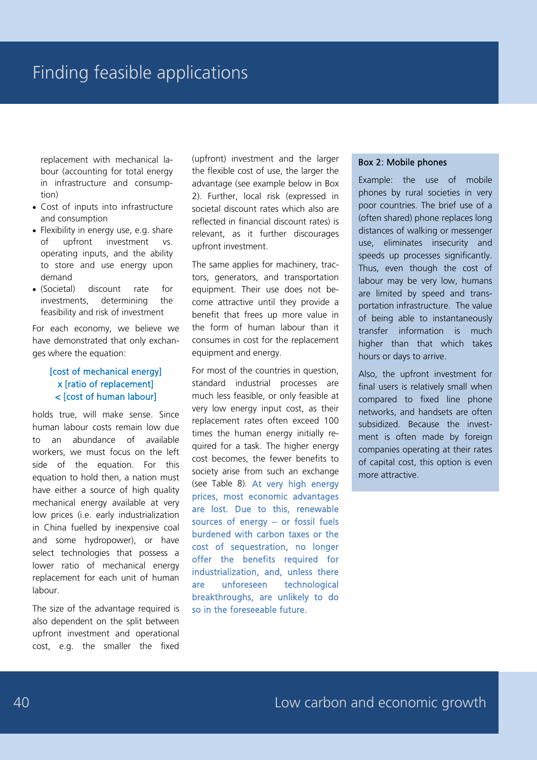replacement with mechanical labour (accounting for total energy in infrastructure and consumption)

- Cost of inputs into infrastructure and consumption
- Flexibility in energy use, e.g. share of upfront investment vs. operating inputs, and the ability to store and use energy upon demand
- (Societal) discount rate for investments, determining the feasibility and risk of investment

For each economy, we believe we have demonstrated that only exchanges where the equation:

[cost of mechanical energy]
x [ratio of replacement]
< [cost of human labour]

holds true, will make sense. Since human labour costs remain low due to an abundance of available workers, we must focus on the left side of the equation. For this equation to hold then, a nation must have either a source of high quality mechanical energy available at very low prices (i.e. early industrialization in China fuelled by inexpensive coal and some hydropower), or have select technologies that possess a lower ratio of mechanical energy replacement for each unit of human labour.

The size of the advantage required is also dependent on the split between upfront investment and operational cost, e.g. the smaller the fixed (upfront) investment and the larger the flexible cost of use, the larger the advantage (see example below in Box 2). Further, local risk (expressed in societal discount rates which also are reflected in financial discount rates) is relevant, as it further discourages upfront investment.

The same applies for machinery, tractors, generators, and transportation equipment. Their use does not become attractive until they provide a benefit that frees up more value in the form of human labour than it consumes in cost for the replacement equipment and energy.

For most of the countries in question, standard industrial processes are much less feasible, or only feasible at very low energy input cost, as their replacement rates often exceed 100 times the human energy initially required for a task. The higher energy cost becomes, the fewer benefits to society arise from such an exchange (see Table 8). At very high energy prices, most economic advantages are lost. Due to this, renewable sources of energy – or fossil fuels burdened with carbon taxes or the cost of sequestration, no longer offer the benefits required for industrialization, and, unless there are unforeseen technological breakthroughs, are unlikely to do so in the foreseeable future.

**Box 2: Mobile phones**

Example: the use of mobile phones by rural societies in very poor countries. The brief use of a (often shared) phone replaces long distances of walking or messenger use, eliminates insecurity and speeds up processes significantly. Thus, even though the cost of labour may be very low, humans are limited by speed and transportation infrastructure. The value of being able to instantaneously transfer information is much higher than that which takes hours or days to arrive.

Also, the upfront investment for final users is relatively small when compared to fixed line phone networks, and handsets are often subsidized. Because the investment is often made by foreign companies operating at their rates of capital cost, this option is even more attractive.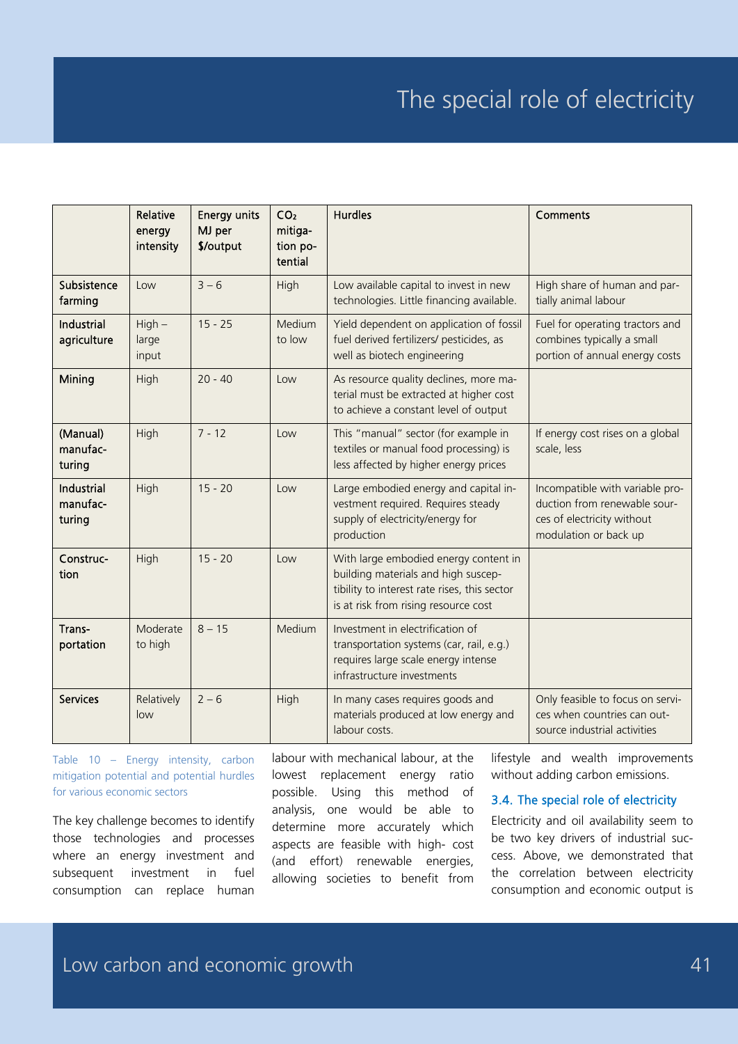| | Relative energy intensity | Energy units MJ per $/output | $CO_2$ mitigation potential | Hurdles | Comments |
|---|---|---|---|---|---|
| **Subsistence farming** | Low | 3 – 6 | High | Low available capital to invest in new technologies. Little financing available. | High share of human and partially animal labour |
| **Industrial agriculture** | High – large input | 15 - 25 | Medium to low | Yield dependent on application of fossil fuel derived fertilizers/ pesticides, as well as biotech engineering | Fuel for operating tractors and combines typically a small portion of annual energy costs |
| **Mining** | High | 20 - 40 | Low | As resource quality declines, more material must be extracted at higher cost to achieve a constant level of output | |
| **(Manual) manufacturing** | High | 7 - 12 | Low | This "manual" sector (for example in textiles or manual food processing) is less affected by higher energy prices | If energy cost rises on a global scale, less |
| **Industrial manufacturing** | High | 15 - 20 | Low | Large embodied energy and capital investment required. Requires steady supply of electricity/energy for production | Incompatible with variable production from renewable sources of electricity without modulation or back up |
| **Construction** | High | 15 - 20 | Low | With large embodied energy content in building materials and high susceptibility to interest rate rises, this sector is at risk from rising resource cost | |
| **Transportation** | Moderate to high | 8 – 15 | Medium | Investment in electrification of transportation systems (car, rail, e.g.) requires large scale energy intense infrastructure investments | |
| **Services** | Relatively low | 2 – 6 | High | In many cases requires goods and materials produced at low energy and labour costs. | Only feasible to focus on services when countries can outsource industrial activities |

Table 10 – Energy intensity, carbon mitigation potential and potential hurdles for various economic sectors

The key challenge becomes to identify those technologies and processes where an energy investment and subsequent investment in fuel consumption can replace human labour with mechanical labour, at the lowest replacement energy ratio possible. Using this method of analysis, one would be able to determine more accurately which aspects are feasible with high- cost (and effort) renewable energies, allowing societies to benefit from lifestyle and wealth improvements without adding carbon emissions.

### 3.4. The special role of electricity

Electricity and oil availability seem to be two key drivers of industrial success. Above, we demonstrated that the correlation between electricity consumption and economic output is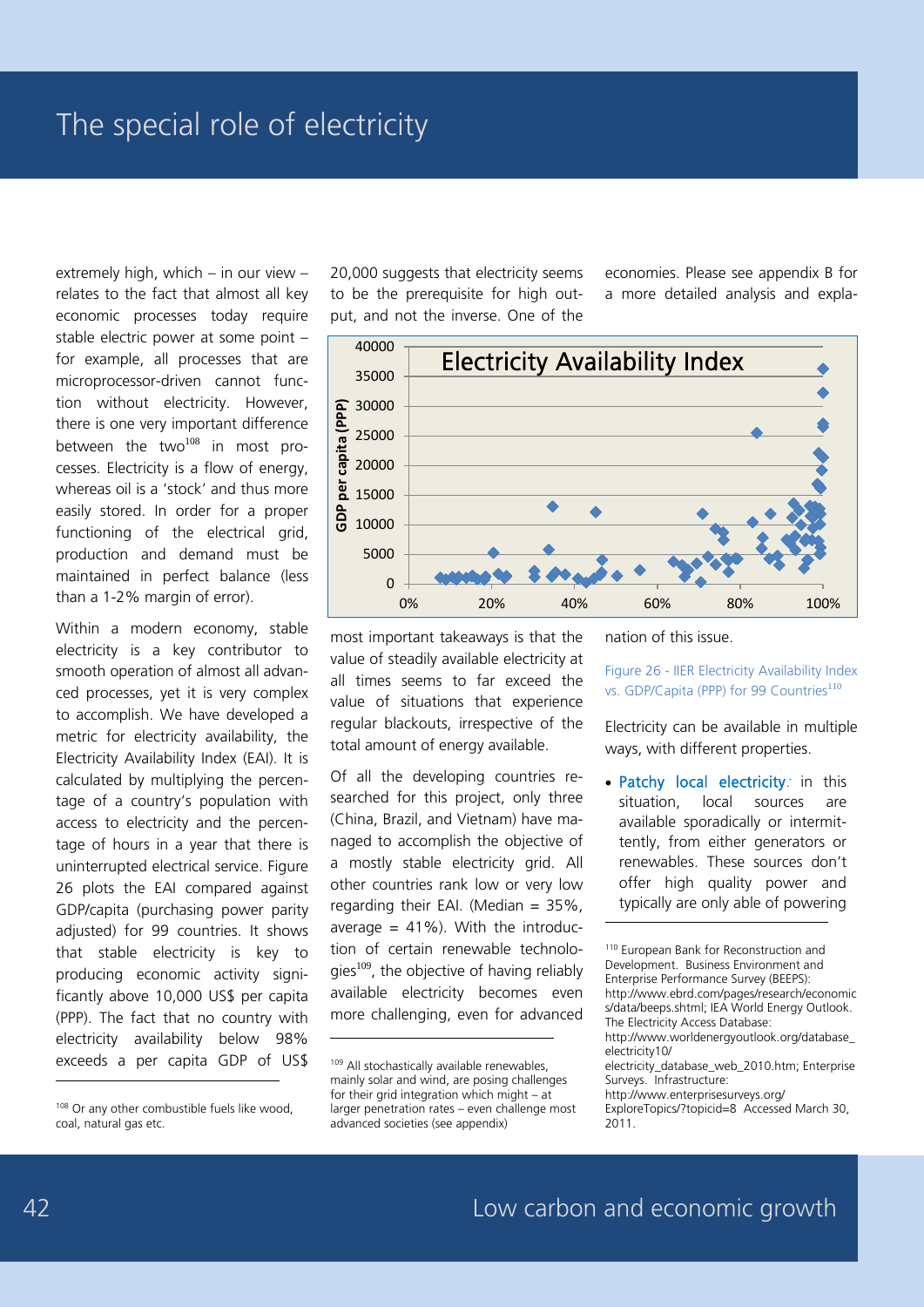# The special role of electricity

extremely high, which – in our view – relates to the fact that almost all key economic processes today require stable electric power at some point – for example, all processes that are microprocessor-driven cannot function without electricity. However, there is one very important difference between the two[108] in most processes. Electricity is a flow of energy, whereas oil is a 'stock' and thus more easily stored. In order for a proper functioning of the electrical grid, production and demand must be maintained in perfect balance (less than a 1-2% margin of error).

Within a modern economy, stable electricity is a key contributor to smooth operation of almost all advanced processes, yet it is very complex to accomplish. We have developed a metric for electricity availability, the Electricity Availability Index (EAI). It is calculated by multiplying the percentage of a country's population with access to electricity and the percentage of hours in a year that there is uninterrupted electrical service. Figure 26 plots the EAI compared against GDP/capita (purchasing power parity adjusted) for 99 countries. It shows that stable electricity is key to producing economic activity significantly above 10,000 US$ per capita (PPP). The fact that no country with electricity availability below 98% exceeds a per capita GDP of US$ 20,000 suggests that electricity seems to be the prerequisite for high output, and not the inverse. One of the most important takeaways is that the value of steadily available electricity at all times seems to far exceed the value of situations that experience regular blackouts, irrespective of the total amount of energy available.

Of all the developing countries researched for this project, only three (China, Brazil, and Vietnam) have managed to accomplish the objective of a mostly stable electricity grid. All other countries rank low or very low regarding their EAI. (Median = 35%, average = 41%). With the introduction of certain renewable technologies[109], the objective of having reliably available electricity becomes even more challenging, even for advanced economies. Please see appendix B for a more detailed analysis and explanation of this issue.

Figure 26 - IIER Electricity Availability Index vs. GDP/Capita (PPP) for 99 Countries[110]

Electricity can be available in multiple ways, with different properties.

- Patchy local electricity: in this situation, local sources are available sporadically or intermittently, from either generators or renewables. These sources don't offer high quality power and typically are only able of powering

---

[108] Or any other combustible fuels like wood, coal, natural gas etc.

[109] All stochastically available renewables, mainly solar and wind, are posing challenges for their grid integration which might – at larger penetration rates – even challenge most advanced societies (see appendix)

[110] European Bank for Reconstruction and Development. Business Environment and Enterprise Performance Survey (BEEPS): http://www.ebrd.com/pages/research/economics/data/beeps.shtml; IEA World Energy Outlook. The Electricity Access Database: http://www.worldenergyoutlook.org/database_electricity10/electricity_database_web_2010.htm; Enterprise Surveys. Infrastructure: http://www.enterprisesurveys.org/ExploreTopics/?topicid=8 Accessed March 30, 2011.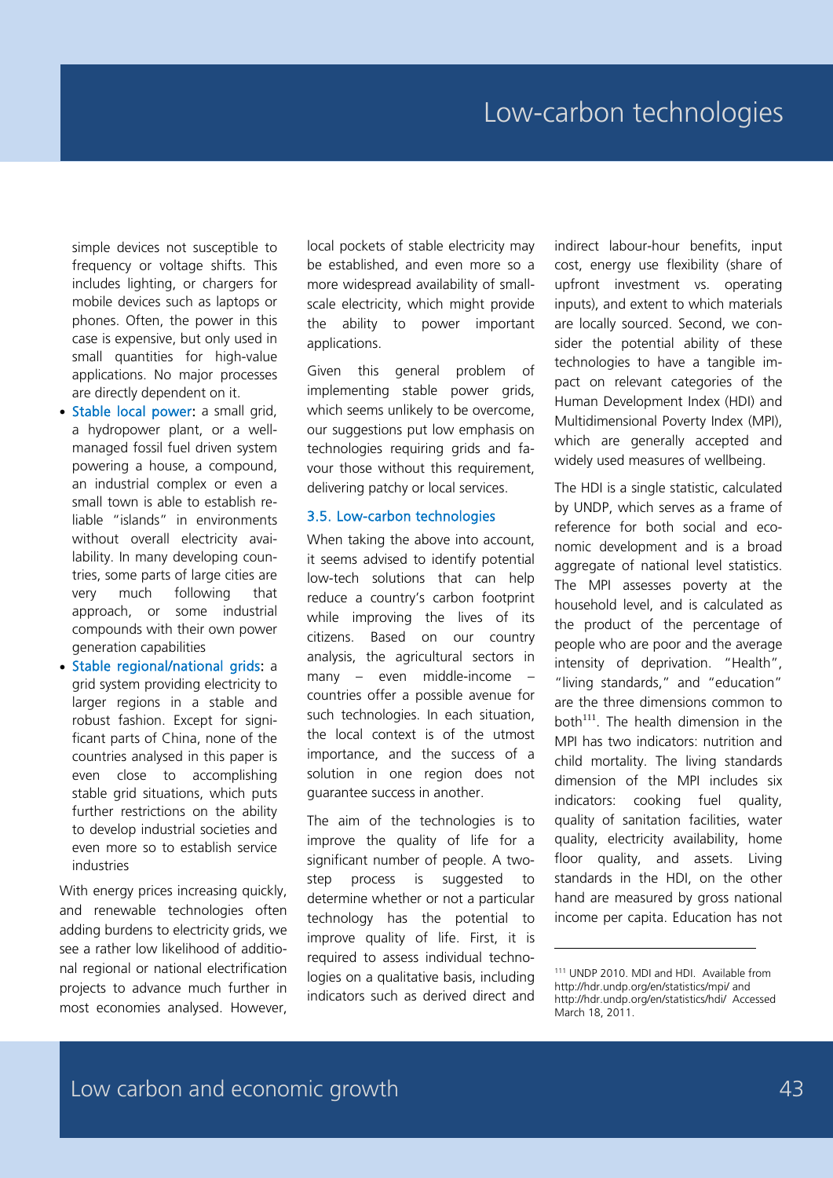simple devices not susceptible to frequency or voltage shifts. This includes lighting, or chargers for mobile devices such as laptops or phones. Often, the power in this case is expensive, but only used in small quantities for high-value applications. No major processes are directly dependent on it.

- **Stable local power**: a small grid, a hydropower plant, or a well-managed fossil fuel driven system powering a house, a compound, an industrial complex or even a small town is able to establish reliable "islands" in environments without overall electricity availability. In many developing countries, some parts of large cities are very much following that approach, or some industrial compounds with their own power generation capabilities
- **Stable regional/national grids**: a grid system providing electricity to larger regions in a stable and robust fashion. Except for significant parts of China, none of the countries analysed in this paper is even close to accomplishing stable grid situations, which puts further restrictions on the ability to develop industrial societies and even more so to establish service industries

With energy prices increasing quickly, and renewable technologies often adding burdens to electricity grids, we see a rather low likelihood of additional regional or national electrification projects to advance much further in most economies analysed. However, local pockets of stable electricity may be established, and even more so a more widespread availability of small-scale electricity, which might provide the ability to power important applications.

Given this general problem of implementing stable power grids, which seems unlikely to be overcome, our suggestions put low emphasis on technologies requiring grids and favour those without this requirement, delivering patchy or local services.

### 3.5. Low-carbon technologies

When taking the above into account, it seems advised to identify potential low-tech solutions that can help reduce a country's carbon footprint while improving the lives of its citizens. Based on our country analysis, the agricultural sectors in many – even middle-income – countries offer a possible avenue for such technologies. In each situation, the local context is of the utmost importance, and the success of a solution in one region does not guarantee success in another.

The aim of the technologies is to improve the quality of life for a significant number of people. A two-step process is suggested to determine whether or not a particular technology has the potential to improve quality of life. First, it is required to assess individual technologies on a qualitative basis, including indicators such as derived direct and indirect labour-hour benefits, input cost, energy use flexibility (share of upfront investment vs. operating inputs), and extent to which materials are locally sourced. Second, we consider the potential ability of these technologies to have a tangible impact on relevant categories of the Human Development Index (HDI) and Multidimensional Poverty Index (MPI), which are generally accepted and widely used measures of wellbeing.

The HDI is a single statistic, calculated by UNDP, which serves as a frame of reference for both social and economic development and is a broad aggregate of national level statistics. The MPI assesses poverty at the household level, and is calculated as the product of the percentage of people who are poor and the average intensity of deprivation. "Health", "living standards," and "education" are the three dimensions common to both[111]. The health dimension in the MPI has two indicators: nutrition and child mortality. The living standards dimension of the MPI includes six indicators: cooking fuel quality, quality of sanitation facilities, water quality, electricity availability, home floor quality, and assets. Living standards in the HDI, on the other hand are measured by gross national income per capita. Education has not

[111] UNDP 2010. MDI and HDI. Available from http://hdr.undp.org/en/statistics/mpi/ and http://hdr.undp.org/en/statistics/hdi/ Accessed March 18, 2011.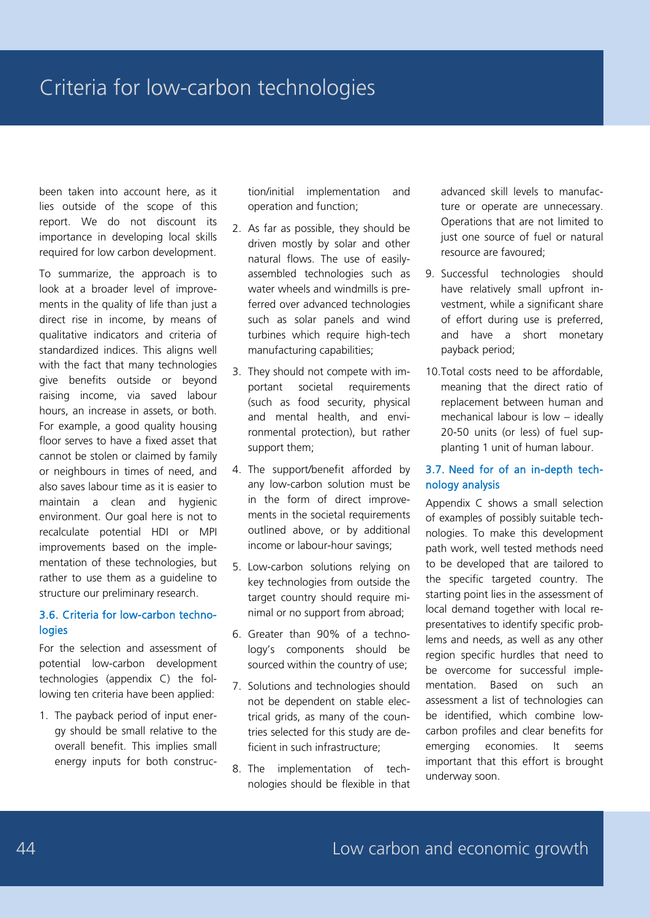been taken into account here, as it lies outside of the scope of this report. We do not discount its importance in developing local skills required for low carbon development.

To summarize, the approach is to look at a broader level of improvements in the quality of life than just a direct rise in income, by means of qualitative indicators and criteria of standardized indices. This aligns well with the fact that many technologies give benefits outside or beyond raising income, via saved labour hours, an increase in assets, or both. For example, a good quality housing floor serves to have a fixed asset that cannot be stolen or claimed by family or neighbours in times of need, and also saves labour time as it is easier to maintain a clean and hygienic environment. Our goal here is not to recalculate potential HDI or MPI improvements based on the implementation of these technologies, but rather to use them as a guideline to structure our preliminary research.

### 3.6. Criteria for low-carbon technologies

For the selection and assessment of potential low-carbon development technologies (appendix C) the following ten criteria have been applied:

1. The payback period of input energy should be small relative to the overall benefit. This implies small energy inputs for both construction/initial implementation and operation and function;
2. As far as possible, they should be driven mostly by solar and other natural flows. The use of easily-assembled technologies such as water wheels and windmills is preferred over advanced technologies such as solar panels and wind turbines which require high-tech manufacturing capabilities;
3. They should not compete with important societal requirements (such as food security, physical and mental health, and environmental protection), but rather support them;
4. The support/benefit afforded by any low-carbon solution must be in the form of direct improvements in the societal requirements outlined above, or by additional income or labour-hour savings;
5. Low-carbon solutions relying on key technologies from outside the target country should require minimal or no support from abroad;
6. Greater than 90% of a technology's components should be sourced within the country of use;
7. Solutions and technologies should not be dependent on stable electrical grids, as many of the countries selected for this study are deficient in such infrastructure;
8. The implementation of technologies should be flexible in that advanced skill levels to manufacture or operate are unnecessary. Operations that are not limited to just one source of fuel or natural resource are favoured;
9. Successful technologies should have relatively small upfront investment, while a significant share of effort during use is preferred, and have a short monetary payback period;
10. Total costs need to be affordable, meaning that the direct ratio of replacement between human and mechanical labour is low – ideally 20-50 units (or less) of fuel supplanting 1 unit of human labour.

### 3.7. Need for of an in-depth technology analysis

Appendix C shows a small selection of examples of possibly suitable technologies. To make this development path work, well tested methods need to be developed that are tailored to the specific targeted country. The starting point lies in the assessment of local demand together with local representatives to identify specific problems and needs, as well as any other region specific hurdles that need to be overcome for successful implementation. Based on such an assessment a list of technologies can be identified, which combine low-carbon profiles and clear benefits for emerging economies. It seems important that this effort is brought underway soon.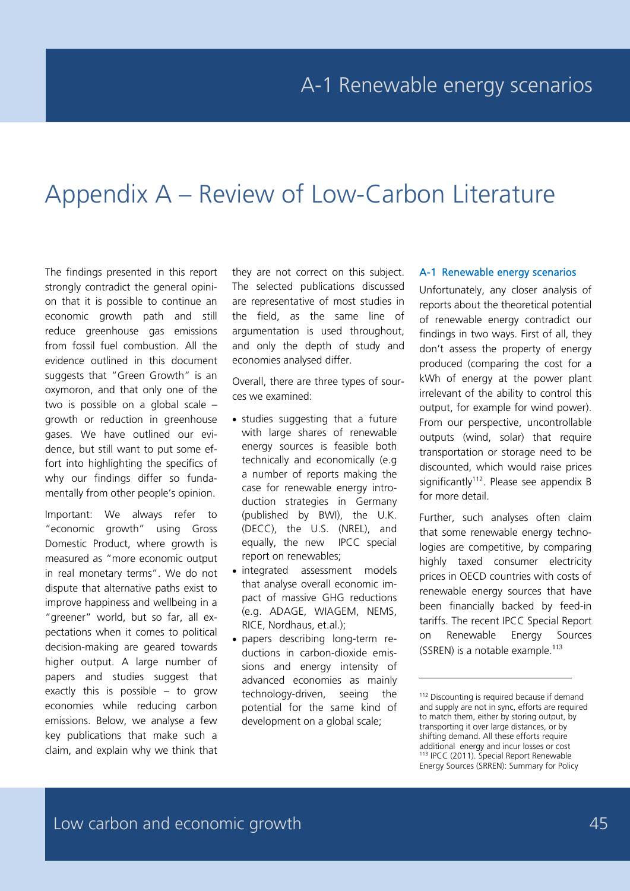# Appendix A – Review of Low-Carbon Literature

The findings presented in this report strongly contradict the general opinion that it is possible to continue an economic growth path and still reduce greenhouse gas emissions from fossil fuel combustion. All the evidence outlined in this document suggests that "Green Growth" is an oxymoron, and that only one of the two is possible on a global scale – growth or reduction in greenhouse gases. We have outlined our evidence, but still want to put some effort into highlighting the specifics of why our findings differ so fundamentally from other people's opinion.

Important: We always refer to "economic growth" using Gross Domestic Product, where growth is measured as "more economic output in real monetary terms". We do not dispute that alternative paths exist to improve happiness and wellbeing in a "greener" world, but so far, all expectations when it comes to political decision-making are geared towards higher output. A large number of papers and studies suggest that exactly this is possible – to grow economies while reducing carbon emissions. Below, we analyse a few key publications that make such a claim, and explain why we think that they are not correct on this subject. The selected publications discussed are representative of most studies in the field, as the same line of argumentation is used throughout, and only the depth of study and economies analysed differ.

Overall, there are three types of sources we examined:

- studies suggesting that a future with large shares of renewable energy sources is feasible both technically and economically (e.g a number of reports making the case for renewable energy introduction strategies in Germany (published by BWI), the U.K. (DECC), the U.S. (NREL), and equally, the new IPCC special report on renewables;
- integrated assessment models that analyse overall economic impact of massive GHG reductions (e.g. ADAGE, WIAGEM, NEMS, RICE, Nordhaus, et.al.);
- papers describing long-term reductions in carbon-dioxide emissions and energy intensity of advanced economies as mainly technology-driven, seeing the potential for the same kind of development on a global scale;

## A-1 Renewable energy scenarios

Unfortunately, any closer analysis of reports about the theoretical potential of renewable energy contradict our findings in two ways. First of all, they don't assess the property of energy produced (comparing the cost for a kWh of energy at the power plant irrelevant of the ability to control this output, for example for wind power). From our perspective, uncontrollable outputs (wind, solar) that require transportation or storage need to be discounted, which would raise prices significantly[112]. Please see appendix B for more detail.

Further, such analyses often claim that some renewable energy technologies are competitive, by comparing highly taxed consumer electricity prices in OECD countries with costs of renewable energy sources that have been financially backed by feed-in tariffs. The recent IPCC Special Report on Renewable Energy Sources (SSREN) is a notable example.[113]

---

[112] Discounting is required because if demand and supply are not in sync, efforts are required to match them, either by storing output, by transporting it over large distances, or by shifting demand. All these efforts require additional energy and incur losses or cost

[113] IPCC (2011). Special Report Renewable Energy Sources (SRREN): Summary for Policy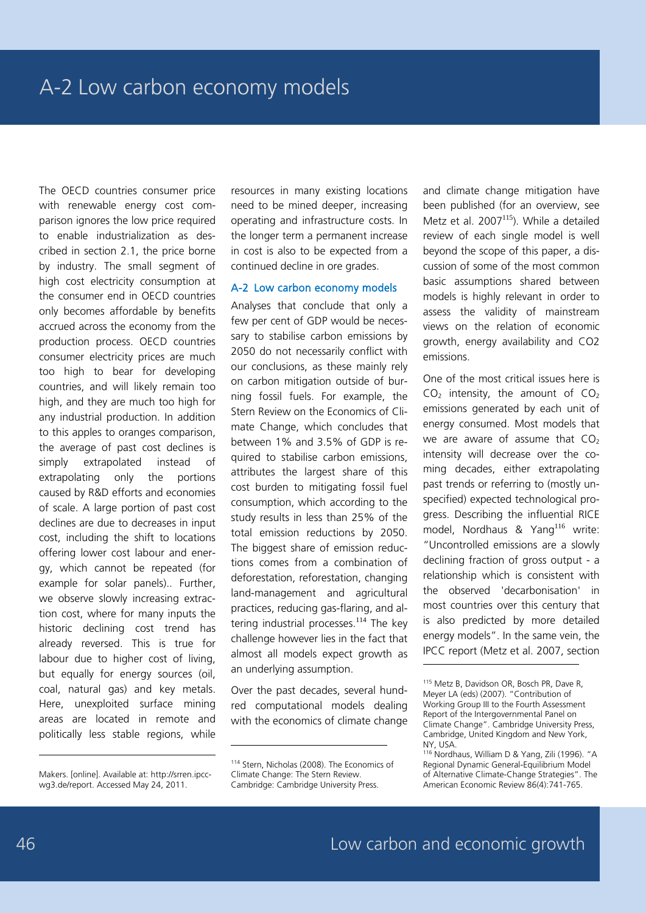The OECD countries consumer price with renewable energy cost comparison ignores the low price required to enable industrialization as described in section 2.1, the price borne by industry. The small segment of high cost electricity consumption at the consumer end in OECD countries only becomes affordable by benefits accrued across the economy from the production process. OECD countries consumer electricity prices are much too high to bear for developing countries, and will likely remain too high, and they are much too high for any industrial production. In addition to this apples to oranges comparison, the average of past cost declines is simply extrapolated instead of extrapolating only the portions caused by R&D efforts and economies of scale. A large portion of past cost declines are due to decreases in input cost, including the shift to locations offering lower cost labour and energy, which cannot be repeated (for example for solar panels).. Further, we observe slowly increasing extraction cost, where for many inputs the historic declining cost trend has already reversed. This is true for labour due to higher cost of living, but equally for energy sources (oil, coal, natural gas) and key metals. Here, unexploited surface mining areas are located in remote and politically less stable regions, while resources in many existing locations need to be mined deeper, increasing operating and infrastructure costs. In the longer term a permanent increase in cost is also to be expected from a continued decline in ore grades.

Makers. [online]. Available at: http://srren.ipcc-wg3.de/report. Accessed May 24, 2011.

## A-2 Low carbon economy models

Analyses that conclude that only a few per cent of GDP would be necessary to stabilise carbon emissions by 2050 do not necessarily conflict with our conclusions, as these mainly rely on carbon mitigation outside of burning fossil fuels. For example, the Stern Review on the Economics of Climate Change, which concludes that between 1% and 3.5% of GDP is required to stabilise carbon emissions, attributes the largest share of this cost burden to mitigating fossil fuel consumption, which according to the study results in less than 25% of the total emission reductions by 2050. The biggest share of emission reductions comes from a combination of deforestation, reforestation, changing land-management and agricultural practices, reducing gas-flaring, and altering industrial processes.[114] The key challenge however lies in the fact that almost all models expect growth as an underlying assumption.

Over the past decades, several hundred computational models dealing with the economics of climate change and climate change mitigation have been published (for an overview, see Metz et al. 2007[115]). While a detailed review of each single model is well beyond the scope of this paper, a discussion of some of the most common basic assumptions shared between models is highly relevant in order to assess the validity of mainstream views on the relation of economic growth, energy availability and CO2 emissions.

One of the most critical issues here is $CO_2$ intensity, the amount of $CO_2$ emissions generated by each unit of energy consumed. Most models that we are aware of assume that $CO_2$ intensity will decrease over the coming decades, either extrapolating past trends or referring to (mostly unspecified) expected technological progress. Describing the influential RICE model, Nordhaus & Yang[116] write: "Uncontrolled emissions are a slowly declining fraction of gross output - a relationship which is consistent with the observed 'decarbonisation' in most countries over this century that is also predicted by more detailed energy models". In the same vein, the IPCC report (Metz et al. 2007, section

[114] Stern, Nicholas (2008). The Economics of Climate Change: The Stern Review. Cambridge: Cambridge University Press.

[115] Metz B, Davidson OR, Bosch PR, Dave R, Meyer LA (eds) (2007). "Contribution of Working Group III to the Fourth Assessment Report of the Intergovernmental Panel on Climate Change". Cambridge University Press, Cambridge, United Kingdom and New York, NY, USA.

[116] Nordhaus, William D & Yang, Zili (1996). "A Regional Dynamic General-Equilibrium Model of Alternative Climate-Change Strategies". The American Economic Review 86(4):741-765.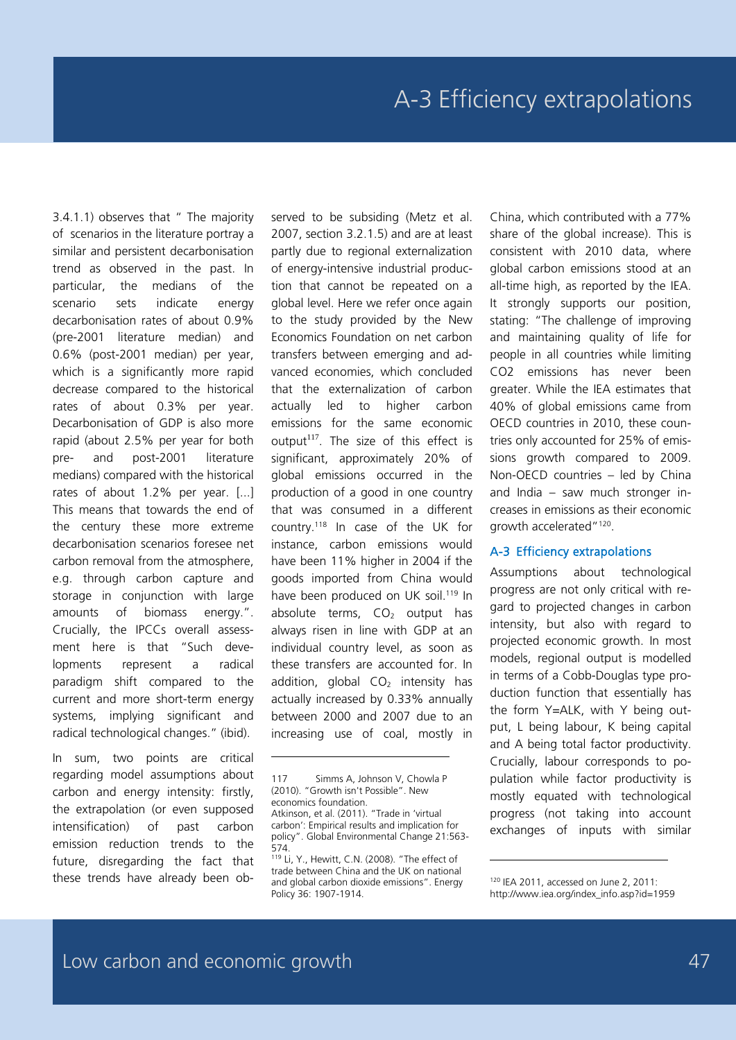3.4.1.1) observes that " The majority of scenarios in the literature portray a similar and persistent decarbonisation trend as observed in the past. In particular, the medians of the scenario sets indicate energy decarbonisation rates of about 0.9% (pre-2001 literature median) and 0.6% (post-2001 median) per year, which is a significantly more rapid decrease compared to the historical rates of about 0.3% per year. Decarbonisation of GDP is also more rapid (about 2.5% per year for both pre- and post-2001 literature medians) compared with the historical rates of about 1.2% per year. [...] This means that towards the end of the century these more extreme decarbonisation scenarios foresee net carbon removal from the atmosphere, e.g. through carbon capture and storage in conjunction with large amounts of biomass energy.". Crucially, the IPCCs overall assessment here is that "Such developments represent a radical paradigm shift compared to the current and more short-term energy systems, implying significant and radical technological changes." (ibid).

In sum, two points are critical regarding model assumptions about carbon and energy intensity: firstly, the extrapolation (or even supposed intensification) of past carbon emission reduction trends to the future, disregarding the fact that these trends have already been observed to be subsiding (Metz et al. 2007, section 3.2.1.5) and are at least partly due to regional externalization of energy-intensive industrial production that cannot be repeated on a global level. Here we refer once again to the study provided by the New Economics Foundation on net carbon transfers between emerging and advanced economies, which concluded that the externalization of carbon actually led to higher carbon emissions for the same economic output[117]. The size of this effect is significant, approximately 20% of global emissions occurred in the production of a good in one country that was consumed in a different country.[118] In case of the UK for instance, carbon emissions would have been 11% higher in 2004 if the goods imported from China would have been produced on UK soil.[119] In absolute terms, $CO_2$ output has always risen in line with GDP at an individual country level, as soon as these transfers are accounted for. In addition, global $CO_2$ intensity has actually increased by 0.33% annually between 2000 and 2007 due to an increasing use of coal, mostly in China, which contributed with a 77% share of the global increase). This is consistent with 2010 data, where global carbon emissions stood at an all-time high, as reported by the IEA. It strongly supports our position, stating: "The challenge of improving and maintaining quality of life for people in all countries while limiting CO2 emissions has never been greater. While the IEA estimates that 40% of global emissions came from OECD countries in 2010, these countries only accounted for 25% of emissions growth compared to 2009. Non-OECD countries – led by China and India – saw much stronger increases in emissions as their economic growth accelerated"[120].

## A-3 Efficiency extrapolations

Assumptions about technological progress are not only critical with regard to projected changes in carbon intensity, but also with regard to projected economic growth. In most models, regional output is modelled in terms of a Cobb-Douglas type production function that essentially has the form Y=ALK, with Y being output, L being labour, K being capital and A being total factor productivity. Crucially, labour corresponds to population while factor productivity is mostly equated with technological progress (not taking into account exchanges of inputs with similar

---

117 Simms A, Johnson V, Chowla P (2010). "Growth isn't Possible". New economics foundation.

Atkinson, et al. (2011). "Trade in 'virtual carbon': Empirical results and implication for policy". Global Environmental Change 21:563-574.

[119] Li, Y., Hewitt, C.N. (2008). "The effect of trade between China and the UK on national and global carbon dioxide emissions". Energy Policy 36: 1907-1914.

[120] IEA 2011, accessed on June 2, 2011: http://www.iea.org/index_info.asp?id=1959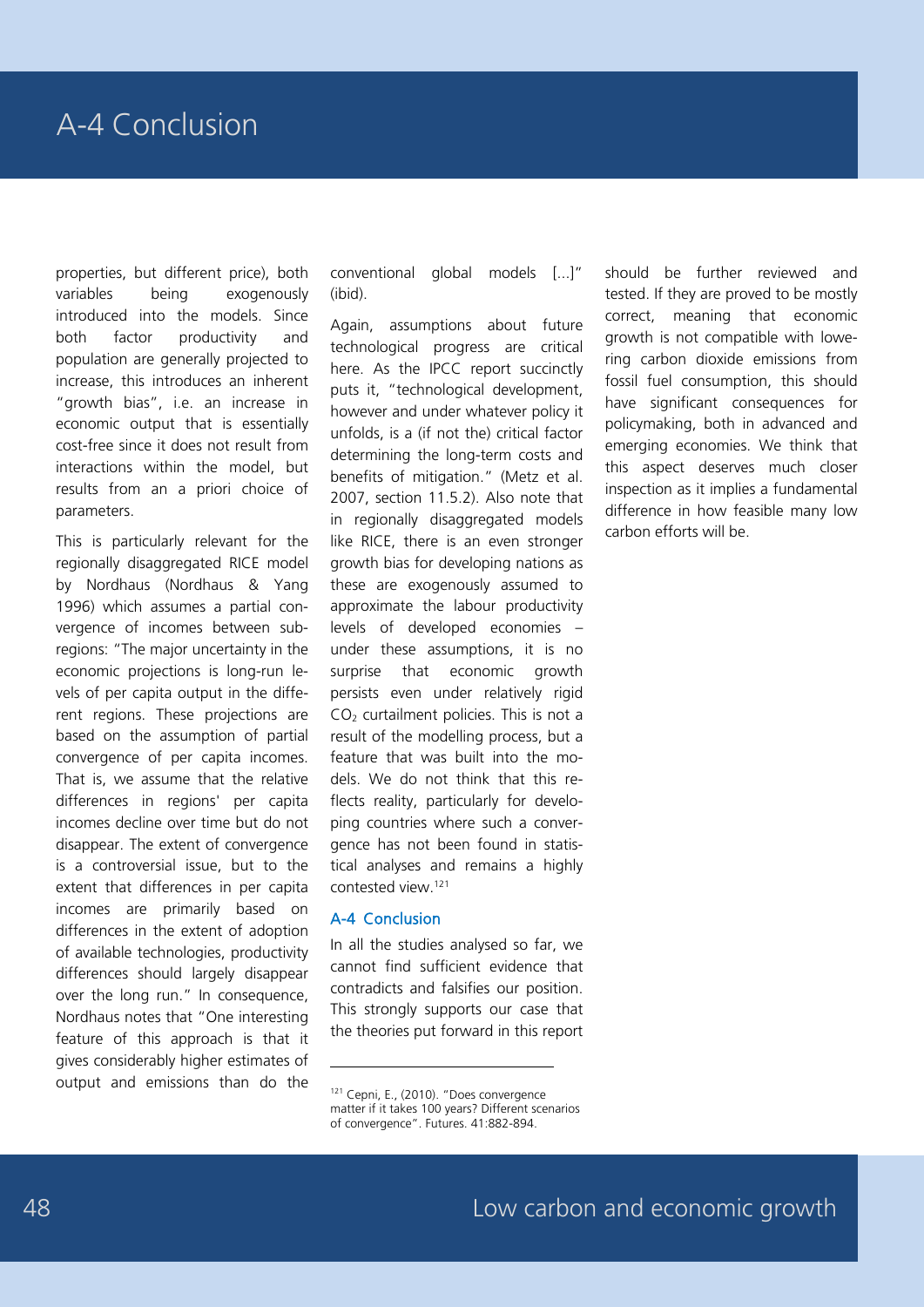properties, but different price), both variables being exogenously introduced into the models. Since both factor productivity and population are generally projected to increase, this introduces an inherent "growth bias", i.e. an increase in economic output that is essentially cost-free since it does not result from interactions within the model, but results from an a priori choice of parameters.

This is particularly relevant for the regionally disaggregated RICE model by Nordhaus (Nordhaus & Yang 1996) which assumes a partial convergence of incomes between subregions: "The major uncertainty in the economic projections is long-run levels of per capita output in the different regions. These projections are based on the assumption of partial convergence of per capita incomes. That is, we assume that the relative differences in regions' per capita incomes decline over time but do not disappear. The extent of convergence is a controversial issue, but to the extent that differences in per capita incomes are primarily based on differences in the extent of adoption of available technologies, productivity differences should largely disappear over the long run." In consequence, Nordhaus notes that "One interesting feature of this approach is that it gives considerably higher estimates of output and emissions than do the conventional global models [...]" (ibid).

Again, assumptions about future technological progress are critical here. As the IPCC report succinctly puts it, "technological development, however and under whatever policy it unfolds, is a (if not the) critical factor determining the long-term costs and benefits of mitigation." (Metz et al. 2007, section 11.5.2). Also note that in regionally disaggregated models like RICE, there is an even stronger growth bias for developing nations as these are exogenously assumed to approximate the labour productivity levels of developed economies – under these assumptions, it is no surprise that economic growth persists even under relatively rigid $CO_2$ curtailment policies. This is not a result of the modelling process, but a feature that was built into the models. We do not think that this reflects reality, particularly for developing countries where such a convergence has not been found in statistical analyses and remains a highly contested view.[121]

## A-4 Conclusion

In all the studies analysed so far, we cannot find sufficient evidence that contradicts and falsifies our position. This strongly supports our case that the theories put forward in this report should be further reviewed and tested. If they are proved to be mostly correct, meaning that economic growth is not compatible with lowering carbon dioxide emissions from fossil fuel consumption, this should have significant consequences for policymaking, both in advanced and emerging economies. We think that this aspect deserves much closer inspection as it implies a fundamental difference in how feasible many low carbon efforts will be.

[121] Cepni, E., (2010). "Does convergence matter if it takes 100 years? Different scenarios of convergence". Futures. 41:882-894.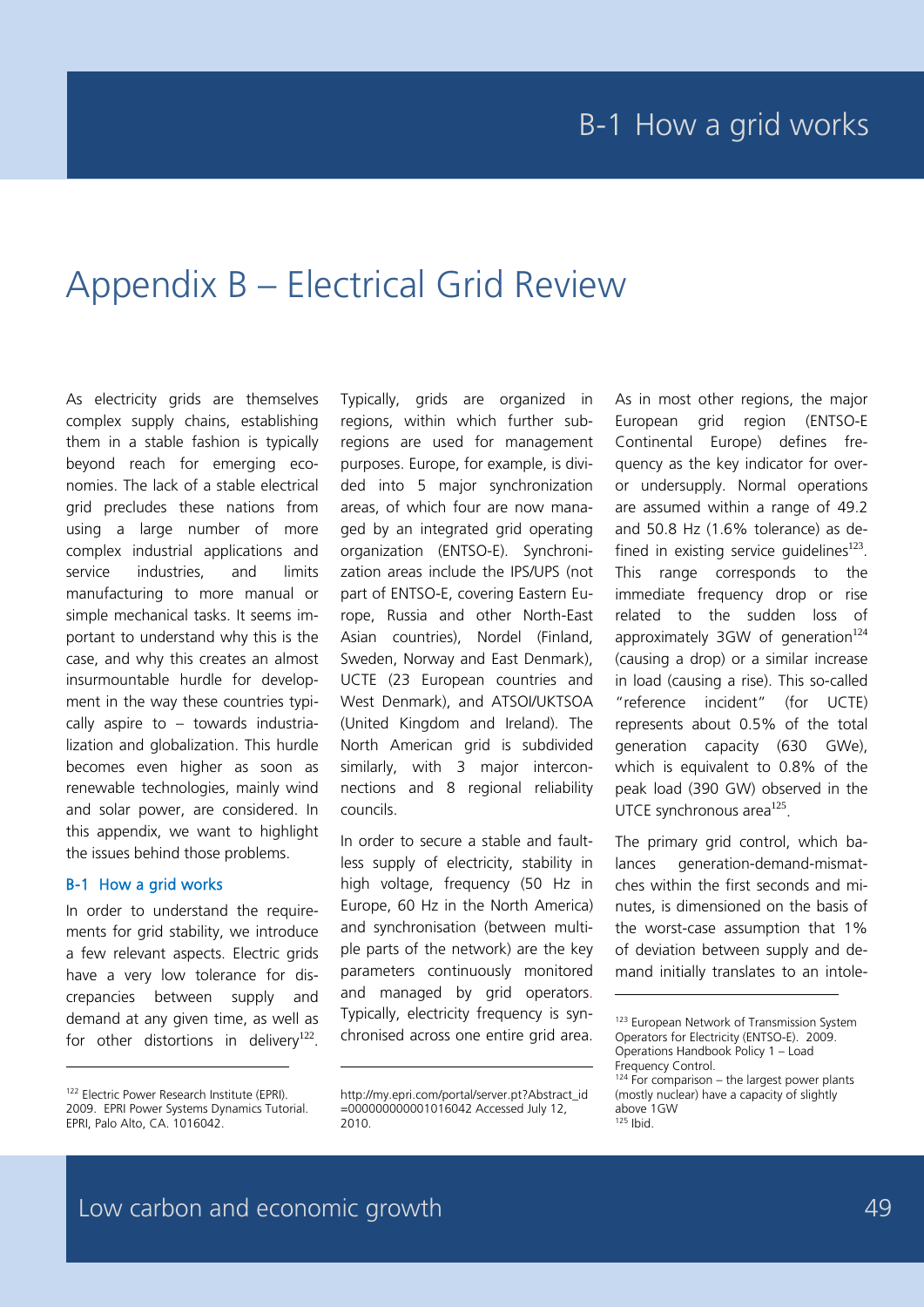# Appendix B – Electrical Grid Review

As electricity grids are themselves complex supply chains, establishing them in a stable fashion is typically beyond reach for emerging economies. The lack of a stable electrical grid precludes these nations from using a large number of more complex industrial applications and service industries, and limits manufacturing to more manual or simple mechanical tasks. It seems important to understand why this is the case, and why this creates an almost insurmountable hurdle for development in the way these countries typically aspire to – towards industrialization and globalization. This hurdle becomes even higher as soon as renewable technologies, mainly wind and solar power, are considered. In this appendix, we want to highlight the issues behind those problems.

## B-1 How a grid works

In order to understand the requirements for grid stability, we introduce a few relevant aspects. Electric grids have a very low tolerance for discrepancies between supply and demand at any given time, as well as for other distortions in delivery[122]. Typically, grids are organized in regions, within which further subregions are used for management purposes. Europe, for example, is divided into 5 major synchronization areas, of which four are now managed by an integrated grid operating organization (ENTSO-E). Synchronization areas include the IPS/UPS (not part of ENTSO-E, covering Eastern Europe, Russia and other North-East Asian countries), Nordel (Finland, Sweden, Norway and East Denmark), UCTE (23 European countries and West Denmark), and ATSOI/UKTSOA (United Kingdom and Ireland). The North American grid is subdivided similarly, with 3 major interconnections and 8 regional reliability councils.

In order to secure a stable and faultless supply of electricity, stability in high voltage, frequency (50 Hz in Europe, 60 Hz in the North America) and synchronisation (between multiple parts of the network) are the key parameters continuously monitored and managed by grid operators. Typically, electricity frequency is synchronised across one entire grid area.

As in most other regions, the major European grid region (ENTSO-E Continental Europe) defines frequency as the key indicator for over- or undersupply. Normal operations are assumed within a range of 49.2 and 50.8 Hz (1.6% tolerance) as defined in existing service guidelines[123]. This range corresponds to the immediate frequency drop or rise related to the sudden loss of approximately 3GW of generation[124] (causing a drop) or a similar increase in load (causing a rise). This so-called "reference incident" (for UCTE) represents about 0.5% of the total generation capacity (630 GWe), which is equivalent to 0.8% of the peak load (390 GW) observed in the UTCE synchronous area[125].

The primary grid control, which balances generation-demand-mismatches within the first seconds and minutes, is dimensioned on the basis of the worst-case assumption that 1% of deviation between supply and demand initially translates to an intole-

---

[122] Electric Power Research Institute (EPRI). 2009. EPRI Power Systems Dynamics Tutorial. EPRI, Palo Alto, CA. 1016042. http://my.epri.com/portal/server.pt?Abstract_id=000000000001016042 Accessed July 12, 2010.

[123] European Network of Transmission System Operators for Electricity (ENTSO-E). 2009. Operations Handbook Policy 1 – Load Frequency Control.

[124] For comparison – the largest power plants (mostly nuclear) have a capacity of slightly above 1GW

[125] Ibid.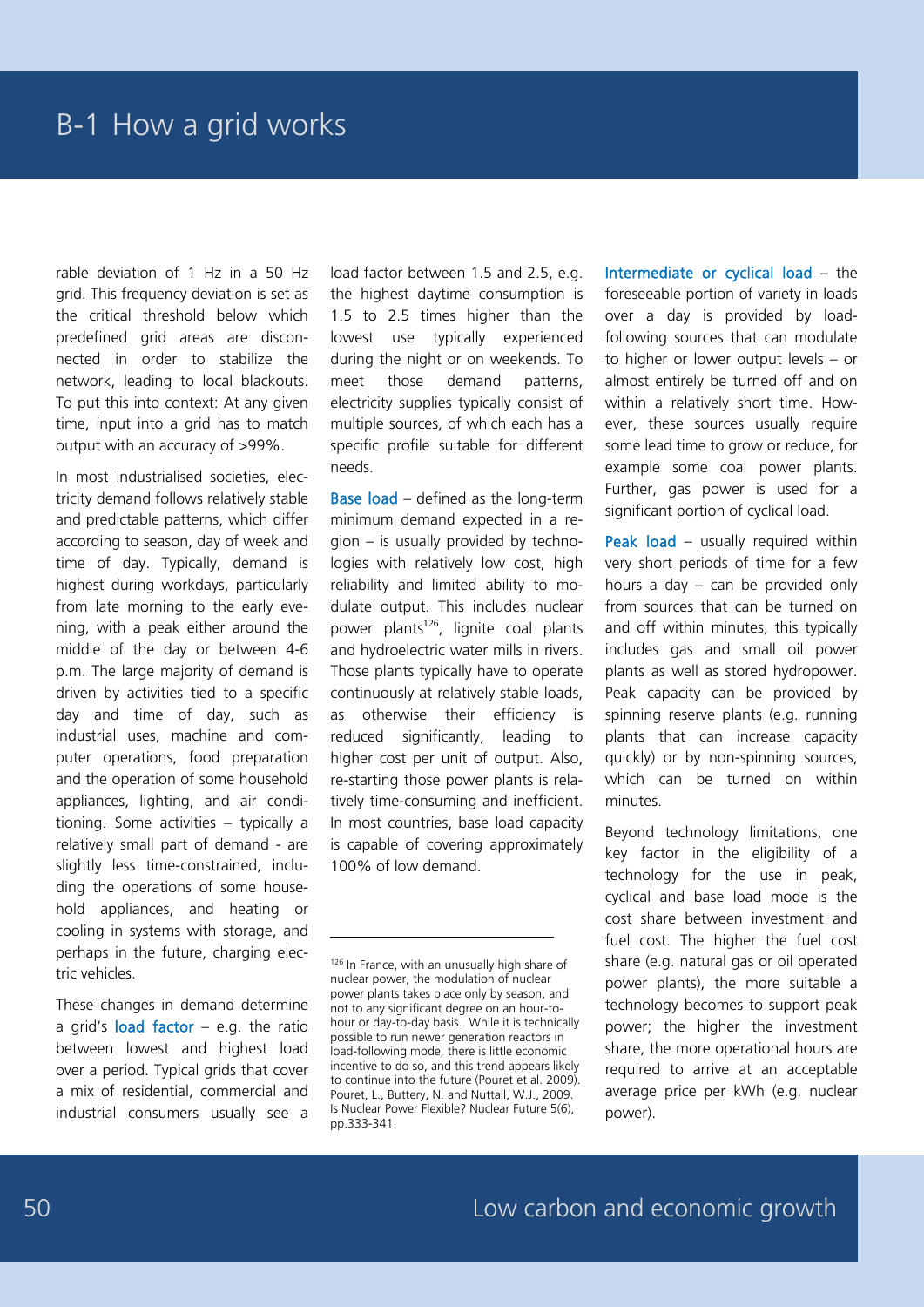# B-1 How a grid works

rable deviation of 1 Hz in a 50 Hz grid. This frequency deviation is set as the critical threshold below which predefined grid areas are disconnected in order to stabilize the network, leading to local blackouts. To put this into context: At any given time, input into a grid has to match output with an accuracy of >99%.

In most industrialised societies, electricity demand follows relatively stable and predictable patterns, which differ according to season, day of week and time of day. Typically, demand is highest during workdays, particularly from late morning to the early evening, with a peak either around the middle of the day or between 4-6 p.m. The large majority of demand is driven by activities tied to a specific day and time of day, such as industrial uses, machine and computer operations, food preparation and the operation of some household appliances, lighting, and air conditioning. Some activities – typically a relatively small part of demand - are slightly less time-constrained, including the operations of some household appliances, and heating or cooling in systems with storage, and perhaps in the future, charging electric vehicles.

These changes in demand determine a grid's **load factor** – e.g. the ratio between lowest and highest load over a period. Typical grids that cover a mix of residential, commercial and industrial consumers usually see a load factor between 1.5 and 2.5, e.g. the highest daytime consumption is 1.5 to 2.5 times higher than the lowest use typically experienced during the night or on weekends. To meet those demand patterns, electricity supplies typically consist of multiple sources, of which each has a specific profile suitable for different needs.

**Base load** – defined as the long-term minimum demand expected in a region – is usually provided by technologies with relatively low cost, high reliability and limited ability to modulate output. This includes nuclear power plants[126], lignite coal plants and hydroelectric water mills in rivers. Those plants typically have to operate continuously at relatively stable loads, as otherwise their efficiency is reduced significantly, leading to higher cost per unit of output. Also, re-starting those power plants is relatively time-consuming and inefficient. In most countries, base load capacity is capable of covering approximately 100% of low demand.

**Intermediate or cyclical load** – the foreseeable portion of variety in loads over a day is provided by load-following sources that can modulate to higher or lower output levels – or almost entirely be turned off and on within a relatively short time. However, these sources usually require some lead time to grow or reduce, for example some coal power plants. Further, gas power is used for a significant portion of cyclical load.

**Peak load** – usually required within very short periods of time for a few hours a day – can be provided only from sources that can be turned on and off within minutes, this typically includes gas and small oil power plants as well as stored hydropower. Peak capacity can be provided by spinning reserve plants (e.g. running plants that can increase capacity quickly) or by non-spinning sources, which can be turned on within minutes.

Beyond technology limitations, one key factor in the eligibility of a technology for the use in peak, cyclical and base load mode is the cost share between investment and fuel cost. The higher the fuel cost share (e.g. natural gas or oil operated power plants), the more suitable a technology becomes to support peak power; the higher the investment share, the more operational hours are required to arrive at an acceptable average price per kWh (e.g. nuclear power).

---

[126] In France, with an unusually high share of nuclear power, the modulation of nuclear power plants takes place only by season, and not to any significant degree on an hour-to-hour or day-to-day basis. While it is technically possible to run newer generation reactors in load-following mode, there is little economic incentive to do so, and this trend appears likely to continue into the future (Pouret et al. 2009). Pouret, L., Buttery, N. and Nuttall, W.J., 2009. Is Nuclear Power Flexible? Nuclear Future 5(6), pp.333-341.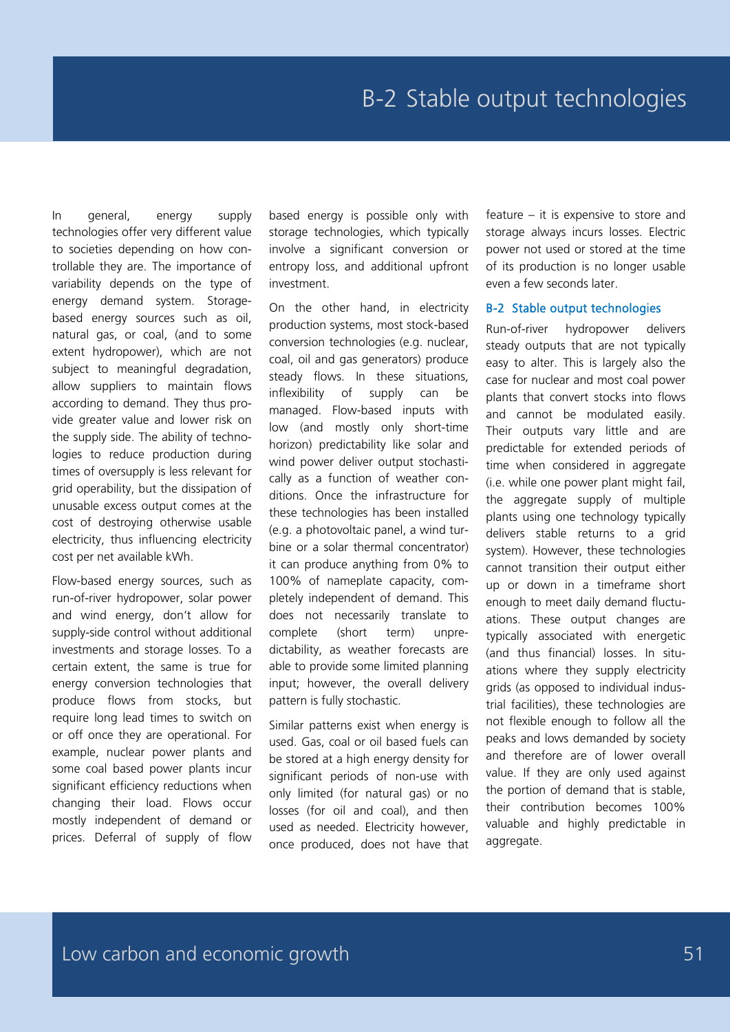In general, energy supply technologies offer very different value to societies depending on how controllable they are. The importance of variability depends on the type of energy demand system. Storage-based energy sources such as oil, natural gas, or coal, (and to some extent hydropower), which are not subject to meaningful degradation, allow suppliers to maintain flows according to demand. They thus provide greater value and lower risk on the supply side. The ability of technologies to reduce production during times of oversupply is less relevant for grid operability, but the dissipation of unusable excess output comes at the cost of destroying otherwise usable electricity, thus influencing electricity cost per net available kWh.

Flow-based energy sources, such as run-of-river hydropower, solar power and wind energy, don't allow for supply-side control without additional investments and storage losses. To a certain extent, the same is true for energy conversion technologies that produce flows from stocks, but require long lead times to switch on or off once they are operational. For example, nuclear power plants and some coal based power plants incur significant efficiency reductions when changing their load. Flows occur mostly independent of demand or prices. Deferral of supply of flow based energy is possible only with storage technologies, which typically involve a significant conversion or entropy loss, and additional upfront investment.

On the other hand, in electricity production systems, most stock-based conversion technologies (e.g. nuclear, coal, oil and gas generators) produce steady flows. In these situations, inflexibility of supply can be managed. Flow-based inputs with low (and mostly only short-time horizon) predictability like solar and wind power deliver output stochastically as a function of weather conditions. Once the infrastructure for these technologies has been installed (e.g. a photovoltaic panel, a wind turbine or a solar thermal concentrator) it can produce anything from 0% to 100% of nameplate capacity, completely independent of demand. This does not necessarily translate to complete (short term) unpredictability, as weather forecasts are able to provide some limited planning input; however, the overall delivery pattern is fully stochastic.

Similar patterns exist when energy is used. Gas, coal or oil based fuels can be stored at a high energy density for significant periods of non-use with only limited (for natural gas) or no losses (for oil and coal), and then used as needed. Electricity however, once produced, does not have that feature – it is expensive to store and storage always incurs losses. Electric power not used or stored at the time of its production is no longer usable even a few seconds later.

## B-2 Stable output technologies

Run-of-river hydropower delivers steady outputs that are not typically easy to alter. This is largely also the case for nuclear and most coal power plants that convert stocks into flows and cannot be modulated easily. Their outputs vary little and are predictable for extended periods of time when considered in aggregate (i.e. while one power plant might fail, the aggregate supply of multiple plants using one technology typically delivers stable returns to a grid system). However, these technologies cannot transition their output either up or down in a timeframe short enough to meet daily demand fluctuations. These output changes are typically associated with energetic (and thus financial) losses. In situations where they supply electricity grids (as opposed to individual industrial facilities), these technologies are not flexible enough to follow all the peaks and lows demanded by society and therefore are of lower overall value. If they are only used against the portion of demand that is stable, their contribution becomes 100% valuable and highly predictable in aggregate.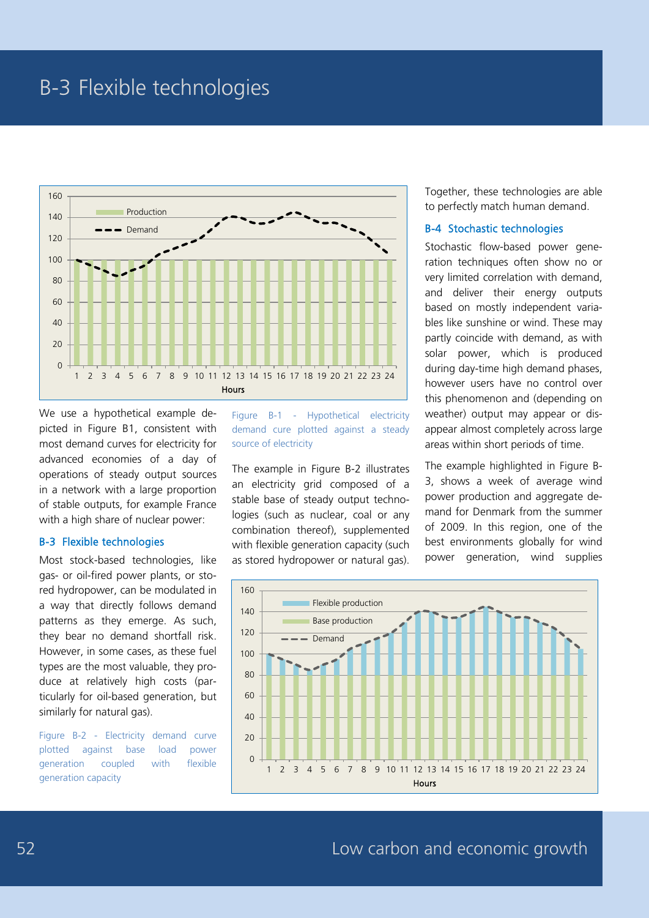# B-3 Flexible technologies

We use a hypothetical example depicted in Figure B1, consistent with most demand curves for electricity for advanced economies of a day of operations of steady output sources in a network with a large proportion of stable outputs, for example France with a high share of nuclear power:

Figure B-1 - Hypothetical electricity demand cure plotted against a steady source of electricity

## B-3 Flexible technologies

Most stock-based technologies, like gas- or oil-fired power plants, or stored hydropower, can be modulated in a way that directly follows demand patterns as they emerge. As such, they bear no demand shortfall risk. However, in some cases, as these fuel types are the most valuable, they produce at relatively high costs (particularly for oil-based generation, but similarly for natural gas).

Figure B-2 - Electricity demand curve plotted against base load power generation coupled with flexible generation capacity

The example in Figure B-2 illustrates an electricity grid composed of a stable base of steady output technologies (such as nuclear, coal or any combination thereof), supplemented with flexible generation capacity (such as stored hydropower or natural gas). Together, these technologies are able to perfectly match human demand.

## B-4 Stochastic technologies

Stochastic flow-based power generation techniques often show no or very limited correlation with demand, and deliver their energy outputs based on mostly independent variables like sunshine or wind. These may partly coincide with demand, as with solar power, which is produced during day-time high demand phases, however users have no control over this phenomenon and (depending on weather) output may appear or disappear almost completely across large areas within short periods of time.

The example highlighted in Figure B-3, shows a week of average wind power production and aggregate demand for Denmark from the summer of 2009. In this region, one of the best environments globally for wind power generation, wind supplies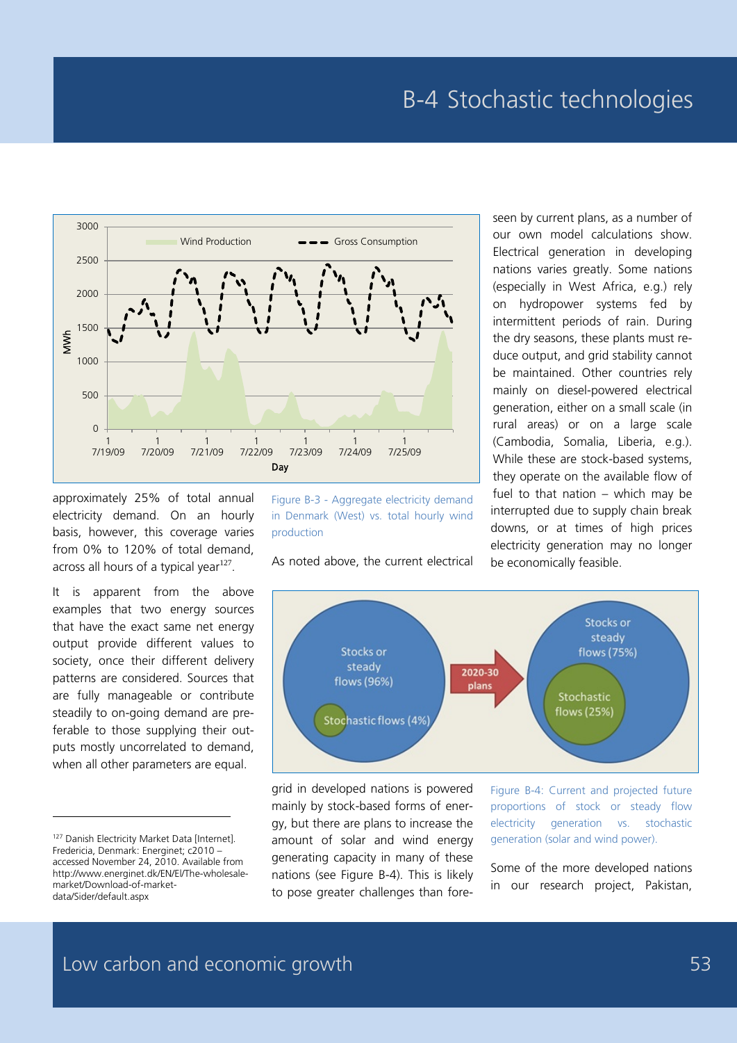# B-4 Stochastic technologies

approximately 25% of total annual electricity demand. On an hourly basis, however, this coverage varies from 0% to 120% of total demand, across all hours of a typical year[127].

It is apparent from the above examples that two energy sources that have the exact same net energy output provide different values to society, once their different delivery patterns are considered. Sources that are fully manageable or contribute steadily to on-going demand are preferable to those supplying their outputs mostly uncorrelated to demand, when all other parameters are equal.

Figure B-3 - Aggregate electricity demand in Denmark (West) vs. total hourly wind production

As noted above, the current electrical grid in developed nations is powered mainly by stock-based forms of energy, but there are plans to increase the amount of solar and wind energy generating capacity in many of these nations (see Figure B-4). This is likely to pose greater challenges than foreseen by current plans, as a number of our own model calculations show. Electrical generation in developing nations varies greatly. Some nations (especially in West Africa, e.g.) rely on hydropower systems fed by intermittent periods of rain. During the dry seasons, these plants must reduce output, and grid stability cannot be maintained. Other countries rely mainly on diesel-powered electrical generation, either on a small scale (in rural areas) or on a large scale (Cambodia, Somalia, Liberia, e.g.). While these are stock-based systems, they operate on the available flow of fuel to that nation – which may be interrupted due to supply chain break downs, or at times of high prices electricity generation may no longer be economically feasible.

Figure B-4: Current and projected future proportions of stock or steady flow electricity generation vs. stochastic generation (solar and wind power).

Some of the more developed nations in our research project, Pakistan,

[127] Danish Electricity Market Data [Internet]. Fredericia, Denmark: Energinet; c2010 – accessed November 24, 2010. Available from http://www.energinet.dk/EN/El/The-wholesale-market/Download-of-market-data/Sider/default.aspx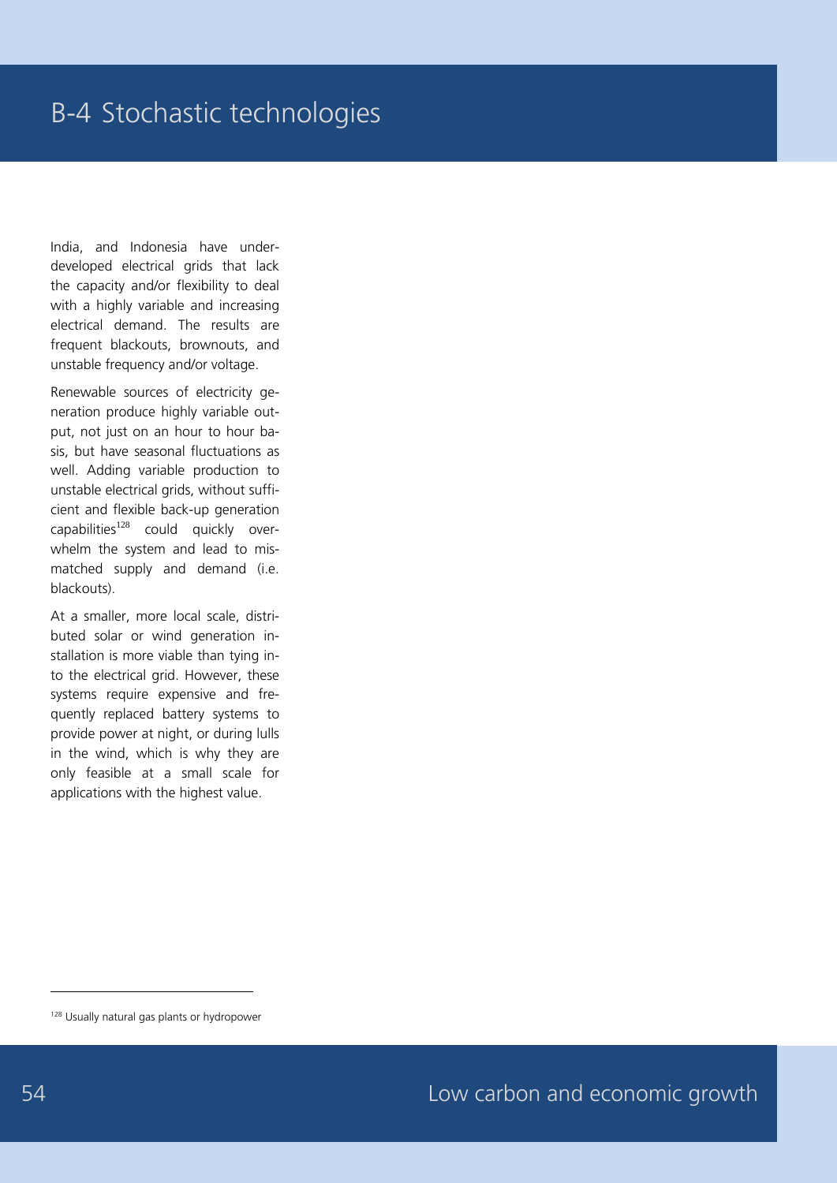# B-4 Stochastic technologies

India, and Indonesia have underdeveloped electrical grids that lack the capacity and/or flexibility to deal with a highly variable and increasing electrical demand. The results are frequent blackouts, brownouts, and unstable frequency and/or voltage.

Renewable sources of electricity generation produce highly variable output, not just on an hour to hour basis, but have seasonal fluctuations as well. Adding variable production to unstable electrical grids, without sufficient and flexible back-up generation capabilities[128] could quickly overwhelm the system and lead to mismatched supply and demand (i.e. blackouts).

At a smaller, more local scale, distributed solar or wind generation installation is more viable than tying into the electrical grid. However, these systems require expensive and frequently replaced battery systems to provide power at night, or during lulls in the wind, which is why they are only feasible at a small scale for applications with the highest value.

---

[128] Usually natural gas plants or hydropower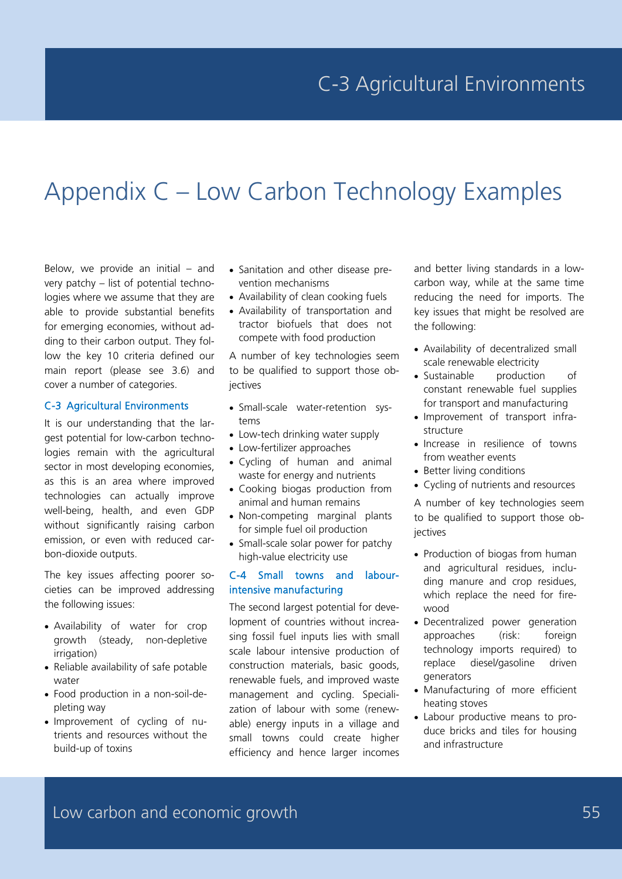# Appendix C – Low Carbon Technology Examples

Below, we provide an initial – and very patchy – list of potential technologies where we assume that they are able to provide substantial benefits for emerging economies, without adding to their carbon output. They follow the key 10 criteria defined our main report (please see 3.6) and cover a number of categories.

### C-3 Agricultural Environments

It is our understanding that the largest potential for low-carbon technologies remain with the agricultural sector in most developing economies, as this is an area where improved technologies can actually improve well-being, health, and even GDP without significantly raising carbon emission, or even with reduced carbon-dioxide outputs.

The key issues affecting poorer societies can be improved addressing the following issues:

- Availability of water for crop growth (steady, non-depletive irrigation)
- Reliable availability of safe potable water
- Food production in a non-soil-depleting way
- Improvement of cycling of nutrients and resources without the build-up of toxins
- Sanitation and other disease prevention mechanisms
- Availability of clean cooking fuels
- Availability of transportation and tractor biofuels that does not compete with food production

A number of key technologies seem to be qualified to support those objectives

- Small-scale water-retention systems
- Low-tech drinking water supply
- Low-fertilizer approaches
- Cycling of human and animal waste for energy and nutrients
- Cooking biogas production from animal and human remains
- Non-competing marginal plants for simple fuel oil production
- Small-scale solar power for patchy high-value electricity use

### C-4 Small towns and labour-intensive manufacturing

The second largest potential for development of countries without increasing fossil fuel inputs lies with small scale labour intensive production of construction materials, basic goods, renewable fuels, and improved waste management and cycling. Specialization of labour with some (renewable) energy inputs in a village and small towns could create higher efficiency and hence larger incomes and better living standards in a low-carbon way, while at the same time reducing the need for imports. The key issues that might be resolved are the following:

- Availability of decentralized small scale renewable electricity
- Sustainable production of constant renewable fuel supplies for transport and manufacturing
- Improvement of transport infrastructure
- Increase in resilience of towns from weather events
- Better living conditions
- Cycling of nutrients and resources

A number of key technologies seem to be qualified to support those objectives

- Production of biogas from human and agricultural residues, including manure and crop residues, which replace the need for firewood
- Decentralized power generation approaches (risk: foreign technology imports required) to replace diesel/gasoline driven generators
- Manufacturing of more efficient heating stoves
- Labour productive means to produce bricks and tiles for housing and infrastructure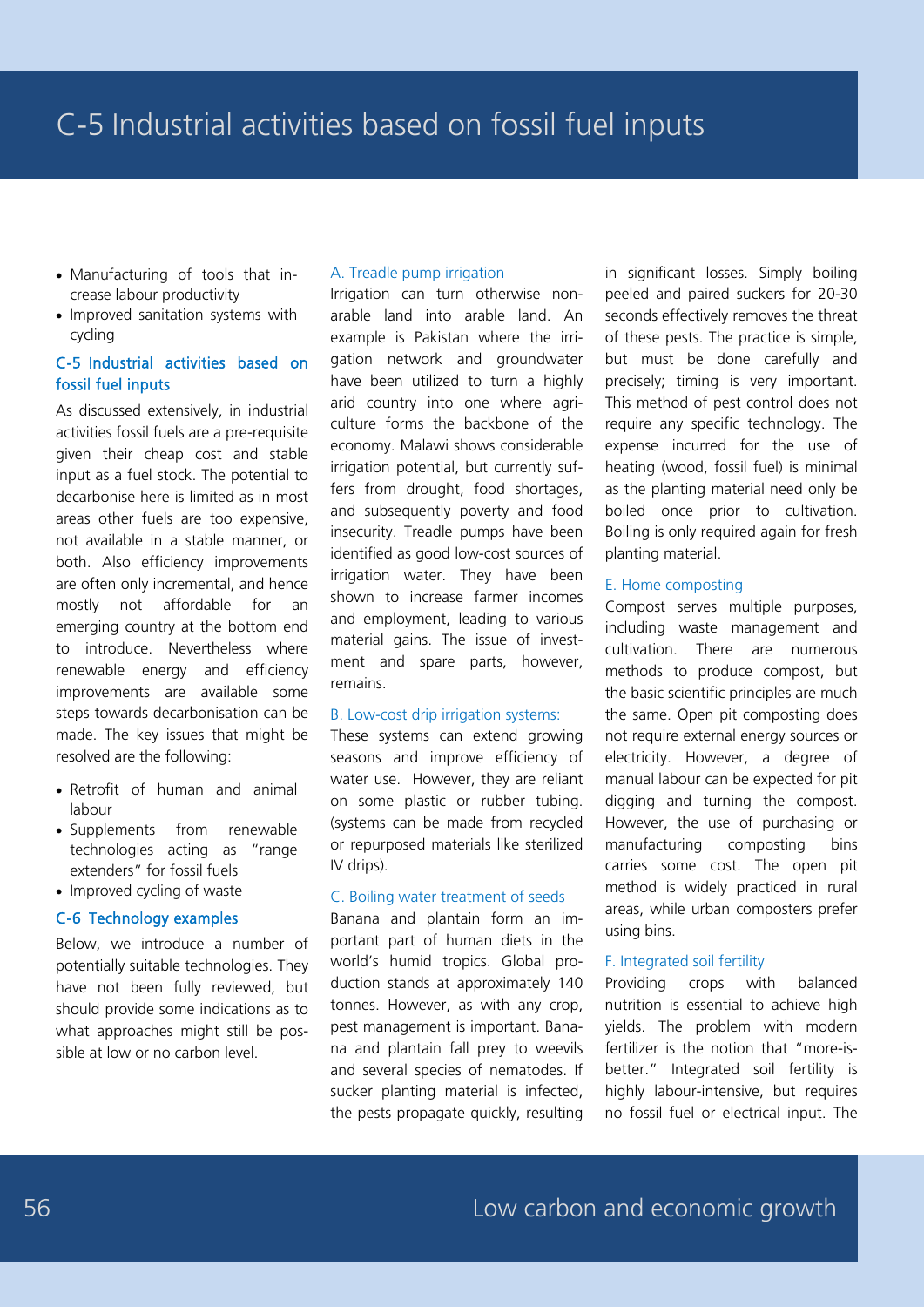- Manufacturing of tools that increase labour productivity
- Improved sanitation systems with cycling

## C-5 Industrial activities based on fossil fuel inputs

As discussed extensively, in industrial activities fossil fuels are a pre-requisite given their cheap cost and stable input as a fuel stock. The potential to decarbonise here is limited as in most areas other fuels are too expensive, not available in a stable manner, or both. Also efficiency improvements are often only incremental, and hence mostly not affordable for an emerging country at the bottom end to introduce. Nevertheless where renewable energy and efficiency improvements are available some steps towards decarbonisation can be made. The key issues that might be resolved are the following:

- Retrofit of human and animal labour
- Supplements from renewable technologies acting as "range extenders" for fossil fuels
- Improved cycling of waste

## C-6 Technology examples

Below, we introduce a number of potentially suitable technologies. They have not been fully reviewed, but should provide some indications as to what approaches might still be possible at low or no carbon level.

### A. Treadle pump irrigation

Irrigation can turn otherwise non-arable land into arable land. An example is Pakistan where the irrigation network and groundwater have been utilized to turn a highly arid country into one where agriculture forms the backbone of the economy. Malawi shows considerable irrigation potential, but currently suffers from drought, food shortages, and subsequently poverty and food insecurity. Treadle pumps have been identified as good low-cost sources of irrigation water. They have been shown to increase farmer incomes and employment, leading to various material gains. The issue of investment and spare parts, however, remains.

### B. Low-cost drip irrigation systems:

These systems can extend growing seasons and improve efficiency of water use. However, they are reliant on some plastic or rubber tubing. (systems can be made from recycled or repurposed materials like sterilized IV drips).

### C. Boiling water treatment of seeds

Banana and plantain form an important part of human diets in the world's humid tropics. Global production stands at approximately 140 tonnes. However, as with any crop, pest management is important. Banana and plantain fall prey to weevils and several species of nematodes. If sucker planting material is infected, the pests propagate quickly, resulting in significant losses. Simply boiling peeled and paired suckers for 20-30 seconds effectively removes the threat of these pests. The practice is simple, but must be done carefully and precisely; timing is very important. This method of pest control does not require any specific technology. The expense incurred for the use of heating (wood, fossil fuel) is minimal as the planting material need only be boiled once prior to cultivation. Boiling is only required again for fresh planting material.

### E. Home composting

Compost serves multiple purposes, including waste management and cultivation. There are numerous methods to produce compost, but the basic scientific principles are much the same. Open pit composting does not require external energy sources or electricity. However, a degree of manual labour can be expected for pit digging and turning the compost. However, the use of purchasing or manufacturing composting bins carries some cost. The open pit method is widely practiced in rural areas, while urban composters prefer using bins.

### F. Integrated soil fertility

Providing crops with balanced nutrition is essential to achieve high yields. The problem with modern fertilizer is the notion that "more-is-better." Integrated soil fertility is highly labour-intensive, but requires no fossil fuel or electrical input. The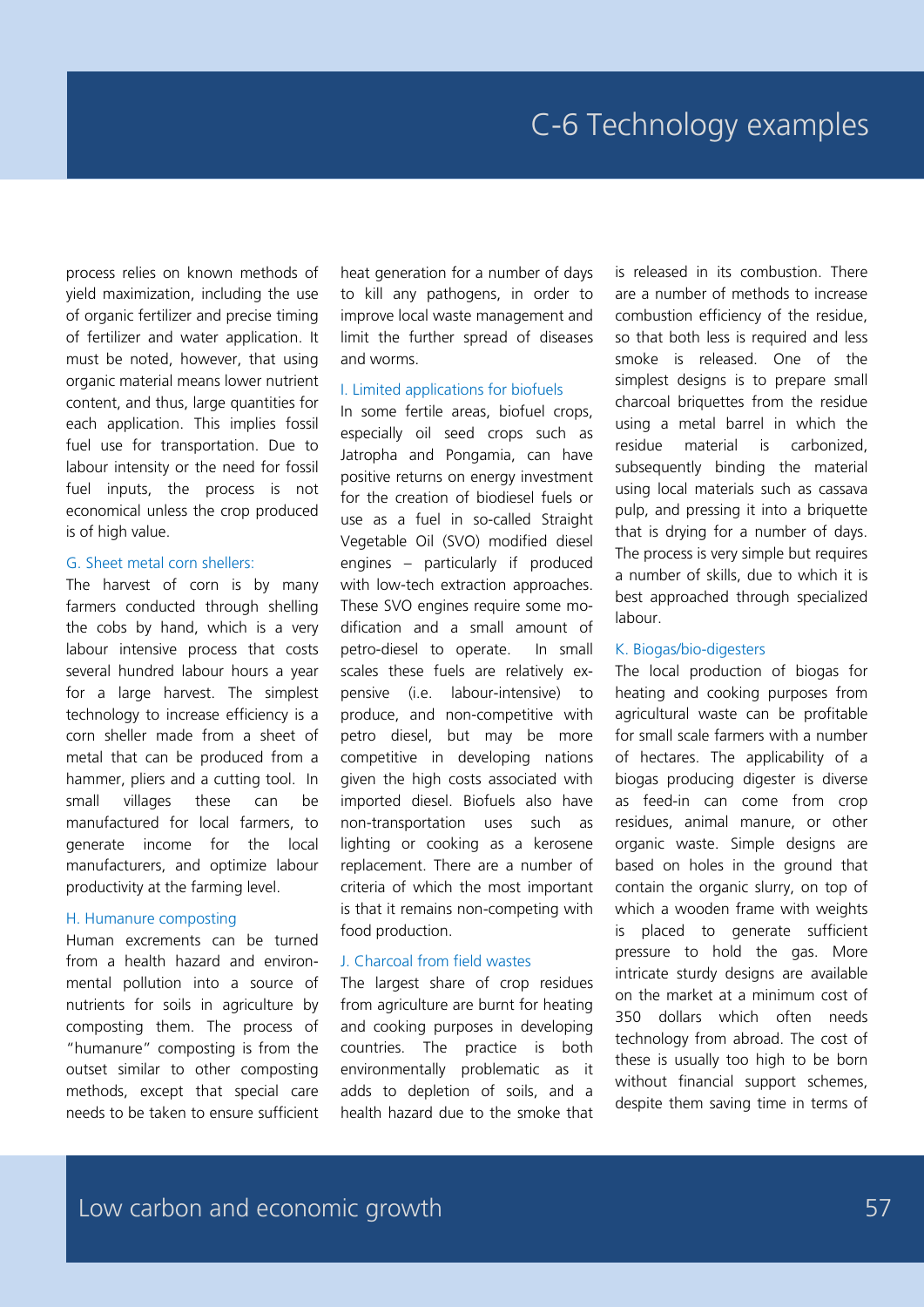process relies on known methods of yield maximization, including the use of organic fertilizer and precise timing of fertilizer and water application. It must be noted, however, that using organic material means lower nutrient content, and thus, large quantities for each application. This implies fossil fuel use for transportation. Due to labour intensity or the need for fossil fuel inputs, the process is not economical unless the crop produced is of high value.

### G. Sheet metal corn shellers:

The harvest of corn is by many farmers conducted through shelling the cobs by hand, which is a very labour intensive process that costs several hundred labour hours a year for a large harvest. The simplest technology to increase efficiency is a corn sheller made from a sheet of metal that can be produced from a hammer, pliers and a cutting tool. In small villages these can be manufactured for local farmers, to generate income for the local manufacturers, and optimize labour productivity at the farming level.

### H. Humanure composting

Human excrements can be turned from a health hazard and environmental pollution into a source of nutrients for soils in agriculture by composting them. The process of "humanure" composting is from the outset similar to other composting methods, except that special care needs to be taken to ensure sufficient heat generation for a number of days to kill any pathogens, in order to improve local waste management and limit the further spread of diseases and worms.

### I. Limited applications for biofuels

In some fertile areas, biofuel crops, especially oil seed crops such as Jatropha and Pongamia, can have positive returns on energy investment for the creation of biodiesel fuels or use as a fuel in so-called Straight Vegetable Oil (SVO) modified diesel engines – particularly if produced with low-tech extraction approaches. These SVO engines require some modification and a small amount of petro-diesel to operate. In small scales these fuels are relatively expensive (i.e. labour-intensive) to produce, and non-competitive with petro diesel, but may be more competitive in developing nations given the high costs associated with imported diesel. Biofuels also have non-transportation uses such as lighting or cooking as a kerosene replacement. There are a number of criteria of which the most important is that it remains non-competing with food production.

### J. Charcoal from field wastes

The largest share of crop residues from agriculture are burnt for heating and cooking purposes in developing countries. The practice is both environmentally problematic as it adds to depletion of soils, and a health hazard due to the smoke that is released in its combustion. There are a number of methods to increase combustion efficiency of the residue, so that both less is required and less smoke is released. One of the simplest designs is to prepare small charcoal briquettes from the residue using a metal barrel in which the residue material is carbonized, subsequently binding the material using local materials such as cassava pulp, and pressing it into a briquette that is drying for a number of days. The process is very simple but requires a number of skills, due to which it is best approached through specialized labour.

### K. Biogas/bio-digesters

The local production of biogas for heating and cooking purposes from agricultural waste can be profitable for small scale farmers with a number of hectares. The applicability of a biogas producing digester is diverse as feed-in can come from crop residues, animal manure, or other organic waste. Simple designs are based on holes in the ground that contain the organic slurry, on top of which a wooden frame with weights is placed to generate sufficient pressure to hold the gas. More intricate sturdy designs are available on the market at a minimum cost of 350 dollars which often needs technology from abroad. The cost of these is usually too high to be born without financial support schemes, despite them saving time in terms of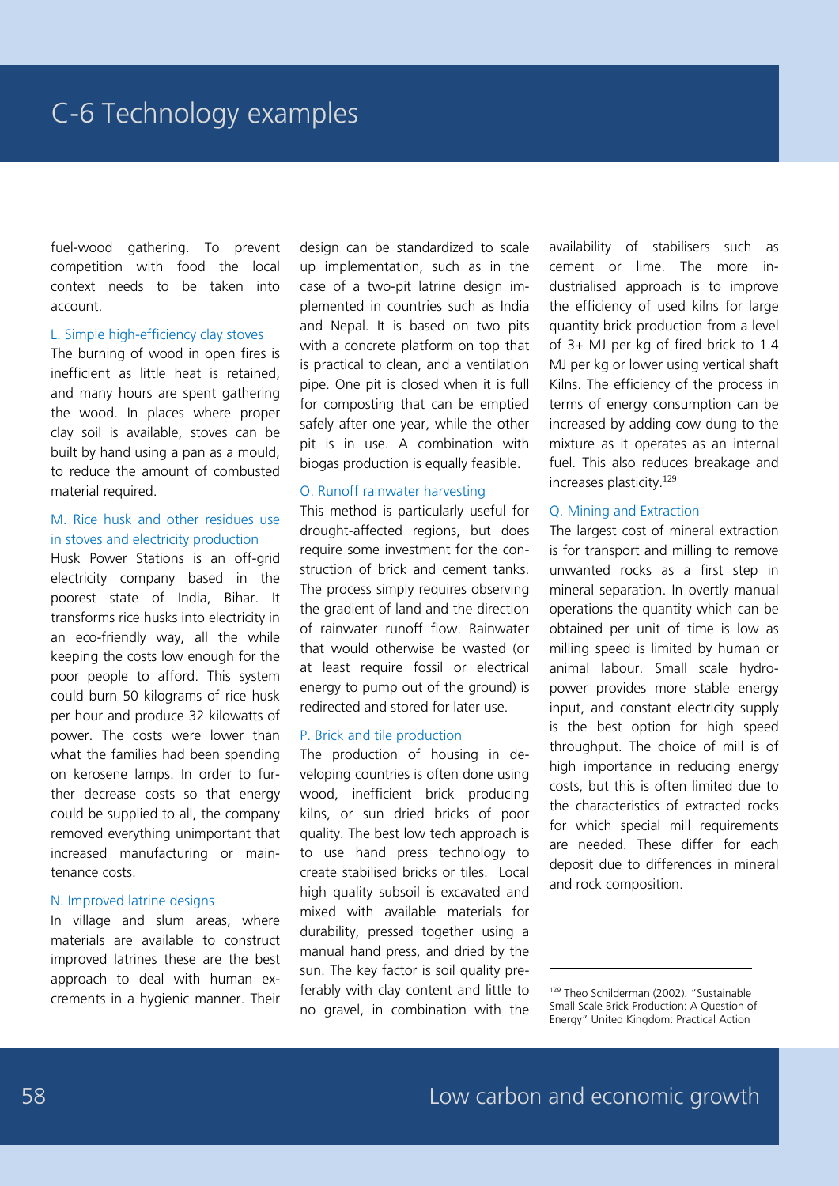# C-6 Technology examples

fuel-wood gathering. To prevent competition with food the local context needs to be taken into account.

### L. Simple high-efficiency clay stoves

The burning of wood in open fires is inefficient as little heat is retained, and many hours are spent gathering the wood. In places where proper clay soil is available, stoves can be built by hand using a pan as a mould, to reduce the amount of combusted material required.

### M. Rice husk and other residues use in stoves and electricity production

Husk Power Stations is an off-grid electricity company based in the poorest state of India, Bihar. It transforms rice husks into electricity in an eco-friendly way, all the while keeping the costs low enough for the poor people to afford. This system could burn 50 kilograms of rice husk per hour and produce 32 kilowatts of power. The costs were lower than what the families had been spending on kerosene lamps. In order to further decrease costs so that energy could be supplied to all, the company removed everything unimportant that increased manufacturing or maintenance costs.

### N. Improved latrine designs

In village and slum areas, where materials are available to construct improved latrines these are the best approach to deal with human excrements in a hygienic manner. Their design can be standardized to scale up implementation, such as in the case of a two-pit latrine design implemented in countries such as India and Nepal. It is based on two pits with a concrete platform on top that is practical to clean, and a ventilation pipe. One pit is closed when it is full for composting that can be emptied safely after one year, while the other pit is in use. A combination with biogas production is equally feasible.

### O. Runoff rainwater harvesting

This method is particularly useful for drought-affected regions, but does require some investment for the construction of brick and cement tanks. The process simply requires observing the gradient of land and the direction of rainwater runoff flow. Rainwater that would otherwise be wasted (or at least require fossil or electrical energy to pump out of the ground) is redirected and stored for later use.

### P. Brick and tile production

The production of housing in developing countries is often done using wood, inefficient brick producing kilns, or sun dried bricks of poor quality. The best low tech approach is to use hand press technology to create stabilised bricks or tiles. Local high quality subsoil is excavated and mixed with available materials for durability, pressed together using a manual hand press, and dried by the sun. The key factor is soil quality preferably with clay content and little to no gravel, in combination with the availability of stabilisers such as cement or lime. The more industrialised approach is to improve the efficiency of used kilns for large quantity brick production from a level of 3+ MJ per kg of fired brick to 1.4 MJ per kg or lower using vertical shaft Kilns. The efficiency of the process in terms of energy consumption can be increased by adding cow dung to the mixture as it operates as an internal fuel. This also reduces breakage and increases plasticity.[129]

### Q. Mining and Extraction

The largest cost of mineral extraction is for transport and milling to remove unwanted rocks as a first step in mineral separation. In overtly manual operations the quantity which can be obtained per unit of time is low as milling speed is limited by human or animal labour. Small scale hydropower provides more stable energy input, and constant electricity supply is the best option for high speed throughput. The choice of mill is of high importance in reducing energy costs, but this is often limited due to the characteristics of extracted rocks for which special mill requirements are needed. These differ for each deposit due to differences in mineral and rock composition.

---

[129] Theo Schilderman (2002). "Sustainable Small Scale Brick Production: A Question of Energy" United Kingdom: Practical Action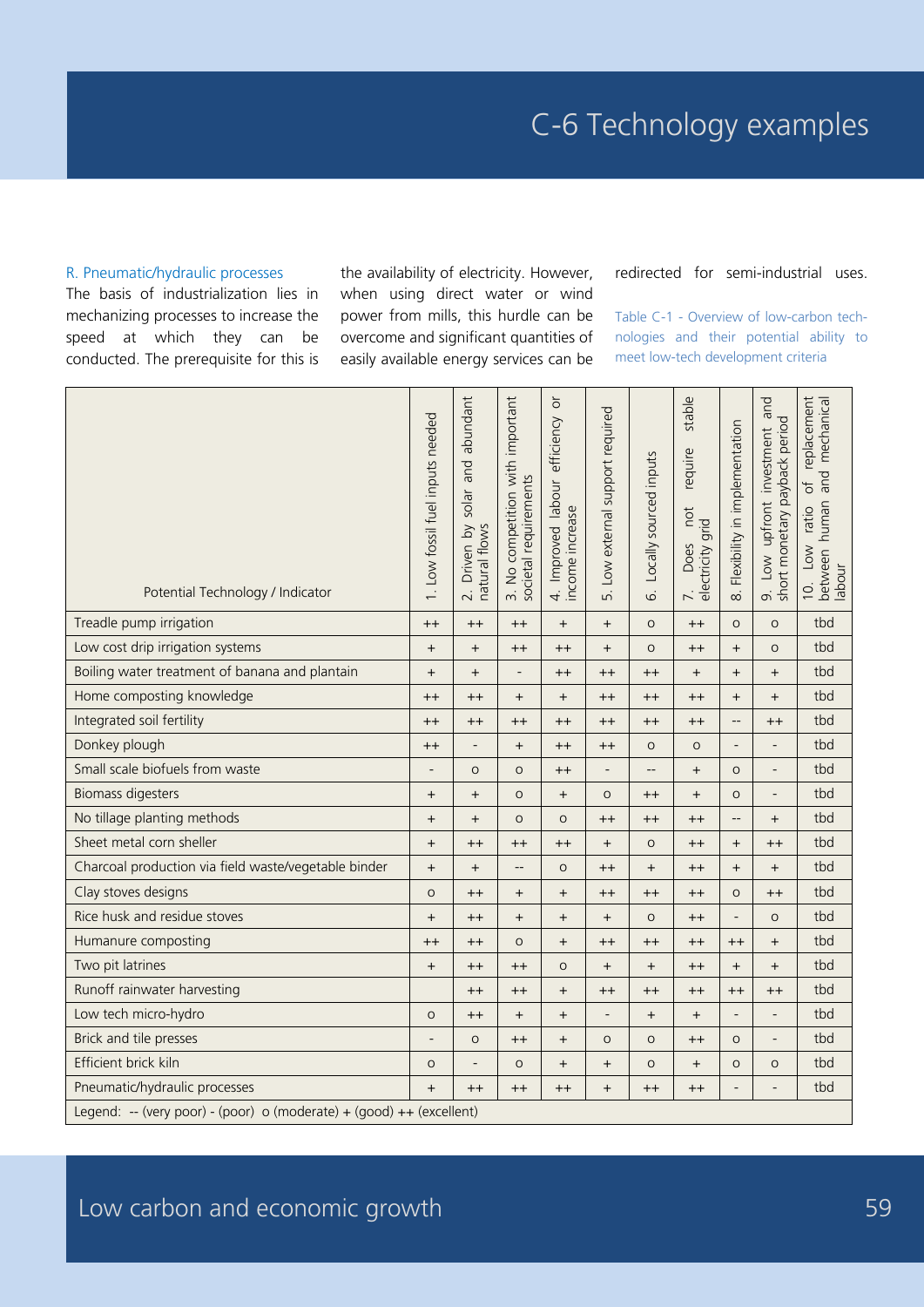R. Pneumatic/hydraulic processes

The basis of industrialization lies in mechanizing processes to increase the speed at which they can be conducted. The prerequisite for this is the availability of electricity. However, when using direct water or wind power from mills, this hurdle can be overcome and significant quantities of easily available energy services can be redirected for semi-industrial uses.

Table C-1 - Overview of low-carbon technologies and their potential ability to meet low-tech development criteria

| Potential Technology / Indicator | 1. Low fossil fuel inputs needed | 2. Driven by solar and abundant natural flows | 3. No competition with important societal requirements | 4. Improved labour or efficiency or income increase | 5. Low external support required | 6. Locally sourced inputs | 7. Does not require stable electricity grid | 8. Flexibility in implementation | 9. Low upfront investment and short monetary payback period | 10. Low ratio of replacement between human and mechanical labour |
|---|---|---|---|---|---|---|---|---|---|---|
| Treadle pump irrigation | ++ | ++ | ++ | + | + | o | ++ | o | o | tbd |
| Low cost drip irrigation systems | + | + | ++ | ++ | + | o | ++ | + | o | tbd |
| Boiling water treatment of banana and plantain | + | + | - | ++ | ++ | ++ | + | + | + | tbd |
| Home composting knowledge | ++ | ++ | + | + | ++ | ++ | ++ | + | + | tbd |
| Integrated soil fertility | ++ | ++ | ++ | ++ | ++ | ++ | ++ | -- | ++ | tbd |
| Donkey plough | ++ | - | + | ++ | ++ | o | o | - | - | tbd |
| Small scale biofuels from waste | - | o | o | ++ | - | -- | + | o | - | tbd |
| Biomass digesters | + | + | o | + | o | ++ | + | o | - | tbd |
| No tillage planting methods | + | + | o | o | ++ | ++ | ++ | -- | + | tbd |
| Sheet metal corn sheller | + | ++ | ++ | ++ | + | o | ++ | + | ++ | tbd |
| Charcoal production via field waste/vegetable binder | + | + | -- | o | ++ | + | ++ | + | + | tbd |
| Clay stoves designs | o | ++ | + | + | ++ | ++ | ++ | o | ++ | tbd |
| Rice husk and residue stoves | + | ++ | + | + | + | o | ++ | - | o | tbd |
| Humanure composting | ++ | ++ | o | + | ++ | ++ | ++ | ++ | + | tbd |
| Two pit latrines | + | ++ | ++ | o | + | + | ++ | + | + | tbd |
| Runoff rainwater harvesting | | ++ | ++ | + | ++ | ++ | ++ | ++ | ++ | tbd |
| Low tech micro-hydro | o | ++ | + | + | - | + | + | - | - | tbd |
| Brick and tile presses | - | o | ++ | + | o | o | ++ | o | - | tbd |
| Efficient brick kiln | o | - | o | + | + | o | + | o | o | tbd |
| Pneumatic/hydraulic processes | + | ++ | ++ | ++ | + | ++ | ++ | - | - | tbd |

Legend: -- (very poor) - (poor) o (moderate) + (good) ++ (excellent)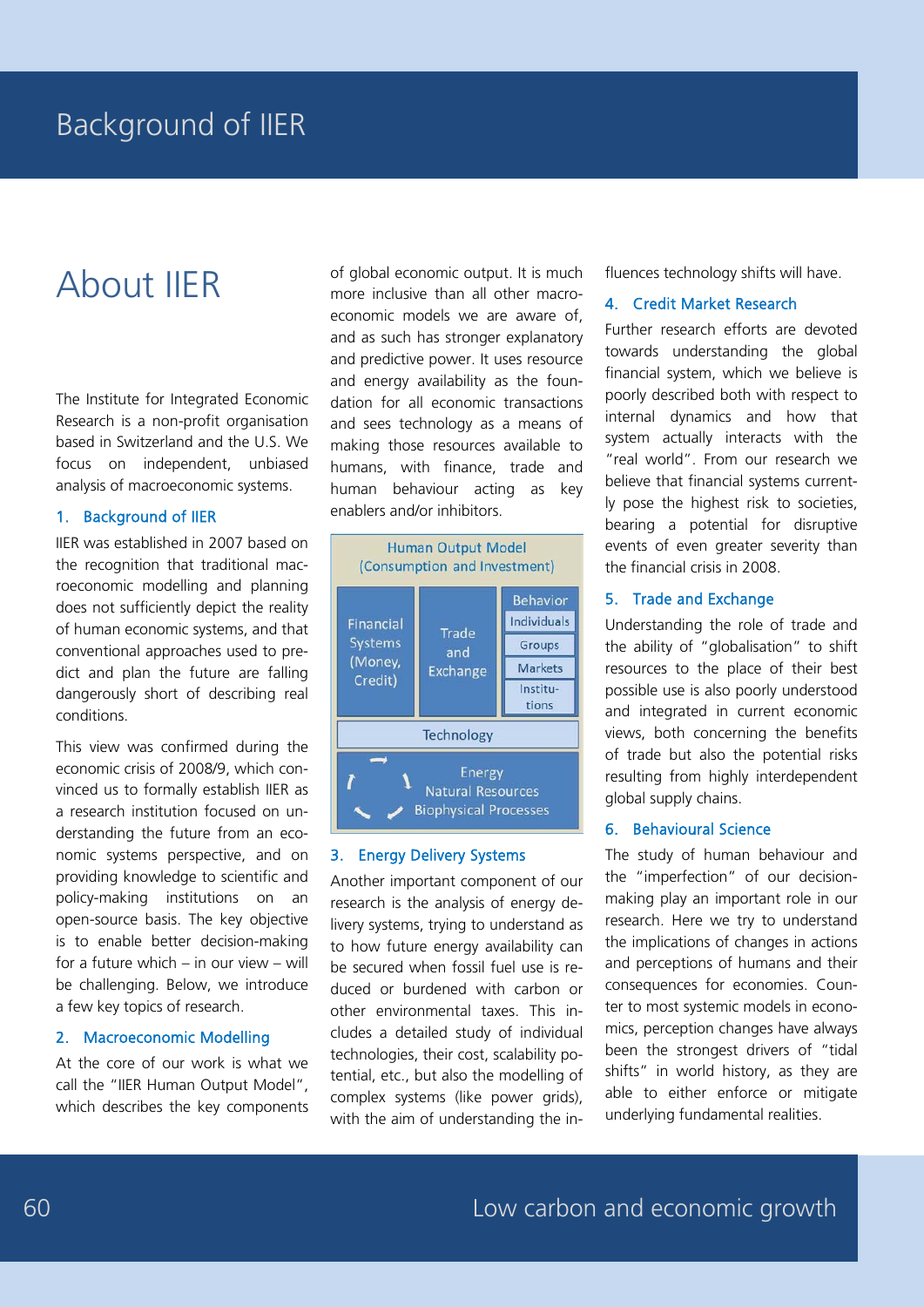# About IIER

The Institute for Integrated Economic Research is a non-profit organisation based in Switzerland and the U.S. We focus on independent, unbiased analysis of macroeconomic systems.

## 1. Background of IIER

IIER was established in 2007 based on the recognition that traditional macroeconomic modelling and planning does not sufficiently depict the reality of human economic systems, and that conventional approaches used to predict and plan the future are falling dangerously short of describing real conditions.

This view was confirmed during the economic crisis of 2008/9, which convinced us to formally establish IIER as a research institution focused on understanding the future from an economic systems perspective, and on providing knowledge to scientific and policy-making institutions on an open-source basis. The key objective is to enable better decision-making for a future which – in our view – will be challenging. Below, we introduce a few key topics of research.

## 2. Macroeconomic Modelling

At the core of our work is what we call the "IIER Human Output Model", which describes the key components of global economic output. It is much more inclusive than all other macroeconomic models we are aware of, and as such has stronger explanatory and predictive power. It uses resource and energy availability as the foundation for all economic transactions and sees technology as a means of making those resources available to humans, with finance, trade and human behaviour acting as key enablers and/or inhibitors.

Human Output Model (Consumption and Investment)

| Financial Systems (Money, Credit) | Trade and Exchange | Behavior: Individuals, Groups, Markets, Institutions |
|---|---|---|
| Technology | | |
| Energy, Natural Resources, Biophysical Processes | | |

## 3. Energy Delivery Systems

Another important component of our research is the analysis of energy delivery systems, trying to understand as to how future energy availability can be secured when fossil fuel use is reduced or burdened with carbon or other environmental taxes. This includes a detailed study of individual technologies, their cost, scalability potential, etc., but also the modelling of complex systems (like power grids), with the aim of understanding the influences technology shifts will have.

## 4. Credit Market Research

Further research efforts are devoted towards understanding the global financial system, which we believe is poorly described both with respect to internal dynamics and how that system actually interacts with the "real world". From our research we believe that financial systems currently pose the highest risk to societies, bearing a potential for disruptive events of even greater severity than the financial crisis in 2008.

## 5. Trade and Exchange

Understanding the role of trade and the ability of "globalisation" to shift resources to the place of their best possible use is also poorly understood and integrated in current economic views, both concerning the benefits of trade but also the potential risks resulting from highly interdependent global supply chains.

## 6. Behavioural Science

The study of human behaviour and the "imperfection" of our decision-making play an important role in our research. Here we try to understand the implications of changes in actions and perceptions of humans and their consequences for economies. Counter to most systemic models in economics, perception changes have always been the strongest drivers of "tidal shifts" in world history, as they are able to either enforce or mitigate underlying fundamental realities.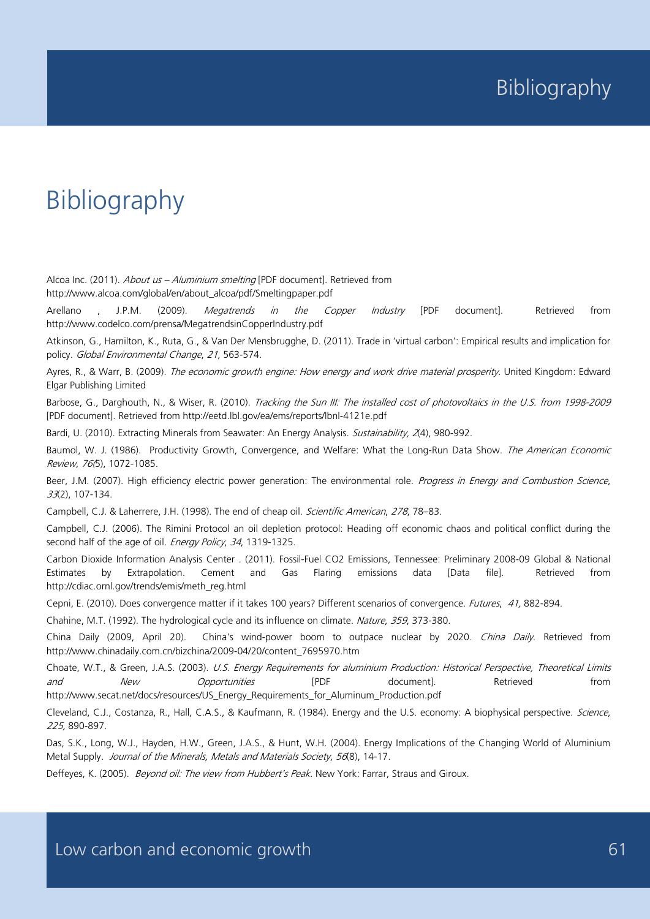# Bibliography

Alcoa Inc. (2011). *About us – Aluminium smelting* [PDF document]. Retrieved from http://www.alcoa.com/global/en/about_alcoa/pdf/Smeltingpaper.pdf

Arellano , J.P.M. (2009). *Megatrends in the Copper Industry* [PDF document]. Retrieved from http://www.codelco.com/prensa/MegatrendsinCopperIndustry.pdf

Atkinson, G., Hamilton, K., Ruta, G., & Van Der Mensbrugghe, D. (2011). Trade in 'virtual carbon': Empirical results and implication for policy. *Global Environmental Change*, *21*, 563-574.

Ayres, R., & Warr, B. (2009). *The economic growth engine: How energy and work drive material prosperity*. United Kingdom: Edward Elgar Publishing Limited

Barbose, G., Darghouth, N., & Wiser, R. (2010). *Tracking the Sun III: The installed cost of photovoltaics in the U.S. from 1998-2009* [PDF document]. Retrieved from http://eetd.lbl.gov/ea/ems/reports/lbnl-4121e.pdf

Bardi, U. (2010). Extracting Minerals from Seawater: An Energy Analysis. *Sustainability, 2*(4), 980-992.

Baumol, W. J. (1986). Productivity Growth, Convergence, and Welfare: What the Long-Run Data Show. *The American Economic Review*, *76*(5), 1072-1085.

Beer, J.M. (2007). High efficiency electric power generation: The environmental role. *Progress in Energy and Combustion Science*, *33*(2), 107-134.

Campbell, C.J. & Laherrere, J.H. (1998). The end of cheap oil. *Scientific American*, *278*, 78–83.

Campbell, C.J. (2006). The Rimini Protocol an oil depletion protocol: Heading off economic chaos and political conflict during the second half of the age of oil. *Energy Policy*, *34*, 1319-1325.

Carbon Dioxide Information Analysis Center . (2011). Fossil-Fuel CO2 Emissions, Tennessee: Preliminary 2008-09 Global & National Estimates by Extrapolation. Cement and Gas Flaring emissions data [Data file]. Retrieved from http://cdiac.ornl.gov/trends/emis/meth_reg.html

Cepni, E. (2010). Does convergence matter if it takes 100 years? Different scenarios of convergence. *Futures*, *41,* 882-894.

Chahine, M.T. (1992). The hydrological cycle and its influence on climate. *Nature*, *359*, 373-380.

China Daily (2009, April 20). China's wind-power boom to outpace nuclear by 2020. *China Daily*. Retrieved from http://www.chinadaily.com.cn/bizchina/2009-04/20/content_7695970.htm

Choate, W.T., & Green, J.A.S. (2003). *U.S. Energy Requirements for aluminium Production: Historical Perspective, Theoretical Limits and New Opportunities* [PDF document]. Retrieved from http://www.secat.net/docs/resources/US_Energy_Requirements_for_Aluminum_Production.pdf

Cleveland, C.J., Costanza, R., Hall, C.A.S., & Kaufmann, R. (1984). Energy and the U.S. economy: A biophysical perspective. *Science*, *225,* 890-897.

Das, S.K., Long, W.J., Hayden, H.W., Green, J.A.S., & Hunt, W.H. (2004). Energy Implications of the Changing World of Aluminium Metal Supply. *Journal of the Minerals, Metals and Materials Society*, *56*(8), 14-17.

Deffeyes, K. (2005). *Beyond oil: The view from Hubbert's Peak*. New York: Farrar, Straus and Giroux.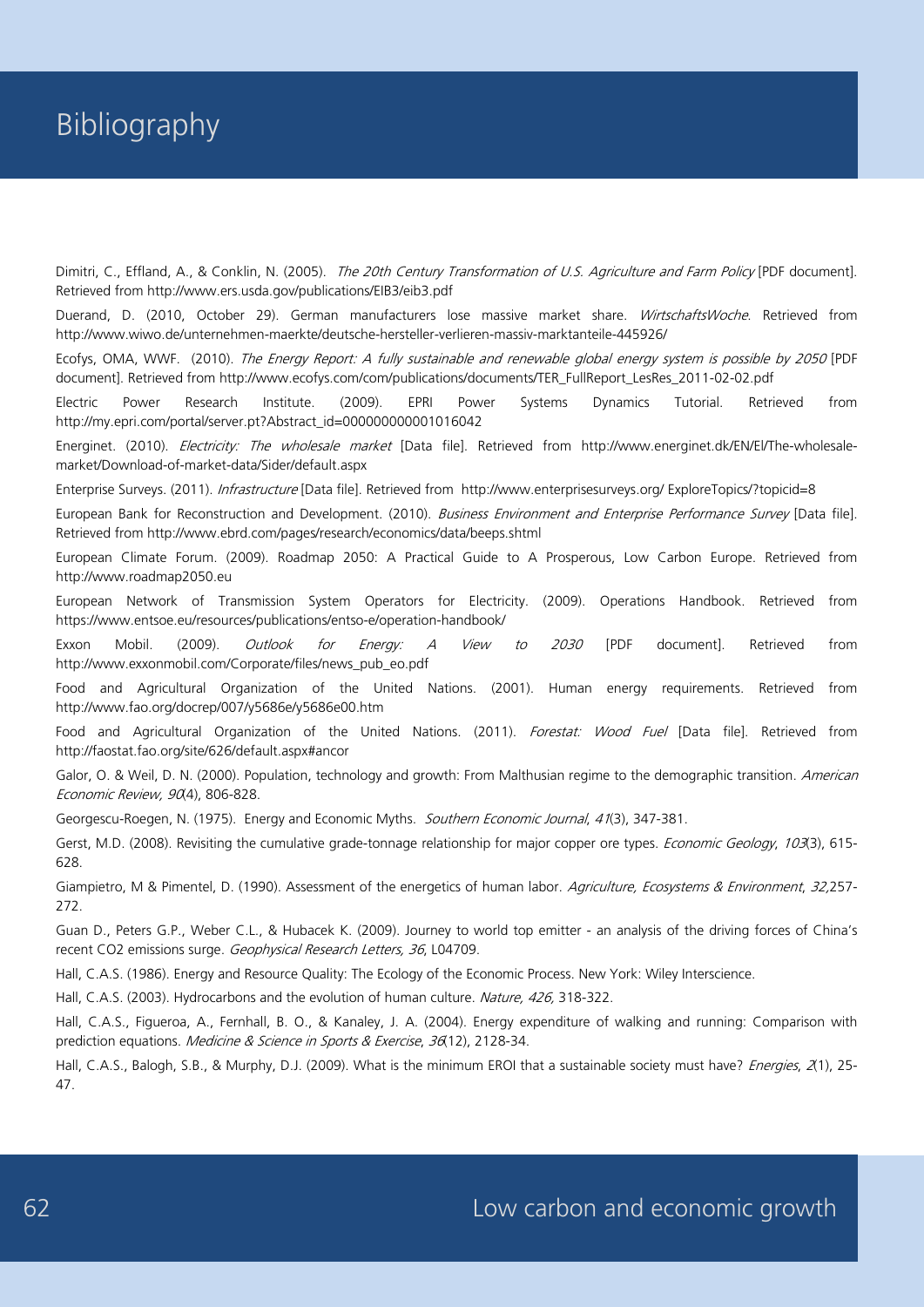# Bibliography

Dimitri, C., Effland, A., & Conklin, N. (2005). *The 20th Century Transformation of U.S. Agriculture and Farm Policy* [PDF document]. Retrieved from http://www.ers.usda.gov/publications/EIB3/eib3.pdf

Duerand, D. (2010, October 29). German manufacturers lose massive market share. *WirtschaftsWoche*. Retrieved from http://www.wiwo.de/unternehmen-maerkte/deutsche-hersteller-verlieren-massiv-marktanteile-445926/

Ecofys, OMA, WWF. (2010). *The Energy Report: A fully sustainable and renewable global energy system is possible by 2050* [PDF document]. Retrieved from http://www.ecofys.com/com/publications/documents/TER_FullReport_LesRes_2011-02-02.pdf

Electric Power Research Institute. (2009). EPRI Power Systems Dynamics Tutorial. Retrieved from http://my.epri.com/portal/server.pt?Abstract_id=000000000001016042

Energinet. (2010). *Electricity: The wholesale market* [Data file]. Retrieved from http://www.energinet.dk/EN/El/The-wholesale-market/Download-of-market-data/Sider/default.aspx

Enterprise Surveys. (2011). *Infrastructure* [Data file]. Retrieved from http://www.enterprisesurveys.org/ ExploreTopics/?topicid=8

European Bank for Reconstruction and Development. (2010). *Business Environment and Enterprise Performance Survey* [Data file]. Retrieved from http://www.ebrd.com/pages/research/economics/data/beeps.shtml

European Climate Forum. (2009). Roadmap 2050: A Practical Guide to A Prosperous, Low Carbon Europe. Retrieved from http://www.roadmap2050.eu

European Network of Transmission System Operators for Electricity. (2009). Operations Handbook. Retrieved from https://www.entsoe.eu/resources/publications/entso-e/operation-handbook/

Exxon Mobil. (2009). *Outlook for Energy: A View to 2030* [PDF document]. Retrieved from http://www.exxonmobil.com/Corporate/files/news_pub_eo.pdf

Food and Agricultural Organization of the United Nations. (2001). Human energy requirements. Retrieved from http://www.fao.org/docrep/007/y5686e/y5686e00.htm

Food and Agricultural Organization of the United Nations. (2011). *Forestat: Wood Fuel* [Data file]. Retrieved from http://faostat.fao.org/site/626/default.aspx#ancor

Galor, O. & Weil, D. N. (2000). Population, technology and growth: From Malthusian regime to the demographic transition. *American Economic Review, 90*(4), 806-828.

Georgescu-Roegen, N. (1975). Energy and Economic Myths. *Southern Economic Journal*, *41*(3), 347-381.

Gerst, M.D. (2008). Revisiting the cumulative grade-tonnage relationship for major copper ore types. *Economic Geology*, *103*(3), 615-628.

Giampietro, M & Pimentel, D. (1990). Assessment of the energetics of human labor. *Agriculture, Ecosystems & Environment*, *32,*257-272.

Guan D., Peters G.P., Weber C.L., & Hubacek K. (2009). Journey to world top emitter - an analysis of the driving forces of China's recent CO2 emissions surge. *Geophysical Research Letters, 36*, L04709.

Hall, C.A.S. (1986). Energy and Resource Quality: The Ecology of the Economic Process. New York: Wiley Interscience.

Hall, C.A.S. (2003). Hydrocarbons and the evolution of human culture. *Nature, 426,* 318-322.

Hall, C.A.S., Figueroa, A., Fernhall, B. O., & Kanaley, J. A. (2004). Energy expenditure of walking and running: Comparison with prediction equations. *Medicine & Science in Sports & Exercise*, *36*(12), 2128-34.

Hall, C.A.S., Balogh, S.B., & Murphy, D.J. (2009). What is the minimum EROI that a sustainable society must have? *Energies*, *2*(1), 25-47.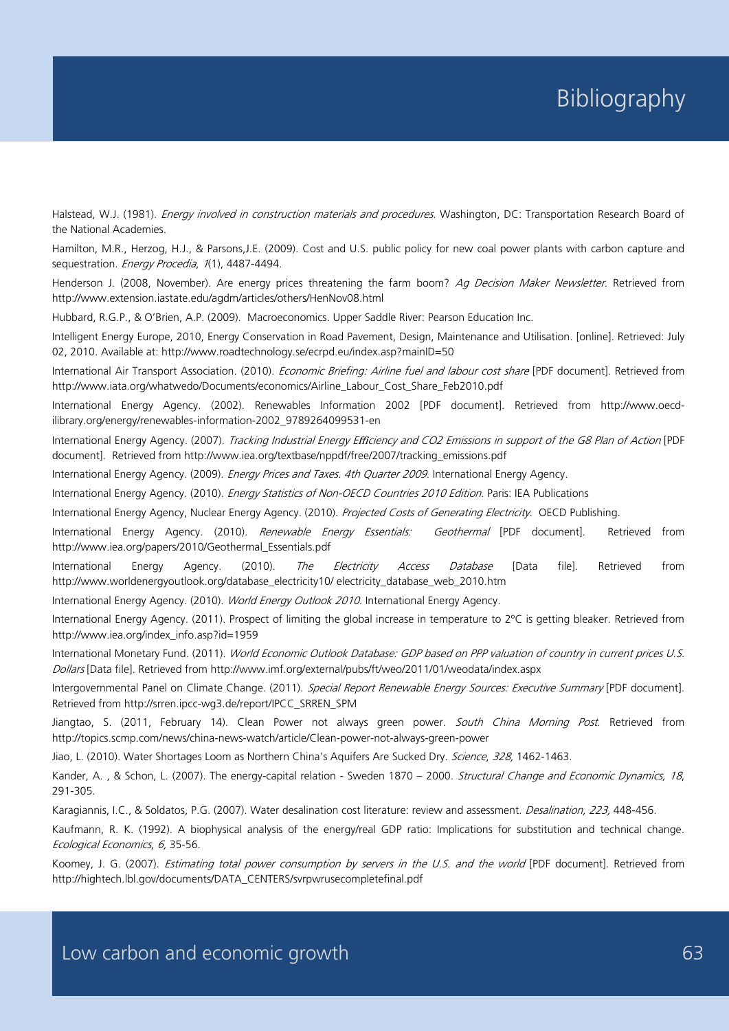# Bibliography

Halstead, W.J. (1981). *Energy involved in construction materials and procedures*. Washington, DC: Transportation Research Board of the National Academies.

Hamilton, M.R., Herzog, H.J., & Parsons,J.E. (2009). Cost and U.S. public policy for new coal power plants with carbon capture and sequestration. *Energy Procedia*, *1*(1), 4487-4494.

Henderson J. (2008, November). Are energy prices threatening the farm boom? *Ag Decision Maker Newsletter*. Retrieved from http://www.extension.iastate.edu/agdm/articles/others/HenNov08.html

Hubbard, R.G.P., & O'Brien, A.P. (2009). Macroeconomics. Upper Saddle River: Pearson Education Inc.

Intelligent Energy Europe, 2010, Energy Conservation in Road Pavement, Design, Maintenance and Utilisation. [online]. Retrieved: July 02, 2010. Available at: http://www.roadtechnology.se/ecrpd.eu/index.asp?mainID=50

International Air Transport Association. (2010). *Economic Briefing: Airline fuel and labour cost share* [PDF document]. Retrieved from http://www.iata.org/whatwedo/Documents/economics/Airline_Labour_Cost_Share_Feb2010.pdf

International Energy Agency. (2002). Renewables Information 2002 [PDF document]. Retrieved from http://www.oecd-ilibrary.org/energy/renewables-information-2002_9789264099531-en

International Energy Agency. (2007). *Tracking Industrial Energy Efficiency and CO2 Emissions in support of the G8 Plan of Action* [PDF document]. Retrieved from http://www.iea.org/textbase/nppdf/free/2007/tracking_emissions.pdf

International Energy Agency. (2009). *Energy Prices and Taxes. 4th Quarter 2009*. International Energy Agency.

International Energy Agency. (2010). *Energy Statistics of Non-OECD Countries 2010 Edition*. Paris: IEA Publications

International Energy Agency, Nuclear Energy Agency. (2010). *Projected Costs of Generating Electricity*. OECD Publishing.

International Energy Agency. (2010). *Renewable Energy Essentials: Geothermal* [PDF document]. Retrieved from http://www.iea.org/papers/2010/Geothermal_Essentials.pdf

International Energy Agency. (2010). *The Electricity Access Database* [Data file]. Retrieved from http://www.worldenergyoutlook.org/database_electricity10/ electricity_database_web_2010.htm

International Energy Agency. (2010). *World Energy Outlook 2010*. International Energy Agency.

International Energy Agency. (2011). Prospect of limiting the global increase in temperature to 2ºC is getting bleaker. Retrieved from http://www.iea.org/index_info.asp?id=1959

International Monetary Fund. (2011). *World Economic Outlook Database: GDP based on PPP valuation of country in current prices U.S. Dollars* [Data file]. Retrieved from http://www.imf.org/external/pubs/ft/weo/2011/01/weodata/index.aspx

Intergovernmental Panel on Climate Change. (2011). *Special Report Renewable Energy Sources: Executive Summary* [PDF document]. Retrieved from http://srren.ipcc-wg3.de/report/IPCC_SRREN_SPM

Jiangtao, S. (2011, February 14). Clean Power not always green power. *South China Morning Post*. Retrieved from http://topics.scmp.com/news/china-news-watch/article/Clean-power-not-always-green-power

Jiao, L. (2010). Water Shortages Loom as Northern China's Aquifers Are Sucked Dry. *Science*, *328*, 1462-1463.

Kander, A. , & Schon, L. (2007). The energy-capital relation - Sweden 1870 – 2000. *Structural Change and Economic Dynamics, 18*, 291-305.

Karagiannis, I.C., & Soldatos, P.G. (2007). Water desalination cost literature: review and assessment. *Desalination, 223*, 448-456.

Kaufmann, R. K. (1992). A biophysical analysis of the energy/real GDP ratio: Implications for substitution and technical change. *Ecological Economics*, *6*, 35-56.

Koomey, J. G. (2007). *Estimating total power consumption by servers in the U.S. and the world* [PDF document]. Retrieved from http://hightech.lbl.gov/documents/DATA_CENTERS/svrpwrusecompletefinal.pdf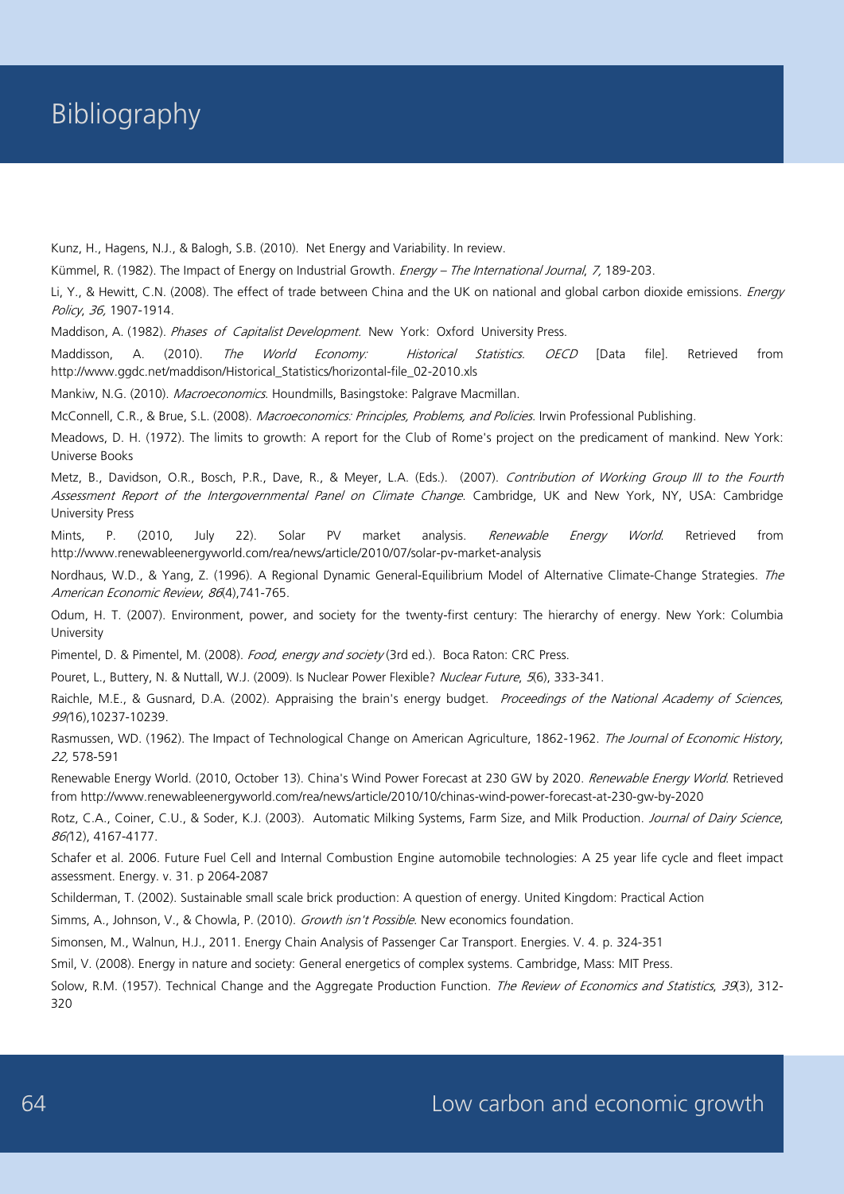# Bibliography

Kunz, H., Hagens, N.J., & Balogh, S.B. (2010). Net Energy and Variability. In review.

Kümmel, R. (1982). The Impact of Energy on Industrial Growth. *Energy – The International Journal*, *7,* 189-203.

Li, Y., & Hewitt, C.N. (2008). The effect of trade between China and the UK on national and global carbon dioxide emissions. *Energy Policy*, *36,* 1907-1914.

Maddison, A. (1982). *Phases of Capitalist Development*. New York: Oxford University Press.

Maddisson, A. (2010). *The World Economy: Historical Statistics*. *OECD* [Data file]. Retrieved from http://www.ggdc.net/maddison/Historical_Statistics/horizontal-file_02-2010.xls

Mankiw, N.G. (2010). *Macroeconomics*. Houndmills, Basingstoke: Palgrave Macmillan.

McConnell, C.R., & Brue, S.L. (2008). *Macroeconomics: Principles, Problems, and Policies*. Irwin Professional Publishing.

Meadows, D. H. (1972). The limits to growth: A report for the Club of Rome's project on the predicament of mankind. New York: Universe Books

Metz, B., Davidson, O.R., Bosch, P.R., Dave, R., & Meyer, L.A. (Eds.). (2007). *Contribution of Working Group III to the Fourth Assessment Report of the Intergovernmental Panel on Climate Change*. Cambridge, UK and New York, NY, USA: Cambridge University Press

Mints, P. (2010, July 22). Solar PV market analysis. *Renewable Energy World*. Retrieved from http://www.renewableenergyworld.com/rea/news/article/2010/07/solar-pv-market-analysis

Nordhaus, W.D., & Yang, Z. (1996). A Regional Dynamic General-Equilibrium Model of Alternative Climate-Change Strategies. *The American Economic Review*, *86*(4),741-765.

Odum, H. T. (2007). Environment, power, and society for the twenty-first century: The hierarchy of energy. New York: Columbia University

Pimentel, D. & Pimentel, M. (2008). *Food, energy and society* (3rd ed.). Boca Raton: CRC Press.

Pouret, L., Buttery, N. & Nuttall, W.J. (2009). Is Nuclear Power Flexible? *Nuclear Future*, *5*(6), 333-341.

Raichle, M.E., & Gusnard, D.A. (2002). Appraising the brain's energy budget. *Proceedings of the National Academy of Sciences*, *99*(16),10237-10239.

Rasmussen, WD. (1962). The Impact of Technological Change on American Agriculture, 1862-1962. *The Journal of Economic History*, *22,* 578-591

Renewable Energy World. (2010, October 13). China's Wind Power Forecast at 230 GW by 2020. *Renewable Energy World*. Retrieved from http://www.renewableenergyworld.com/rea/news/article/2010/10/chinas-wind-power-forecast-at-230-gw-by-2020

Rotz, C.A., Coiner, C.U., & Soder, K.J. (2003). Automatic Milking Systems, Farm Size, and Milk Production. *Journal of Dairy Science*, *86*(12), 4167-4177.

Schafer et al. 2006. Future Fuel Cell and Internal Combustion Engine automobile technologies: A 25 year life cycle and fleet impact assessment. Energy. v. 31. p 2064-2087

Schilderman, T. (2002). Sustainable small scale brick production: A question of energy. United Kingdom: Practical Action

Simms, A., Johnson, V., & Chowla, P. (2010). *Growth isn't Possible*. New economics foundation.

Simonsen, M., Walnun, H.J., 2011. Energy Chain Analysis of Passenger Car Transport. Energies. V. 4. p. 324-351

Smil, V. (2008). Energy in nature and society: General energetics of complex systems. Cambridge, Mass: MIT Press.

Solow, R.M. (1957). Technical Change and the Aggregate Production Function. *The Review of Economics and Statistics*, *39*(3), 312-320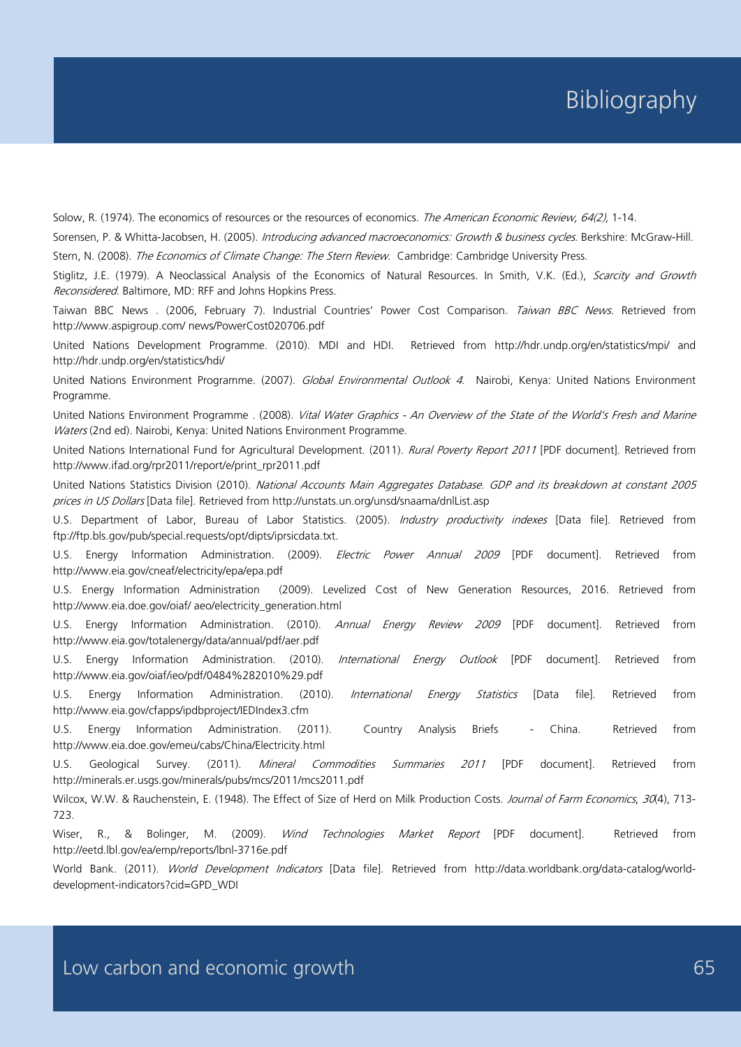# Bibliography

Solow, R. (1974). The economics of resources or the resources of economics. *The American Economic Review, 64(2),* 1-14.

Sorensen, P. & Whitta-Jacobsen, H. (2005). *Introducing advanced macroeconomics: Growth & business cycles*. Berkshire: McGraw-Hill.

Stern, N. (2008). *The Economics of Climate Change: The Stern Review*. Cambridge: Cambridge University Press.

Stiglitz, J.E. (1979). A Neoclassical Analysis of the Economics of Natural Resources. In Smith, V.K. (Ed.), *Scarcity and Growth Reconsidered*. Baltimore, MD: RFF and Johns Hopkins Press.

Taiwan BBC News . (2006, February 7). Industrial Countries' Power Cost Comparison. *Taiwan BBC News*. Retrieved from http://www.aspigroup.com/ news/PowerCost020706.pdf

United Nations Development Programme. (2010). MDI and HDI. Retrieved from http://hdr.undp.org/en/statistics/mpi/ and http://hdr.undp.org/en/statistics/hdi/

United Nations Environment Programme. (2007). *Global Environmental Outlook 4*. Nairobi, Kenya: United Nations Environment Programme.

United Nations Environment Programme . (2008). *Vital Water Graphics - An Overview of the State of the World's Fresh and Marine Waters* (2nd ed). Nairobi, Kenya: United Nations Environment Programme.

United Nations International Fund for Agricultural Development. (2011). *Rural Poverty Report 2011* [PDF document]. Retrieved from http://www.ifad.org/rpr2011/report/e/print_rpr2011.pdf

United Nations Statistics Division (2010). *National Accounts Main Aggregates Database. GDP and its breakdown at constant 2005 prices in US Dollars* [Data file]. Retrieved from http://unstats.un.org/unsd/snaama/dnlList.asp

U.S. Department of Labor, Bureau of Labor Statistics. (2005). *Industry productivity indexes* [Data file]. Retrieved from ftp://ftp.bls.gov/pub/special.requests/opt/dipts/iprsicdata.txt.

U.S. Energy Information Administration. (2009). *Electric Power Annual 2009* [PDF document]. Retrieved from http://www.eia.gov/cneaf/electricity/epa/epa.pdf

U.S. Energy Information Administration (2009). Levelized Cost of New Generation Resources, 2016. Retrieved from http://www.eia.doe.gov/oiaf/ aeo/electricity_generation.html

U.S. Energy Information Administration. (2010). *Annual Energy Review 2009* [PDF document]. Retrieved from http://www.eia.gov/totalenergy/data/annual/pdf/aer.pdf

U.S. Energy Information Administration. (2010). *International Energy Outlook* [PDF document]. Retrieved from http://www.eia.gov/oiaf/ieo/pdf/0484%282010%29.pdf

U.S. Energy Information Administration. (2010). *International Energy Statistics* [Data file]. Retrieved from http://www.eia.gov/cfapps/ipdbproject/IEDIndex3.cfm

U.S. Energy Information Administration. (2011). Country Analysis Briefs - China. Retrieved from http://www.eia.doe.gov/emeu/cabs/China/Electricity.html

U.S. Geological Survey. (2011). *Mineral Commodities Summaries 2011* [PDF document]. Retrieved from http://minerals.er.usgs.gov/minerals/pubs/mcs/2011/mcs2011.pdf

Wilcox, W.W. & Rauchenstein, E. (1948). The Effect of Size of Herd on Milk Production Costs. *Journal of Farm Economics*, *30*(4), 713-723.

Wiser, R., & Bolinger, M. (2009). *Wind Technologies Market Report* [PDF document]. Retrieved from http://eetd.lbl.gov/ea/emp/reports/lbnl-3716e.pdf

World Bank. (2011). *World Development Indicators* [Data file]. Retrieved from http://data.worldbank.org/data-catalog/world-development-indicators?cid=GPD_WDI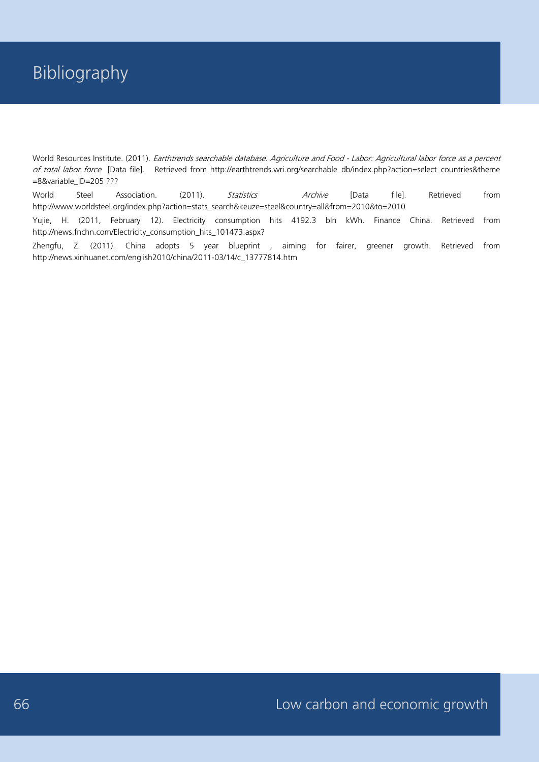# Bibliography

World Resources Institute. (2011). *Earthtrends searchable database. Agriculture and Food - Labor: Agricultural labor force as a percent of total labor force* [Data file]. Retrieved from http://earthtrends.wri.org/searchable_db/index.php?action=select_countries&theme=8&variable_ID=205 ???

World Steel Association. (2011). *Statistics Archive* [Data file]. Retrieved from http://www.worldsteel.org/index.php?action=stats_search&keuze=steel&country=all&from=2010&to=2010

Yujie, H. (2011, February 12). Electricity consumption hits 4192.3 bln kWh. Finance China. Retrieved from http://news.fnchn.com/Electricity_consumption_hits_101473.aspx?

Zhengfu, Z. (2011). China adopts 5 year blueprint , aiming for fairer, greener growth. Retrieved from http://news.xinhuanet.com/english2010/china/2011-03/14/c_13777814.htm